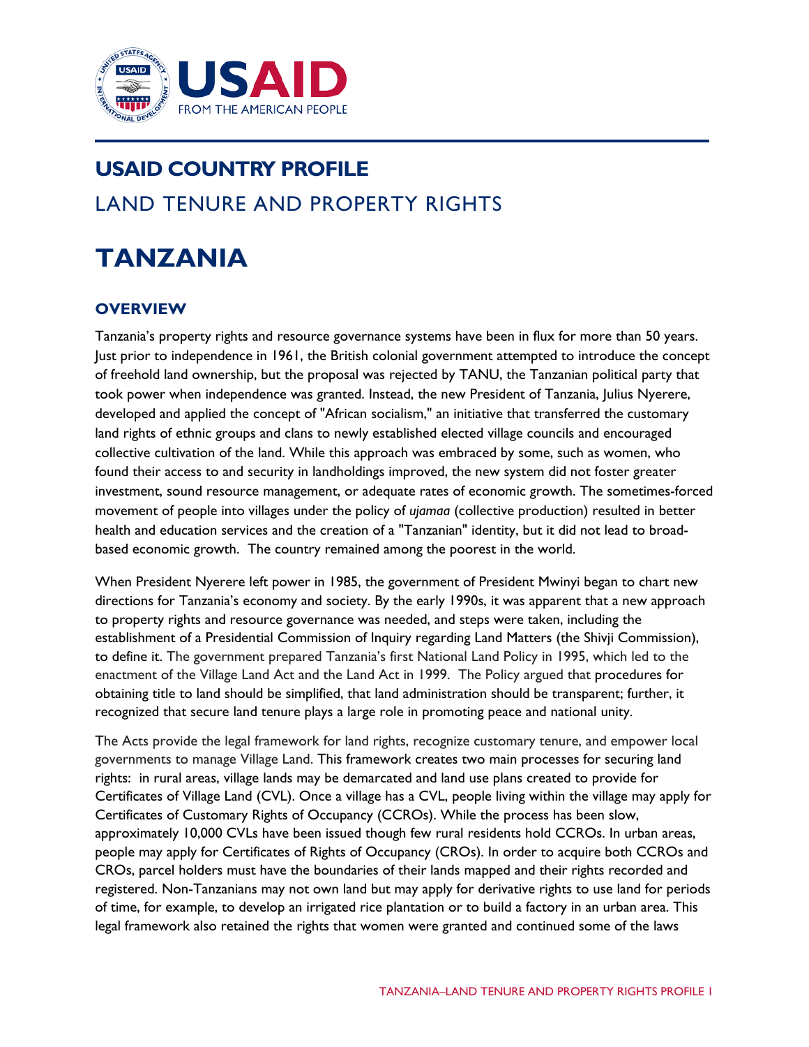USAID
FROM THE AMERICAN PEOPLE

# USAID COUNTRY PROFILE

## LAND TENURE AND PROPERTY RIGHTS

# TANZANIA

## OVERVIEW

Tanzania's property rights and resource governance systems have been in flux for more than 50 years. Just prior to independence in 1961, the British colonial government attempted to introduce the concept of freehold land ownership, but the proposal was rejected by TANU, the Tanzanian political party that took power when independence was granted. Instead, the new President of Tanzania, Julius Nyerere, developed and applied the concept of "African socialism," an initiative that transferred the customary land rights of ethnic groups and clans to newly established elected village councils and encouraged collective cultivation of the land. While this approach was embraced by some, such as women, who found their access to and security in landholdings improved, the new system did not foster greater investment, sound resource management, or adequate rates of economic growth. The sometimes-forced movement of people into villages under the policy of *ujamaa* (collective production) resulted in better health and education services and the creation of a "Tanzanian" identity, but it did not lead to broad-based economic growth. The country remained among the poorest in the world.

When President Nyerere left power in 1985, the government of President Mwinyi began to chart new directions for Tanzania's economy and society. By the early 1990s, it was apparent that a new approach to property rights and resource governance was needed, and steps were taken, including the establishment of a Presidential Commission of Inquiry regarding Land Matters (the Shivji Commission), to define it. The government prepared Tanzania's first National Land Policy in 1995, which led to the enactment of the Village Land Act and the Land Act in 1999. The Policy argued that procedures for obtaining title to land should be simplified, that land administration should be transparent; further, it recognized that secure land tenure plays a large role in promoting peace and national unity.

The Acts provide the legal framework for land rights, recognize customary tenure, and empower local governments to manage Village Land. This framework creates two main processes for securing land rights: in rural areas, village lands may be demarcated and land use plans created to provide for Certificates of Village Land (CVL). Once a village has a CVL, people living within the village may apply for Certificates of Customary Rights of Occupancy (CCROs). While the process has been slow, approximately 10,000 CVLs have been issued though few rural residents hold CCROs. In urban areas, people may apply for Certificates of Rights of Occupancy (CROs). In order to acquire both CCROs and CROs, parcel holders must have the boundaries of their lands mapped and their rights recorded and registered. Non-Tanzanians may not own land but may apply for derivative rights to use land for periods of time, for example, to develop an irrigated rice plantation or to build a factory in an urban area. This legal framework also retained the rights that women were granted and continued some of the laws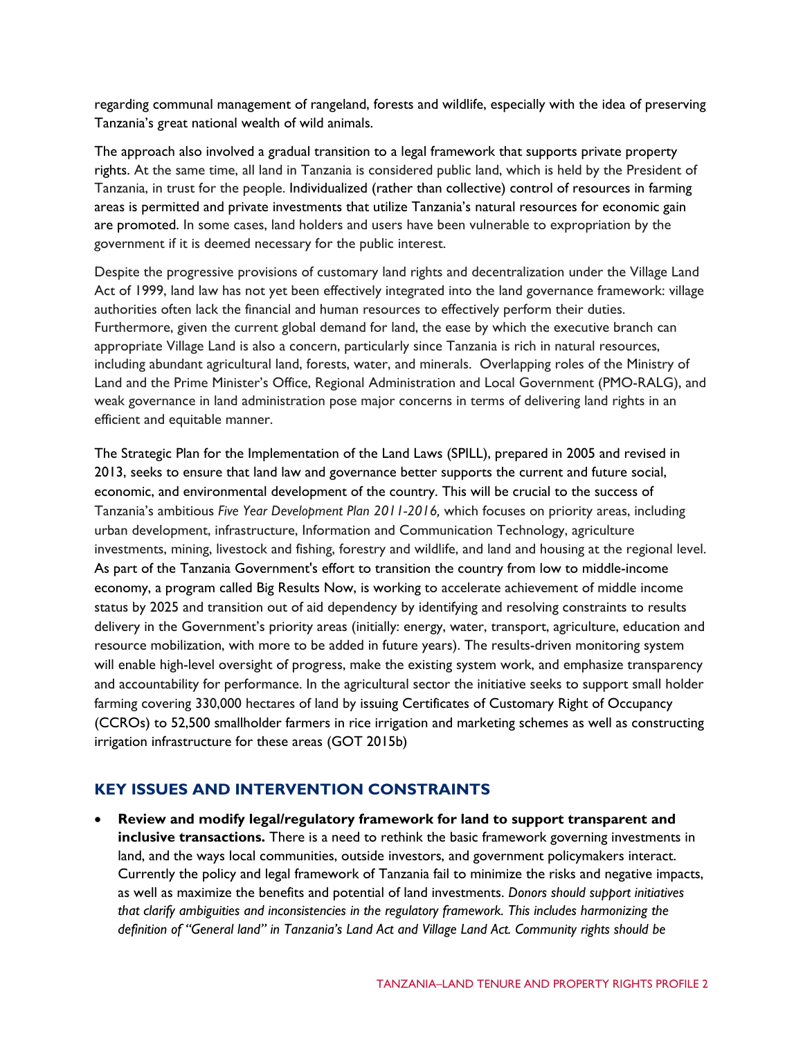regarding communal management of rangeland, forests and wildlife, especially with the idea of preserving Tanzania's great national wealth of wild animals.

The approach also involved a gradual transition to a legal framework that supports private property rights. At the same time, all land in Tanzania is considered public land, which is held by the President of Tanzania, in trust for the people. Individualized (rather than collective) control of resources in farming areas is permitted and private investments that utilize Tanzania's natural resources for economic gain are promoted. In some cases, land holders and users have been vulnerable to expropriation by the government if it is deemed necessary for the public interest.

Despite the progressive provisions of customary land rights and decentralization under the Village Land Act of 1999, land law has not yet been effectively integrated into the land governance framework: village authorities often lack the financial and human resources to effectively perform their duties. Furthermore, given the current global demand for land, the ease by which the executive branch can appropriate Village Land is also a concern, particularly since Tanzania is rich in natural resources, including abundant agricultural land, forests, water, and minerals. Overlapping roles of the Ministry of Land and the Prime Minister's Office, Regional Administration and Local Government (PMO-RALG), and weak governance in land administration pose major concerns in terms of delivering land rights in an efficient and equitable manner.

The Strategic Plan for the Implementation of the Land Laws (SPILL), prepared in 2005 and revised in 2013, seeks to ensure that land law and governance better supports the current and future social, economic, and environmental development of the country. This will be crucial to the success of Tanzania's ambitious *Five Year Development Plan 2011-2016,* which focuses on priority areas, including urban development, infrastructure, Information and Communication Technology, agriculture investments, mining, livestock and fishing, forestry and wildlife, and land and housing at the regional level. As part of the Tanzania Government's effort to transition the country from low to middle-income economy, a program called Big Results Now, is working to accelerate achievement of middle income status by 2025 and transition out of aid dependency by identifying and resolving constraints to results delivery in the Government's priority areas (initially: energy, water, transport, agriculture, education and resource mobilization, with more to be added in future years). The results-driven monitoring system will enable high-level oversight of progress, make the existing system work, and emphasize transparency and accountability for performance. In the agricultural sector the initiative seeks to support small holder farming covering 330,000 hectares of land by issuing Certificates of Customary Right of Occupancy (CCROs) to 52,500 smallholder farmers in rice irrigation and marketing schemes as well as constructing irrigation infrastructure for these areas (GOT 2015b)

## KEY ISSUES AND INTERVENTION CONSTRAINTS

- **Review and modify legal/regulatory framework for land to support transparent and inclusive transactions.** There is a need to rethink the basic framework governing investments in land, and the ways local communities, outside investors, and government policymakers interact. Currently the policy and legal framework of Tanzania fail to minimize the risks and negative impacts, as well as maximize the benefits and potential of land investments. *Donors should support initiatives that clarify ambiguities and inconsistencies in the regulatory framework. This includes harmonizing the definition of "General land" in Tanzania's Land Act and Village Land Act. Community rights should be*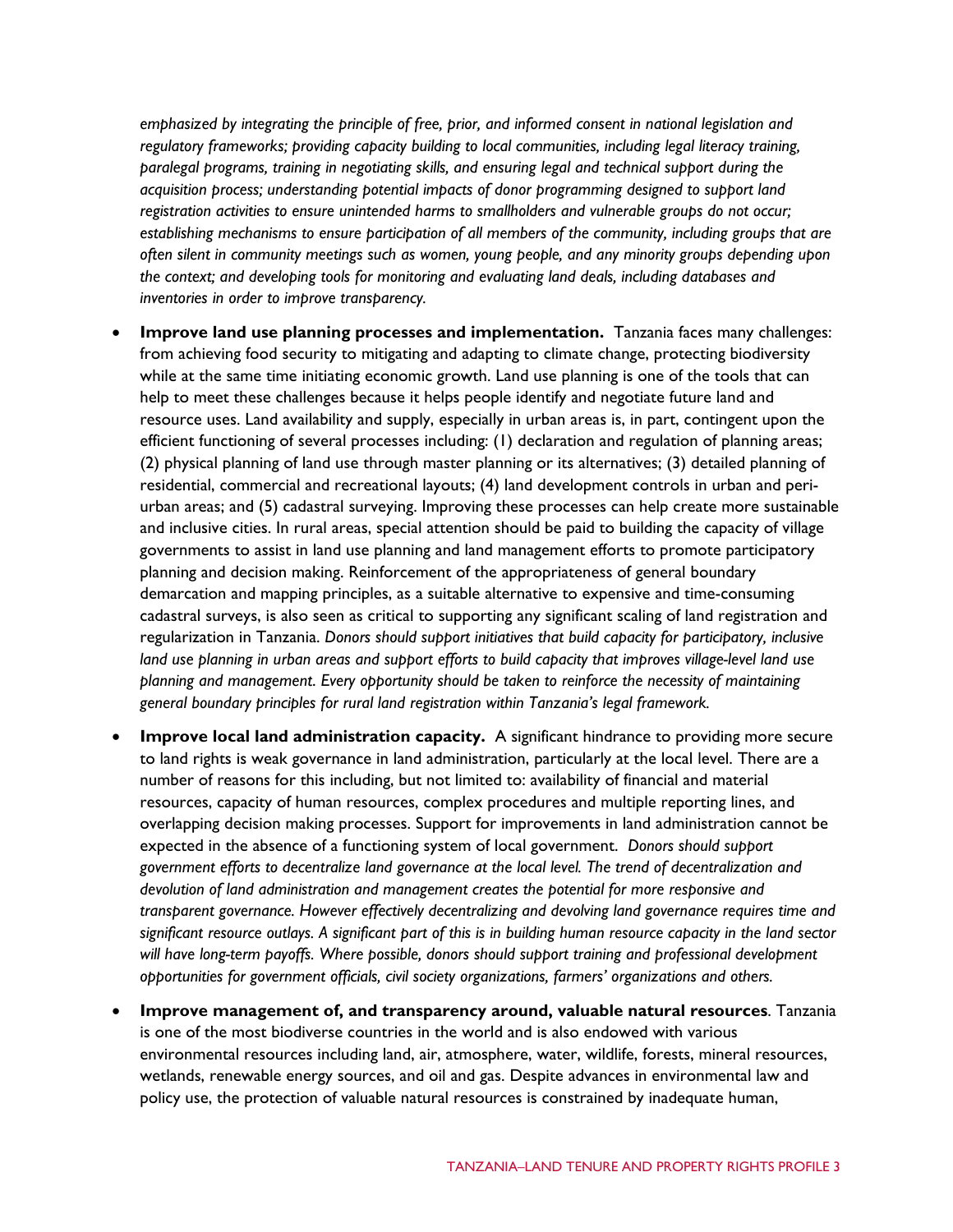*emphasized by integrating the principle of free, prior, and informed consent in national legislation and regulatory frameworks; providing capacity building to local communities, including legal literacy training, paralegal programs, training in negotiating skills, and ensuring legal and technical support during the acquisition process; understanding potential impacts of donor programming designed to support land registration activities to ensure unintended harms to smallholders and vulnerable groups do not occur; establishing mechanisms to ensure participation of all members of the community, including groups that are often silent in community meetings such as women, young people, and any minority groups depending upon the context; and developing tools for monitoring and evaluating land deals, including databases and inventories in order to improve transparency.*

- **Improve land use planning processes and implementation.** Tanzania faces many challenges: from achieving food security to mitigating and adapting to climate change, protecting biodiversity while at the same time initiating economic growth. Land use planning is one of the tools that can help to meet these challenges because it helps people identify and negotiate future land and resource uses. Land availability and supply, especially in urban areas is, in part, contingent upon the efficient functioning of several processes including: (1) declaration and regulation of planning areas; (2) physical planning of land use through master planning or its alternatives; (3) detailed planning of residential, commercial and recreational layouts; (4) land development controls in urban and peri-urban areas; and (5) cadastral surveying. Improving these processes can help create more sustainable and inclusive cities. In rural areas, special attention should be paid to building the capacity of village governments to assist in land use planning and land management efforts to promote participatory planning and decision making. Reinforcement of the appropriateness of general boundary demarcation and mapping principles, as a suitable alternative to expensive and time-consuming cadastral surveys, is also seen as critical to supporting any significant scaling of land registration and regularization in Tanzania. *Donors should support initiatives that build capacity for participatory, inclusive land use planning in urban areas and support efforts to build capacity that improves village-level land use planning and management. Every opportunity should be taken to reinforce the necessity of maintaining general boundary principles for rural land registration within Tanzania's legal framework.*

- **Improve local land administration capacity.** A significant hindrance to providing more secure to land rights is weak governance in land administration, particularly at the local level. There are a number of reasons for this including, but not limited to: availability of financial and material resources, capacity of human resources, complex procedures and multiple reporting lines, and overlapping decision making processes. Support for improvements in land administration cannot be expected in the absence of a functioning system of local government. *Donors should support government efforts to decentralize land governance at the local level. The trend of decentralization and devolution of land administration and management creates the potential for more responsive and transparent governance. However effectively decentralizing and devolving land governance requires time and significant resource outlays. A significant part of this is in building human resource capacity in the land sector will have long-term payoffs. Where possible, donors should support training and professional development opportunities for government officials, civil society organizations, farmers' organizations and others.*

- **Improve management of, and transparency around, valuable natural resources**. Tanzania is one of the most biodiverse countries in the world and is also endowed with various environmental resources including land, air, atmosphere, water, wildlife, forests, mineral resources, wetlands, renewable energy sources, and oil and gas. Despite advances in environmental law and policy use, the protection of valuable natural resources is constrained by inadequate human,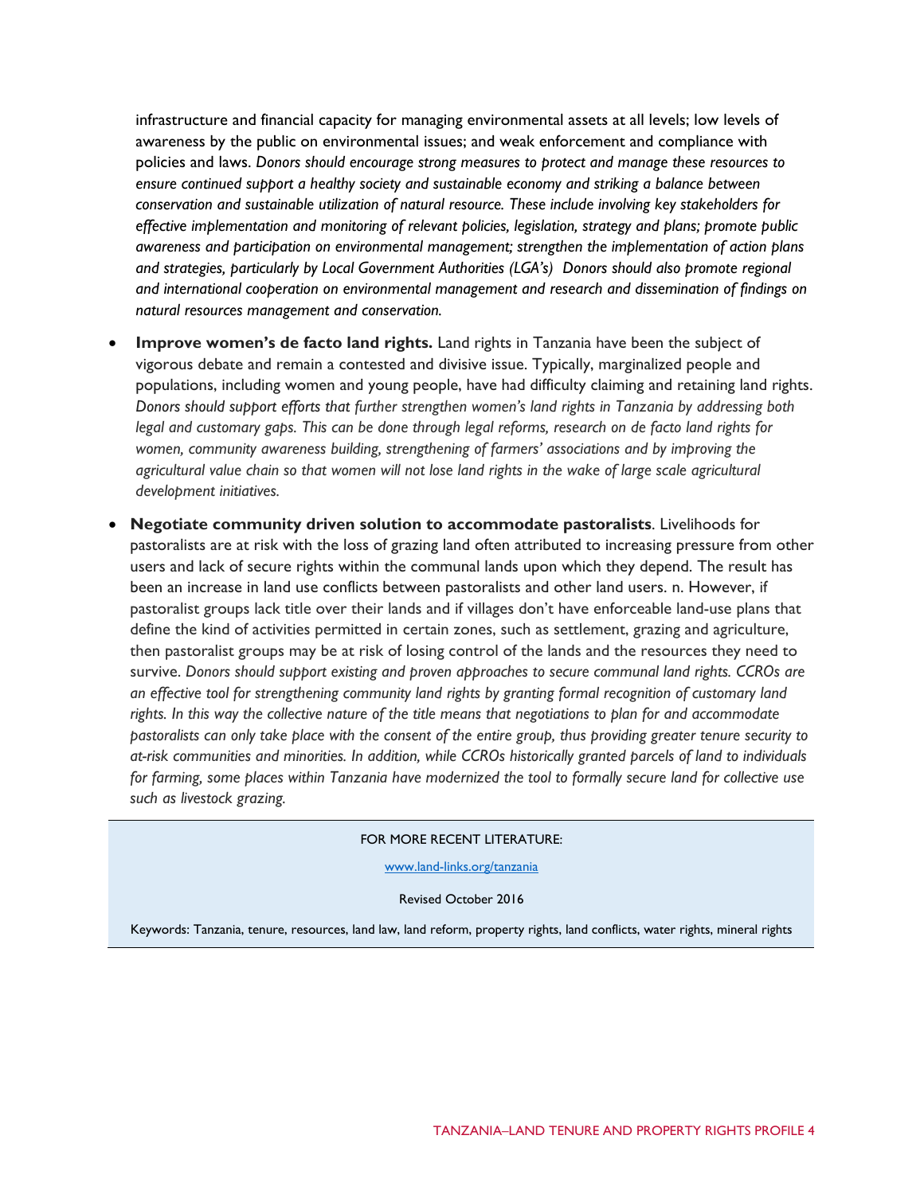infrastructure and financial capacity for managing environmental assets at all levels; low levels of awareness by the public on environmental issues; and weak enforcement and compliance with policies and laws. *Donors should encourage strong measures to protect and manage these resources to ensure continued support a healthy society and sustainable economy and striking a balance between conservation and sustainable utilization of natural resource. These include involving key stakeholders for effective implementation and monitoring of relevant policies, legislation, strategy and plans; promote public awareness and participation on environmental management; strengthen the implementation of action plans and strategies, particularly by Local Government Authorities (LGA's) Donors should also promote regional and international cooperation on environmental management and research and dissemination of findings on natural resources management and conservation.*

- **Improve women's de facto land rights.** Land rights in Tanzania have been the subject of vigorous debate and remain a contested and divisive issue. Typically, marginalized people and populations, including women and young people, have had difficulty claiming and retaining land rights. *Donors should support efforts that further strengthen women's land rights in Tanzania by addressing both legal and customary gaps. This can be done through legal reforms, research on de facto land rights for women, community awareness building, strengthening of farmers' associations and by improving the agricultural value chain so that women will not lose land rights in the wake of large scale agricultural development initiatives.*

- **Negotiate community driven solution to accommodate pastoralists**. Livelihoods for pastoralists are at risk with the loss of grazing land often attributed to increasing pressure from other users and lack of secure rights within the communal lands upon which they depend. The result has been an increase in land use conflicts between pastoralists and other land users. n. However, if pastoralist groups lack title over their lands and if villages don't have enforceable land-use plans that define the kind of activities permitted in certain zones, such as settlement, grazing and agriculture, then pastoralist groups may be at risk of losing control of the lands and the resources they need to survive. *Donors should support existing and proven approaches to secure communal land rights. CCROs are an effective tool for strengthening community land rights by granting formal recognition of customary land rights. In this way the collective nature of the title means that negotiations to plan for and accommodate pastoralists can only take place with the consent of the entire group, thus providing greater tenure security to at-risk communities and minorities. In addition, while CCROs historically granted parcels of land to individuals for farming, some places within Tanzania have modernized the tool to formally secure land for collective use such as livestock grazing.*

---

FOR MORE RECENT LITERATURE:

www.land-links.org/tanzania

Revised October 2016

Keywords: Tanzania, tenure, resources, land law, land reform, property rights, land conflicts, water rights, mineral rights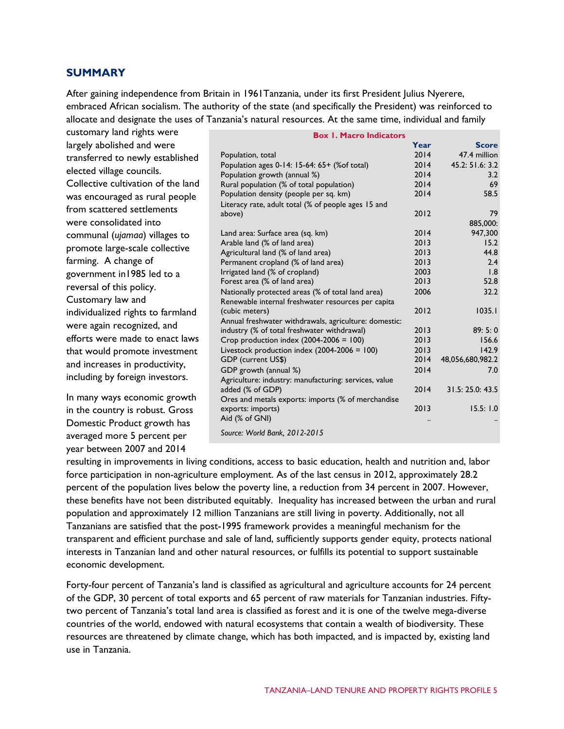## SUMMARY

After gaining independence from Britain in 1961Tanzania, under its first President Julius Nyerere, embraced African socialism. The authority of the state (and specifically the President) was reinforced to allocate and designate the uses of Tanzania's natural resources. At the same time, individual and family customary land rights were largely abolished and were transferred to newly established elected village councils. Collective cultivation of the land was encouraged as rural people from scattered settlements were consolidated into communal (*ujamaa*) villages to promote large-scale collective farming. A change of government in1985 led to a reversal of this policy. Customary law and individualized rights to farmland were again recognized, and efforts were made to enact laws that would promote investment and increases in productivity, including by foreign investors.

**Box 1. Macro Indicators**

| | Year | Score |
|---|---|---|
| Population, total | 2014 | 47.4 million |
| Population ages 0-14: 15-64: 65+ (%of total) | 2014 | 45.2: 51.6: 3.2 |
| Population growth (annual %) | 2014 | 3.2 |
| Rural population (% of total population) | 2014 | 69 |
| Population density (people per sq. km) | 2014 | 58.5 |
| Literacy rate, adult total (% of people ages 15 and above) | 2012 | 79 |
| Land area: Surface area (sq. km) | 2014 | 885,000: 947,300 |
| Arable land (% of land area) | 2013 | 15.2 |
| Agricultural land (% of land area) | 2013 | 44.8 |
| Permanent cropland (% of land area) | 2013 | 2.4 |
| Irrigated land (% of cropland) | 2003 | 1.8 |
| Forest area (% of land area) | 2013 | 52.8 |
| Nationally protected areas (% of total land area) | 2006 | 32.2 |
| Renewable internal freshwater resources per capita (cubic meters) | 2012 | 1035.1 |
| Annual freshwater withdrawals, agriculture: domestic: industry (% of total freshwater withdrawal) | 2013 | 89: 5: 0 |
| Crop production index (2004-2006 = 100) | 2013 | 156.6 |
| Livestock production index (2004-2006 = 100) | 2013 | 142.9 |
| GDP (current US$) | 2014 | 48,056,680,982.2 |
| GDP growth (annual %) | 2014 | 7.0 |
| Agriculture: industry: manufacturing: services, value added (% of GDP) | 2014 | 31.5: 25.0: 43.5 |
| Ores and metals exports: imports (% of merchandise exports: imports) | 2013 | 15.5: 1.0 |
| Aid (% of GNI) | .. | .. |

*Source: World Bank, 2012-2015*

In many ways economic growth in the country is robust. Gross Domestic Product growth has averaged more 5 percent per year between 2007 and 2014 resulting in improvements in living conditions, access to basic education, health and nutrition and, labor force participation in non-agriculture employment. As of the last census in 2012, approximately 28.2 percent of the population lives below the poverty line, a reduction from 34 percent in 2007. However, these benefits have not been distributed equitably. Inequality has increased between the urban and rural population and approximately 12 million Tanzanians are still living in poverty. Additionally, not all Tanzanians are satisfied that the post-1995 framework provides a meaningful mechanism for the transparent and efficient purchase and sale of land, sufficiently supports gender equity, protects national interests in Tanzanian land and other natural resources, or fulfills its potential to support sustainable economic development.

Forty-four percent of Tanzania's land is classified as agricultural and agriculture accounts for 24 percent of the GDP, 30 percent of total exports and 65 percent of raw materials for Tanzanian industries. Fifty-two percent of Tanzania's total land area is classified as forest and it is one of the twelve mega-diverse countries of the world, endowed with natural ecosystems that contain a wealth of biodiversity. These resources are threatened by climate change, which has both impacted, and is impacted by, existing land use in Tanzania.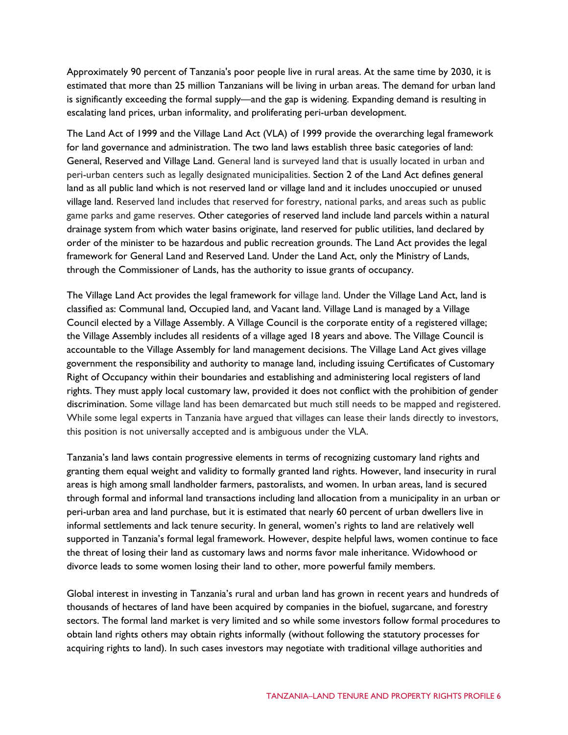Approximately 90 percent of Tanzania's poor people live in rural areas. At the same time by 2030, it is estimated that more than 25 million Tanzanians will be living in urban areas. The demand for urban land is significantly exceeding the formal supply—and the gap is widening. Expanding demand is resulting in escalating land prices, urban informality, and proliferating peri-urban development.

The Land Act of 1999 and the Village Land Act (VLA) of 1999 provide the overarching legal framework for land governance and administration. The two land laws establish three basic categories of land: General, Reserved and Village Land. General land is surveyed land that is usually located in urban and peri-urban centers such as legally designated municipalities. Section 2 of the Land Act defines general land as all public land which is not reserved land or village land and it includes unoccupied or unused village land. Reserved land includes that reserved for forestry, national parks, and areas such as public game parks and game reserves. Other categories of reserved land include land parcels within a natural drainage system from which water basins originate, land reserved for public utilities, land declared by order of the minister to be hazardous and public recreation grounds. The Land Act provides the legal framework for General Land and Reserved Land. Under the Land Act, only the Ministry of Lands, through the Commissioner of Lands, has the authority to issue grants of occupancy.

The Village Land Act provides the legal framework for village land. Under the Village Land Act, land is classified as: Communal land, Occupied land, and Vacant land. Village Land is managed by a Village Council elected by a Village Assembly. A Village Council is the corporate entity of a registered village; the Village Assembly includes all residents of a village aged 18 years and above. The Village Council is accountable to the Village Assembly for land management decisions. The Village Land Act gives village government the responsibility and authority to manage land, including issuing Certificates of Customary Right of Occupancy within their boundaries and establishing and administering local registers of land rights. They must apply local customary law, provided it does not conflict with the prohibition of gender discrimination. Some village land has been demarcated but much still needs to be mapped and registered. While some legal experts in Tanzania have argued that villages can lease their lands directly to investors, this position is not universally accepted and is ambiguous under the VLA.

Tanzania's land laws contain progressive elements in terms of recognizing customary land rights and granting them equal weight and validity to formally granted land rights. However, land insecurity in rural areas is high among small landholder farmers, pastoralists, and women. In urban areas, land is secured through formal and informal land transactions including land allocation from a municipality in an urban or peri-urban area and land purchase, but it is estimated that nearly 60 percent of urban dwellers live in informal settlements and lack tenure security. In general, women's rights to land are relatively well supported in Tanzania's formal legal framework. However, despite helpful laws, women continue to face the threat of losing their land as customary laws and norms favor male inheritance. Widowhood or divorce leads to some women losing their land to other, more powerful family members.

Global interest in investing in Tanzania's rural and urban land has grown in recent years and hundreds of thousands of hectares of land have been acquired by companies in the biofuel, sugarcane, and forestry sectors. The formal land market is very limited and so while some investors follow formal procedures to obtain land rights others may obtain rights informally (without following the statutory processes for acquiring rights to land). In such cases investors may negotiate with traditional village authorities and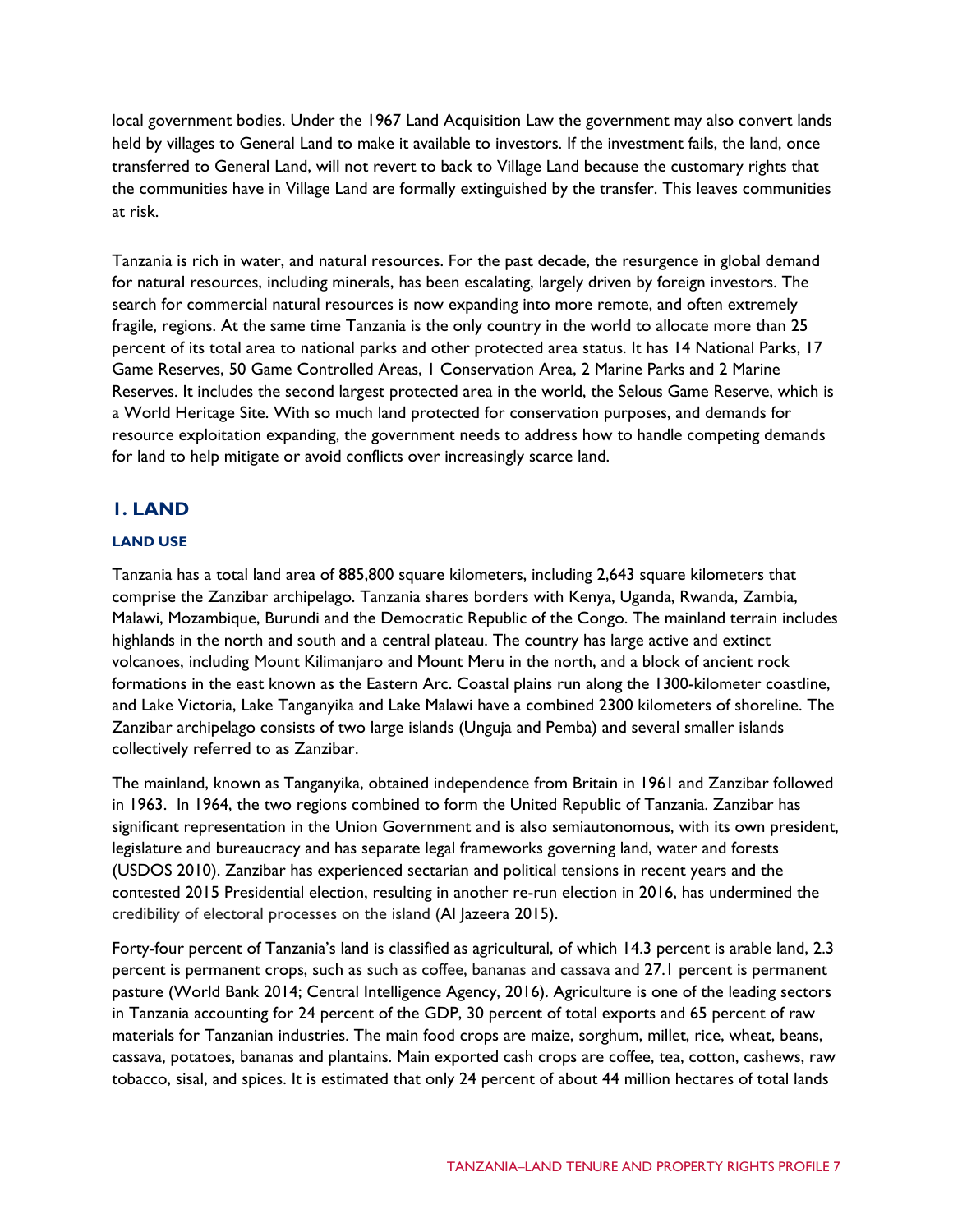local government bodies. Under the 1967 Land Acquisition Law the government may also convert lands held by villages to General Land to make it available to investors. If the investment fails, the land, once transferred to General Land, will not revert to back to Village Land because the customary rights that the communities have in Village Land are formally extinguished by the transfer. This leaves communities at risk.

Tanzania is rich in water, and natural resources. For the past decade, the resurgence in global demand for natural resources, including minerals, has been escalating, largely driven by foreign investors. The search for commercial natural resources is now expanding into more remote, and often extremely fragile, regions. At the same time Tanzania is the only country in the world to allocate more than 25 percent of its total area to national parks and other protected area status. It has 14 National Parks, 17 Game Reserves, 50 Game Controlled Areas, 1 Conservation Area, 2 Marine Parks and 2 Marine Reserves. It includes the second largest protected area in the world, the Selous Game Reserve, which is a World Heritage Site. With so much land protected for conservation purposes, and demands for resource exploitation expanding, the government needs to address how to handle competing demands for land to help mitigate or avoid conflicts over increasingly scarce land.

## 1. LAND

### LAND USE

Tanzania has a total land area of 885,800 square kilometers, including 2,643 square kilometers that comprise the Zanzibar archipelago. Tanzania shares borders with Kenya, Uganda, Rwanda, Zambia, Malawi, Mozambique, Burundi and the Democratic Republic of the Congo. The mainland terrain includes highlands in the north and south and a central plateau. The country has large active and extinct volcanoes, including Mount Kilimanjaro and Mount Meru in the north, and a block of ancient rock formations in the east known as the Eastern Arc. Coastal plains run along the 1300-kilometer coastline, and Lake Victoria, Lake Tanganyika and Lake Malawi have a combined 2300 kilometers of shoreline. The Zanzibar archipelago consists of two large islands (Unguja and Pemba) and several smaller islands collectively referred to as Zanzibar.

The mainland, known as Tanganyika, obtained independence from Britain in 1961 and Zanzibar followed in 1963. In 1964, the two regions combined to form the United Republic of Tanzania. Zanzibar has significant representation in the Union Government and is also semiautonomous, with its own president, legislature and bureaucracy and has separate legal frameworks governing land, water and forests (USDOS 2010). Zanzibar has experienced sectarian and political tensions in recent years and the contested 2015 Presidential election, resulting in another re-run election in 2016, has undermined the credibility of electoral processes on the island (Al Jazeera 2015).

Forty-four percent of Tanzania's land is classified as agricultural, of which 14.3 percent is arable land, 2.3 percent is permanent crops, such as such as coffee, bananas and cassava and 27.1 percent is permanent pasture (World Bank 2014; Central Intelligence Agency, 2016). Agriculture is one of the leading sectors in Tanzania accounting for 24 percent of the GDP, 30 percent of total exports and 65 percent of raw materials for Tanzanian industries. The main food crops are maize, sorghum, millet, rice, wheat, beans, cassava, potatoes, bananas and plantains. Main exported cash crops are coffee, tea, cotton, cashews, raw tobacco, sisal, and spices. It is estimated that only 24 percent of about 44 million hectares of total lands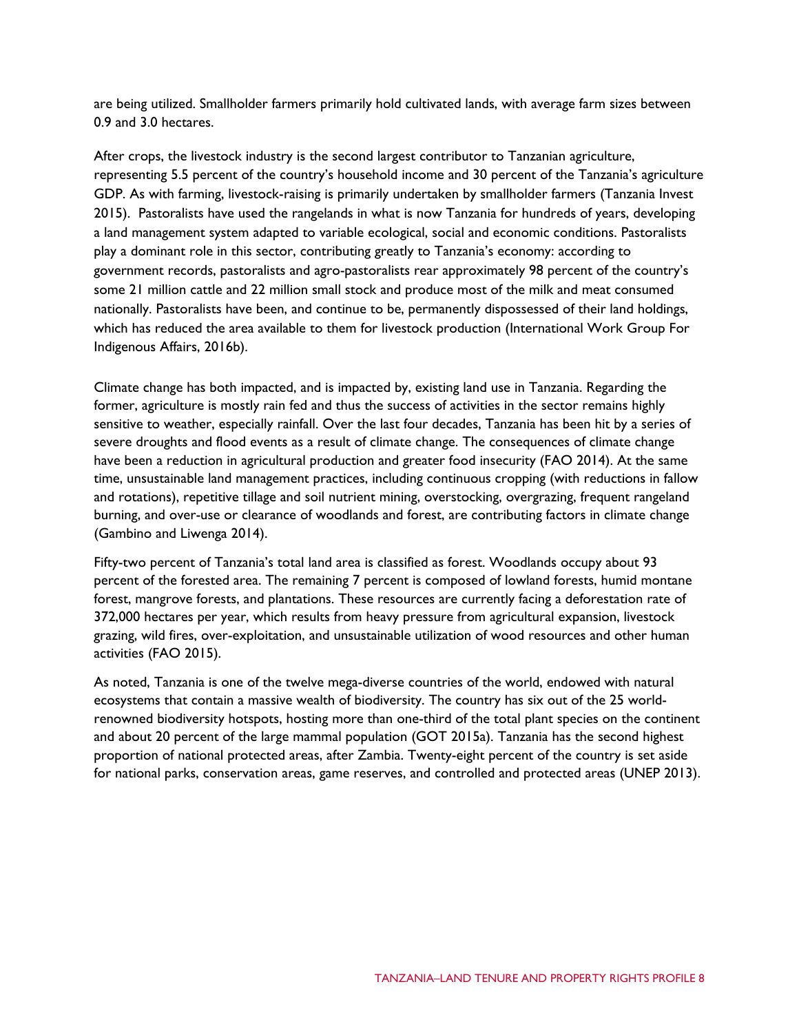are being utilized. Smallholder farmers primarily hold cultivated lands, with average farm sizes between 0.9 and 3.0 hectares.

After crops, the livestock industry is the second largest contributor to Tanzanian agriculture, representing 5.5 percent of the country's household income and 30 percent of the Tanzania's agriculture GDP. As with farming, livestock-raising is primarily undertaken by smallholder farmers (Tanzania Invest 2015). Pastoralists have used the rangelands in what is now Tanzania for hundreds of years, developing a land management system adapted to variable ecological, social and economic conditions. Pastoralists play a dominant role in this sector, contributing greatly to Tanzania's economy: according to government records, pastoralists and agro-pastoralists rear approximately 98 percent of the country's some 21 million cattle and 22 million small stock and produce most of the milk and meat consumed nationally. Pastoralists have been, and continue to be, permanently dispossessed of their land holdings, which has reduced the area available to them for livestock production (International Work Group For Indigenous Affairs, 2016b).

Climate change has both impacted, and is impacted by, existing land use in Tanzania. Regarding the former, agriculture is mostly rain fed and thus the success of activities in the sector remains highly sensitive to weather, especially rainfall. Over the last four decades, Tanzania has been hit by a series of severe droughts and flood events as a result of climate change. The consequences of climate change have been a reduction in agricultural production and greater food insecurity (FAO 2014). At the same time, unsustainable land management practices, including continuous cropping (with reductions in fallow and rotations), repetitive tillage and soil nutrient mining, overstocking, overgrazing, frequent rangeland burning, and over-use or clearance of woodlands and forest, are contributing factors in climate change (Gambino and Liwenga 2014).

Fifty-two percent of Tanzania's total land area is classified as forest. Woodlands occupy about 93 percent of the forested area. The remaining 7 percent is composed of lowland forests, humid montane forest, mangrove forests, and plantations. These resources are currently facing a deforestation rate of 372,000 hectares per year, which results from heavy pressure from agricultural expansion, livestock grazing, wild fires, over-exploitation, and unsustainable utilization of wood resources and other human activities (FAO 2015).

As noted, Tanzania is one of the twelve mega-diverse countries of the world, endowed with natural ecosystems that contain a massive wealth of biodiversity. The country has six out of the 25 world-renowned biodiversity hotspots, hosting more than one-third of the total plant species on the continent and about 20 percent of the large mammal population (GOT 2015a). Tanzania has the second highest proportion of national protected areas, after Zambia. Twenty-eight percent of the country is set aside for national parks, conservation areas, game reserves, and controlled and protected areas (UNEP 2013).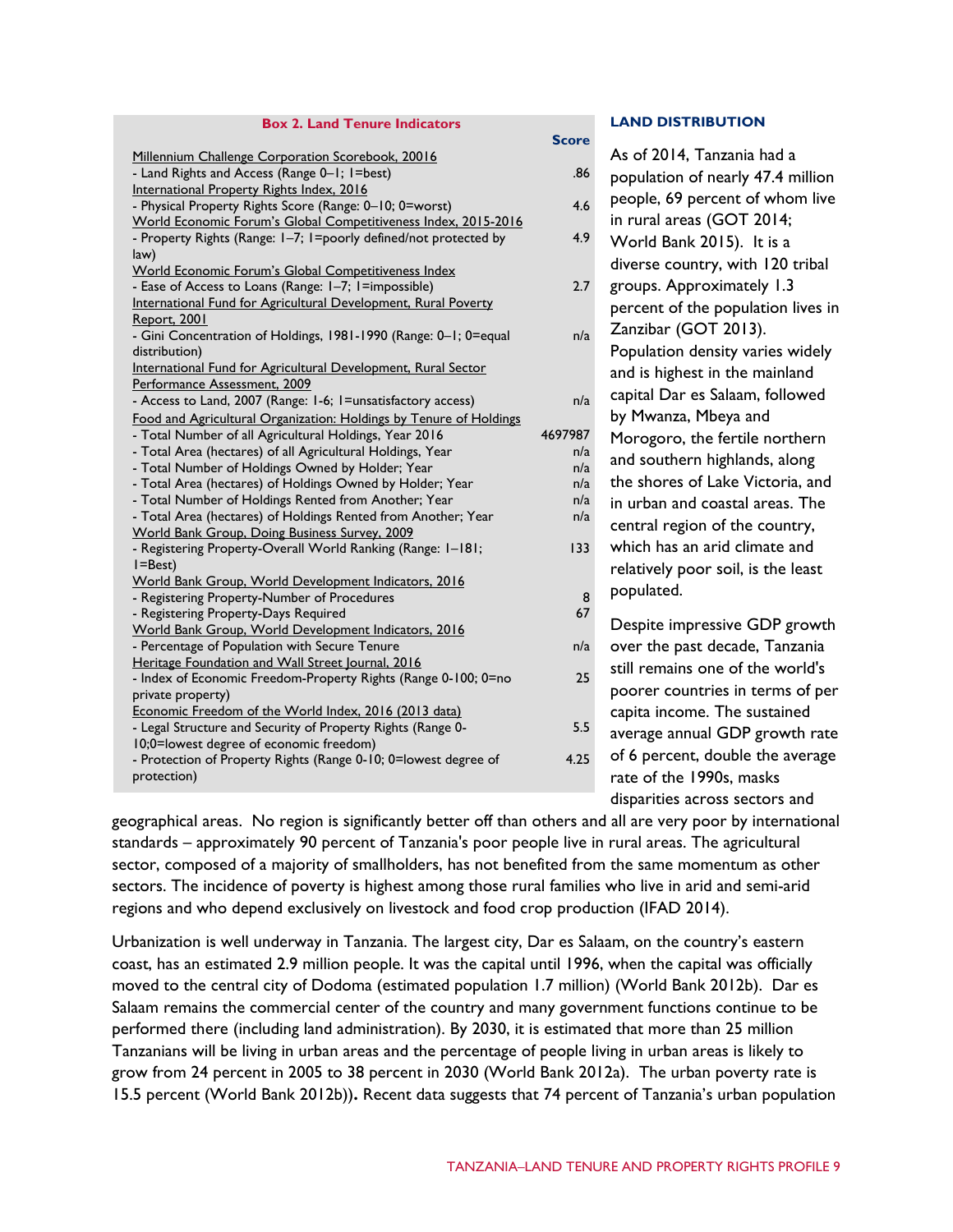**Box 2. Land Tenure Indicators**

| | Score |
|---|---|
| Millennium Challenge Corporation Scorebook, 20016 | |
| - Land Rights and Access (Range 0–1; 1=best) | .86 |
| International Property Rights Index, 2016 | |
| - Physical Property Rights Score (Range: 0–10; 0=worst) | 4.6 |
| World Economic Forum's Global Competitiveness Index, 2015-2016 | |
| - Property Rights (Range: 1–7; 1=poorly defined/not protected by law) | 4.9 |
| World Economic Forum's Global Competitiveness Index | |
| - Ease of Access to Loans (Range: 1–7; 1=impossible) | 2.7 |
| International Fund for Agricultural Development, Rural Poverty Report, 2001 | |
| - Gini Concentration of Holdings, 1981-1990 (Range: 0–1; 0=equal distribution) | n/a |
| International Fund for Agricultural Development, Rural Sector Performance Assessment, 2009 | |
| - Access to Land, 2007 (Range: 1-6; 1=unsatisfactory access) | n/a |
| Food and Agricultural Organization: Holdings by Tenure of Holdings | |
| - Total Number of all Agricultural Holdings, Year 2016 | 4697987 |
| - Total Area (hectares) of all Agricultural Holdings, Year | n/a |
| - Total Number of Holdings Owned by Holder; Year | n/a |
| - Total Area (hectares) of Holdings Owned by Holder; Year | n/a |
| - Total Number of Holdings Rented from Another; Year | n/a |
| - Total Area (hectares) of Holdings Rented from Another; Year | n/a |
| World Bank Group, Doing Business Survey, 2009 | |
| - Registering Property-Overall World Ranking (Range: 1–181; 1=Best) | 133 |
| World Bank Group, World Development Indicators, 2016 | |
| - Registering Property-Number of Procedures | 8 |
| - Registering Property-Days Required | 67 |
| World Bank Group, World Development Indicators, 2016 | |
| - Percentage of Population with Secure Tenure | n/a |
| Heritage Foundation and Wall Street Journal, 2016 | |
| - Index of Economic Freedom-Property Rights (Range 0-100; 0=no private property) | 25 |
| Economic Freedom of the World Index, 2016 (2013 data) | |
| - Legal Structure and Security of Property Rights (Range 0-10;0=lowest degree of economic freedom) | 5.5 |
| - Protection of Property Rights (Range 0-10; 0=lowest degree of protection) | 4.25 |

### LAND DISTRIBUTION

As of 2014, Tanzania had a population of nearly 47.4 million people, 69 percent of whom live in rural areas (GOT 2014; World Bank 2015). It is a diverse country, with 120 tribal groups. Approximately 1.3 percent of the population lives in Zanzibar (GOT 2013). Population density varies widely and is highest in the mainland capital Dar es Salaam, followed by Mwanza, Mbeya and Morogoro, the fertile northern and southern highlands, along the shores of Lake Victoria, and in urban and coastal areas. The central region of the country, which has an arid climate and relatively poor soil, is the least populated.

Despite impressive GDP growth over the past decade, Tanzania still remains one of the world's poorer countries in terms of per capita income. The sustained average annual GDP growth rate of 6 percent, double the average rate of the 1990s, masks disparities across sectors and geographical areas. No region is significantly better off than others and all are very poor by international standards – approximately 90 percent of Tanzania's poor people live in rural areas. The agricultural sector, composed of a majority of smallholders, has not benefited from the same momentum as other sectors. The incidence of poverty is highest among those rural families who live in arid and semi-arid regions and who depend exclusively on livestock and food crop production (IFAD 2014).

Urbanization is well underway in Tanzania. The largest city, Dar es Salaam, on the country's eastern coast, has an estimated 2.9 million people. It was the capital until 1996, when the capital was officially moved to the central city of Dodoma (estimated population 1.7 million) (World Bank 2012b). Dar es Salaam remains the commercial center of the country and many government functions continue to be performed there (including land administration). By 2030, it is estimated that more than 25 million Tanzanians will be living in urban areas and the percentage of people living in urban areas is likely to grow from 24 percent in 2005 to 38 percent in 2030 (World Bank 2012a). The urban poverty rate is 15.5 percent (World Bank 2012b)**.** Recent data suggests that 74 percent of Tanzania's urban population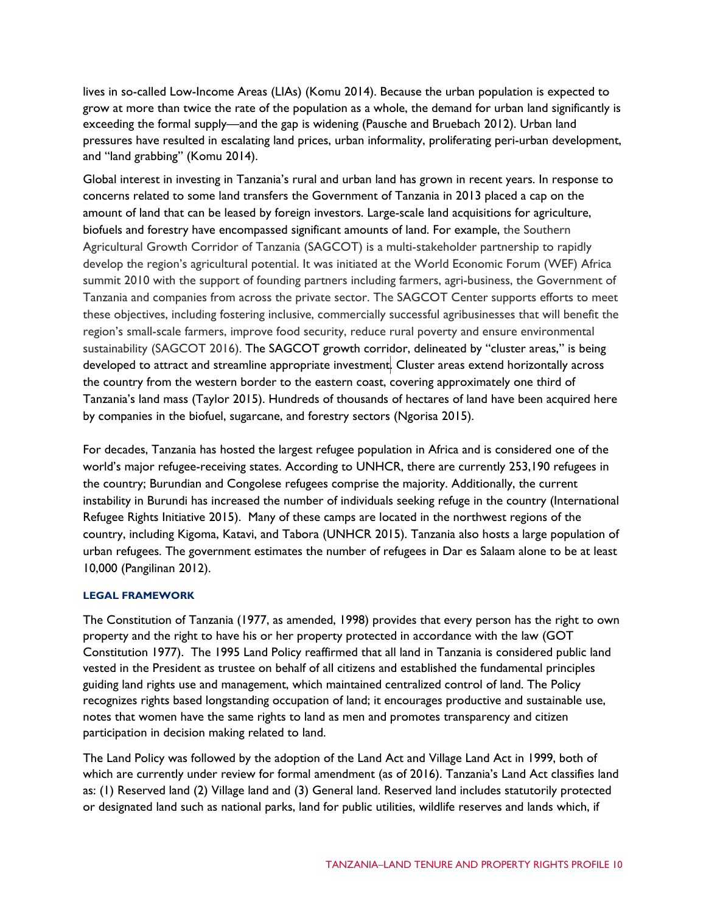lives in so-called Low-Income Areas (LIAs) (Komu 2014). Because the urban population is expected to grow at more than twice the rate of the population as a whole, the demand for urban land significantly is exceeding the formal supply—and the gap is widening (Pausche and Bruebach 2012). Urban land pressures have resulted in escalating land prices, urban informality, proliferating peri-urban development, and "land grabbing" (Komu 2014).

Global interest in investing in Tanzania's rural and urban land has grown in recent years. In response to concerns related to some land transfers the Government of Tanzania in 2013 placed a cap on the amount of land that can be leased by foreign investors. Large-scale land acquisitions for agriculture, biofuels and forestry have encompassed significant amounts of land. For example, the Southern Agricultural Growth Corridor of Tanzania (SAGCOT) is a multi-stakeholder partnership to rapidly develop the region's agricultural potential. It was initiated at the World Economic Forum (WEF) Africa summit 2010 with the support of founding partners including farmers, agri-business, the Government of Tanzania and companies from across the private sector. The SAGCOT Center supports efforts to meet these objectives, including fostering inclusive, commercially successful agribusinesses that will benefit the region's small-scale farmers, improve food security, reduce rural poverty and ensure environmental sustainability (SAGCOT 2016). The SAGCOT growth corridor, delineated by "cluster areas," is being developed to attract and streamline appropriate investment. Cluster areas extend horizontally across the country from the western border to the eastern coast, covering approximately one third of Tanzania's land mass (Taylor 2015). Hundreds of thousands of hectares of land have been acquired here by companies in the biofuel, sugarcane, and forestry sectors (Ngorisa 2015).

For decades, Tanzania has hosted the largest refugee population in Africa and is considered one of the world's major refugee-receiving states. According to UNHCR, there are currently 253,190 refugees in the country; Burundian and Congolese refugees comprise the majority. Additionally, the current instability in Burundi has increased the number of individuals seeking refuge in the country (International Refugee Rights Initiative 2015). Many of these camps are located in the northwest regions of the country, including Kigoma, Katavi, and Tabora (UNHCR 2015). Tanzania also hosts a large population of urban refugees. The government estimates the number of refugees in Dar es Salaam alone to be at least 10,000 (Pangilinan 2012).

### LEGAL FRAMEWORK

The Constitution of Tanzania (1977, as amended, 1998) provides that every person has the right to own property and the right to have his or her property protected in accordance with the law (GOT Constitution 1977). The 1995 Land Policy reaffirmed that all land in Tanzania is considered public land vested in the President as trustee on behalf of all citizens and established the fundamental principles guiding land rights use and management, which maintained centralized control of land. The Policy recognizes rights based longstanding occupation of land; it encourages productive and sustainable use, notes that women have the same rights to land as men and promotes transparency and citizen participation in decision making related to land.

The Land Policy was followed by the adoption of the Land Act and Village Land Act in 1999, both of which are currently under review for formal amendment (as of 2016). Tanzania's Land Act classifies land as: (1) Reserved land (2) Village land and (3) General land. Reserved land includes statutorily protected or designated land such as national parks, land for public utilities, wildlife reserves and lands which, if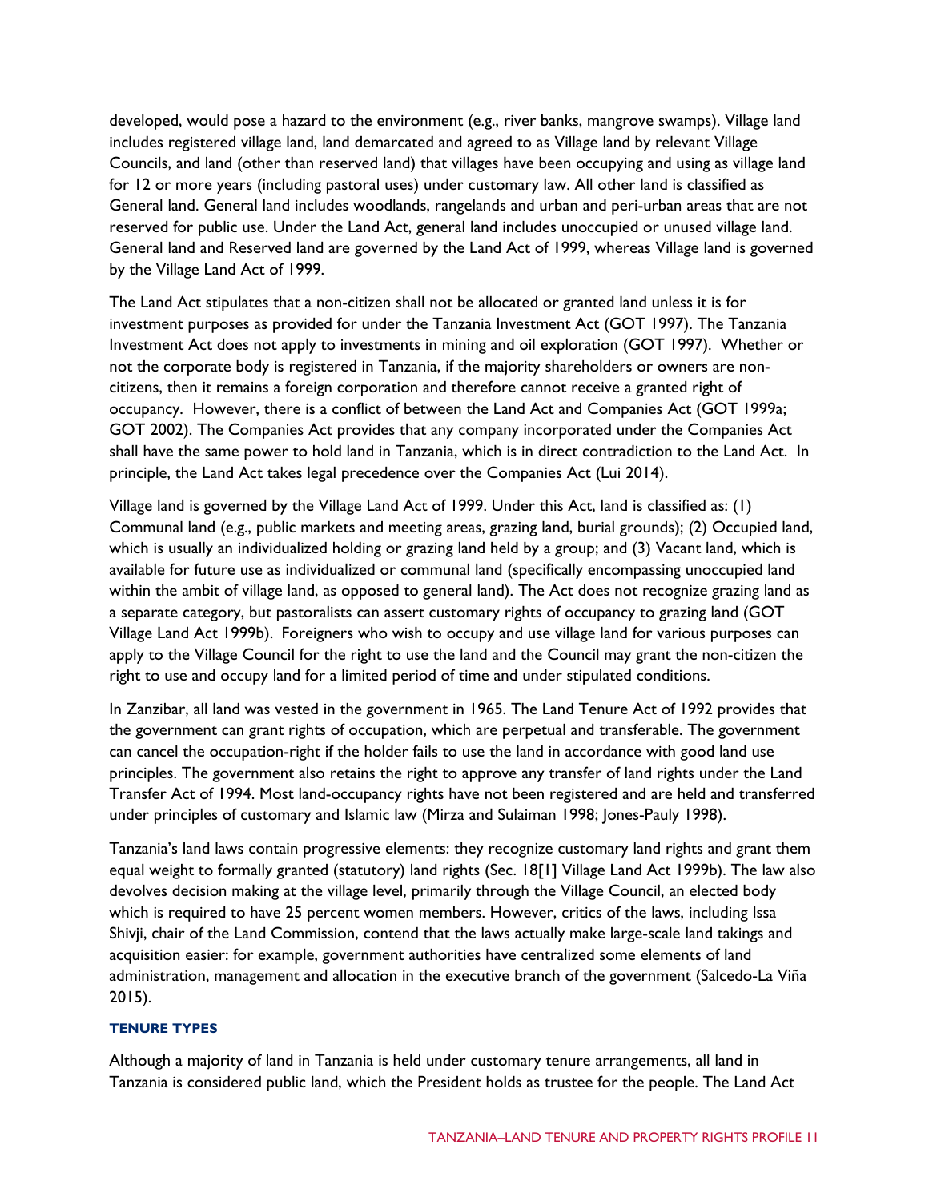developed, would pose a hazard to the environment (e.g., river banks, mangrove swamps). Village land includes registered village land, land demarcated and agreed to as Village land by relevant Village Councils, and land (other than reserved land) that villages have been occupying and using as village land for 12 or more years (including pastoral uses) under customary law. All other land is classified as General land. General land includes woodlands, rangelands and urban and peri-urban areas that are not reserved for public use. Under the Land Act, general land includes unoccupied or unused village land. General land and Reserved land are governed by the Land Act of 1999, whereas Village land is governed by the Village Land Act of 1999.

The Land Act stipulates that a non-citizen shall not be allocated or granted land unless it is for investment purposes as provided for under the Tanzania Investment Act (GOT 1997). The Tanzania Investment Act does not apply to investments in mining and oil exploration (GOT 1997). Whether or not the corporate body is registered in Tanzania, if the majority shareholders or owners are non-citizens, then it remains a foreign corporation and therefore cannot receive a granted right of occupancy. However, there is a conflict of between the Land Act and Companies Act (GOT 1999a; GOT 2002). The Companies Act provides that any company incorporated under the Companies Act shall have the same power to hold land in Tanzania, which is in direct contradiction to the Land Act. In principle, the Land Act takes legal precedence over the Companies Act (Lui 2014).

Village land is governed by the Village Land Act of 1999. Under this Act, land is classified as: (1) Communal land (e.g., public markets and meeting areas, grazing land, burial grounds); (2) Occupied land, which is usually an individualized holding or grazing land held by a group; and (3) Vacant land, which is available for future use as individualized or communal land (specifically encompassing unoccupied land within the ambit of village land, as opposed to general land). The Act does not recognize grazing land as a separate category, but pastoralists can assert customary rights of occupancy to grazing land (GOT Village Land Act 1999b). Foreigners who wish to occupy and use village land for various purposes can apply to the Village Council for the right to use the land and the Council may grant the non-citizen the right to use and occupy land for a limited period of time and under stipulated conditions.

In Zanzibar, all land was vested in the government in 1965. The Land Tenure Act of 1992 provides that the government can grant rights of occupation, which are perpetual and transferable. The government can cancel the occupation-right if the holder fails to use the land in accordance with good land use principles. The government also retains the right to approve any transfer of land rights under the Land Transfer Act of 1994. Most land-occupancy rights have not been registered and are held and transferred under principles of customary and Islamic law (Mirza and Sulaiman 1998; Jones-Pauly 1998).

Tanzania's land laws contain progressive elements: they recognize customary land rights and grant them equal weight to formally granted (statutory) land rights (Sec. 18[1] Village Land Act 1999b). The law also devolves decision making at the village level, primarily through the Village Council, an elected body which is required to have 25 percent women members. However, critics of the laws, including Issa Shivji, chair of the Land Commission, contend that the laws actually make large-scale land takings and acquisition easier: for example, government authorities have centralized some elements of land administration, management and allocation in the executive branch of the government (Salcedo-La Viña 2015).

#### TENURE TYPES

Although a majority of land in Tanzania is held under customary tenure arrangements, all land in Tanzania is considered public land, which the President holds as trustee for the people. The Land Act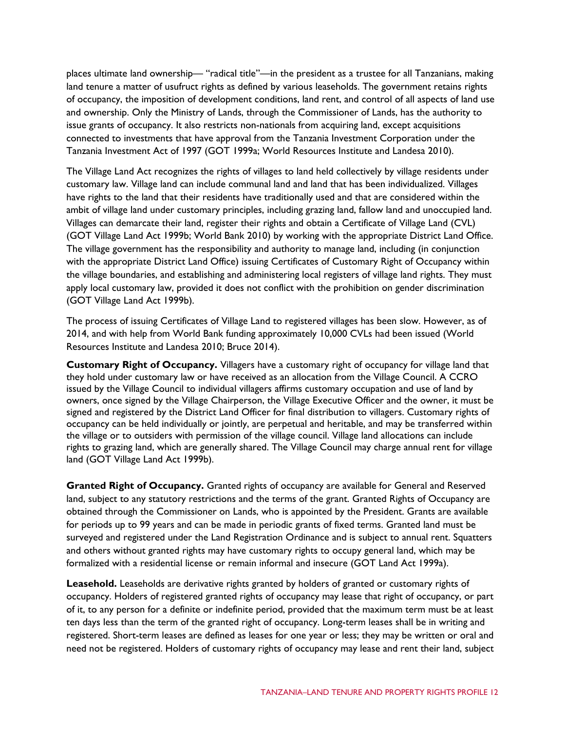places ultimate land ownership— "radical title"—in the president as a trustee for all Tanzanians, making land tenure a matter of usufruct rights as defined by various leaseholds. The government retains rights of occupancy, the imposition of development conditions, land rent, and control of all aspects of land use and ownership. Only the Ministry of Lands, through the Commissioner of Lands, has the authority to issue grants of occupancy. It also restricts non-nationals from acquiring land, except acquisitions connected to investments that have approval from the Tanzania Investment Corporation under the Tanzania Investment Act of 1997 (GOT 1999a; World Resources Institute and Landesa 2010).

The Village Land Act recognizes the rights of villages to land held collectively by village residents under customary law. Village land can include communal land and land that has been individualized. Villages have rights to the land that their residents have traditionally used and that are considered within the ambit of village land under customary principles, including grazing land, fallow land and unoccupied land. Villages can demarcate their land, register their rights and obtain a Certificate of Village Land (CVL) (GOT Village Land Act 1999b; World Bank 2010) by working with the appropriate District Land Office. The village government has the responsibility and authority to manage land, including (in conjunction with the appropriate District Land Office) issuing Certificates of Customary Right of Occupancy within the village boundaries, and establishing and administering local registers of village land rights. They must apply local customary law, provided it does not conflict with the prohibition on gender discrimination (GOT Village Land Act 1999b).

The process of issuing Certificates of Village Land to registered villages has been slow. However, as of 2014, and with help from World Bank funding approximately 10,000 CVLs had been issued (World Resources Institute and Landesa 2010; Bruce 2014).

**Customary Right of Occupancy.** Villagers have a customary right of occupancy for village land that they hold under customary law or have received as an allocation from the Village Council. A CCRO issued by the Village Council to individual villagers affirms customary occupation and use of land by owners, once signed by the Village Chairperson, the Village Executive Officer and the owner, it must be signed and registered by the District Land Officer for final distribution to villagers. Customary rights of occupancy can be held individually or jointly, are perpetual and heritable, and may be transferred within the village or to outsiders with permission of the village council. Village land allocations can include rights to grazing land, which are generally shared. The Village Council may charge annual rent for village land (GOT Village Land Act 1999b).

**Granted Right of Occupancy.** Granted rights of occupancy are available for General and Reserved land, subject to any statutory restrictions and the terms of the grant. Granted Rights of Occupancy are obtained through the Commissioner on Lands, who is appointed by the President. Grants are available for periods up to 99 years and can be made in periodic grants of fixed terms. Granted land must be surveyed and registered under the Land Registration Ordinance and is subject to annual rent. Squatters and others without granted rights may have customary rights to occupy general land, which may be formalized with a residential license or remain informal and insecure (GOT Land Act 1999a).

**Leasehold.** Leaseholds are derivative rights granted by holders of granted or customary rights of occupancy. Holders of registered granted rights of occupancy may lease that right of occupancy, or part of it, to any person for a definite or indefinite period, provided that the maximum term must be at least ten days less than the term of the granted right of occupancy. Long-term leases shall be in writing and registered. Short-term leases are defined as leases for one year or less; they may be written or oral and need not be registered. Holders of customary rights of occupancy may lease and rent their land, subject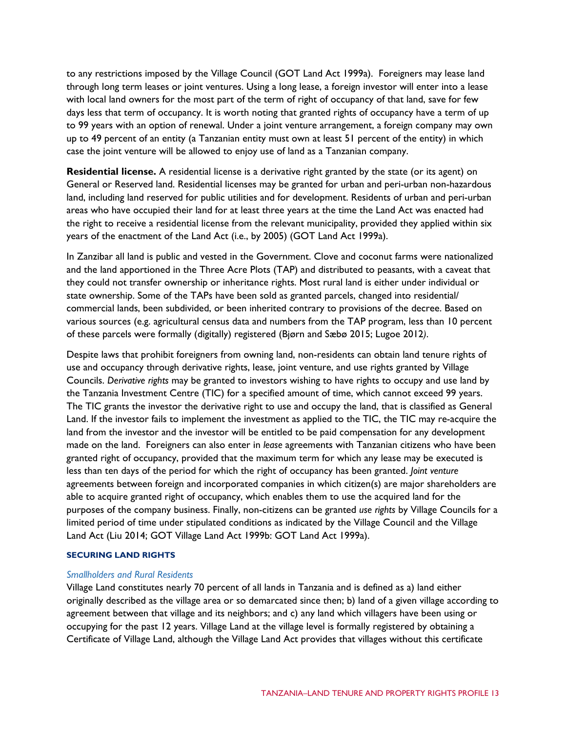to any restrictions imposed by the Village Council (GOT Land Act 1999a). Foreigners may lease land through long term leases or joint ventures. Using a long lease, a foreign investor will enter into a lease with local land owners for the most part of the term of right of occupancy of that land, save for few days less that term of occupancy. It is worth noting that granted rights of occupancy have a term of up to 99 years with an option of renewal. Under a joint venture arrangement, a foreign company may own up to 49 percent of an entity (a Tanzanian entity must own at least 51 percent of the entity) in which case the joint venture will be allowed to enjoy use of land as a Tanzanian company.

**Residential license.** A residential license is a derivative right granted by the state (or its agent) on General or Reserved land. Residential licenses may be granted for urban and peri-urban non-hazardous land, including land reserved for public utilities and for development. Residents of urban and peri-urban areas who have occupied their land for at least three years at the time the Land Act was enacted had the right to receive a residential license from the relevant municipality, provided they applied within six years of the enactment of the Land Act (i.e., by 2005) (GOT Land Act 1999a).

In Zanzibar all land is public and vested in the Government. Clove and coconut farms were nationalized and the land apportioned in the Three Acre Plots (TAP) and distributed to peasants, with a caveat that they could not transfer ownership or inheritance rights. Most rural land is either under individual or state ownership. Some of the TAPs have been sold as granted parcels, changed into residential/ commercial lands, been subdivided, or been inherited contrary to provisions of the decree. Based on various sources (e.g. agricultural census data and numbers from the TAP program, less than 10 percent of these parcels were formally (digitally) registered (Bjørn and Sæbø 2015; Lugoe 2012*)*.

Despite laws that prohibit foreigners from owning land, non-residents can obtain land tenure rights of use and occupancy through derivative rights, lease, joint venture, and use rights granted by Village Councils. *Derivative rights* may be granted to investors wishing to have rights to occupy and use land by the Tanzania Investment Centre (TIC) for a specified amount of time, which cannot exceed 99 years. The TIC grants the investor the derivative right to use and occupy the land, that is classified as General Land. If the investor fails to implement the investment as applied to the TIC, the TIC may re-acquire the land from the investor and the investor will be entitled to be paid compensation for any development made on the land. Foreigners can also enter in *lease* agreements with Tanzanian citizens who have been granted right of occupancy, provided that the maximum term for which any lease may be executed is less than ten days of the period for which the right of occupancy has been granted. *Joint venture* agreements between foreign and incorporated companies in which citizen(s) are major shareholders are able to acquire granted right of occupancy, which enables them to use the acquired land for the purposes of the company business. Finally, non-citizens can be granted *use rights* by Village Councils for a limited period of time under stipulated conditions as indicated by the Village Council and the Village Land Act (Liu 2014; GOT Village Land Act 1999b: GOT Land Act 1999a).

#### SECURING LAND RIGHTS

##### *Smallholders and Rural Residents*

Village Land constitutes nearly 70 percent of all lands in Tanzania and is defined as a) land either originally described as the village area or so demarcated since then; b) land of a given village according to agreement between that village and its neighbors; and c) any land which villagers have been using or occupying for the past 12 years. Village Land at the village level is formally registered by obtaining a Certificate of Village Land, although the Village Land Act provides that villages without this certificate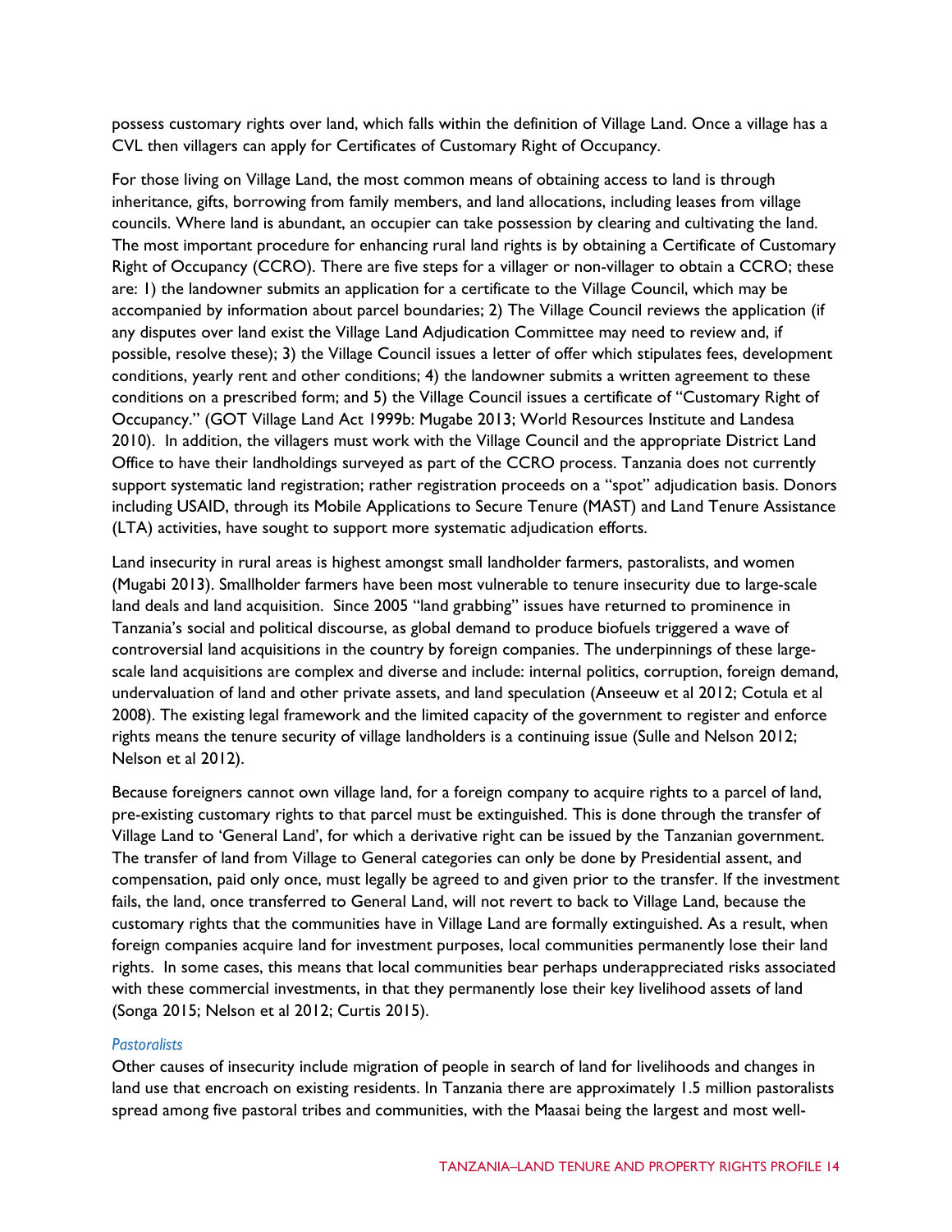possess customary rights over land, which falls within the definition of Village Land. Once a village has a CVL then villagers can apply for Certificates of Customary Right of Occupancy.

For those living on Village Land, the most common means of obtaining access to land is through inheritance, gifts, borrowing from family members, and land allocations, including leases from village councils. Where land is abundant, an occupier can take possession by clearing and cultivating the land. The most important procedure for enhancing rural land rights is by obtaining a Certificate of Customary Right of Occupancy (CCRO). There are five steps for a villager or non-villager to obtain a CCRO; these are: 1) the landowner submits an application for a certificate to the Village Council, which may be accompanied by information about parcel boundaries; 2) The Village Council reviews the application (if any disputes over land exist the Village Land Adjudication Committee may need to review and, if possible, resolve these); 3) the Village Council issues a letter of offer which stipulates fees, development conditions, yearly rent and other conditions; 4) the landowner submits a written agreement to these conditions on a prescribed form; and 5) the Village Council issues a certificate of "Customary Right of Occupancy." (GOT Village Land Act 1999b: Mugabe 2013; World Resources Institute and Landesa 2010). In addition, the villagers must work with the Village Council and the appropriate District Land Office to have their landholdings surveyed as part of the CCRO process. Tanzania does not currently support systematic land registration; rather registration proceeds on a "spot" adjudication basis. Donors including USAID, through its Mobile Applications to Secure Tenure (MAST) and Land Tenure Assistance (LTA) activities, have sought to support more systematic adjudication efforts.

Land insecurity in rural areas is highest amongst small landholder farmers, pastoralists, and women (Mugabi 2013). Smallholder farmers have been most vulnerable to tenure insecurity due to large-scale land deals and land acquisition. Since 2005 "land grabbing" issues have returned to prominence in Tanzania's social and political discourse, as global demand to produce biofuels triggered a wave of controversial land acquisitions in the country by foreign companies. The underpinnings of these large-scale land acquisitions are complex and diverse and include: internal politics, corruption, foreign demand, undervaluation of land and other private assets, and land speculation (Anseeuw et al 2012; Cotula et al 2008). The existing legal framework and the limited capacity of the government to register and enforce rights means the tenure security of village landholders is a continuing issue (Sulle and Nelson 2012; Nelson et al 2012).

Because foreigners cannot own village land, for a foreign company to acquire rights to a parcel of land, pre-existing customary rights to that parcel must be extinguished. This is done through the transfer of Village Land to 'General Land', for which a derivative right can be issued by the Tanzanian government. The transfer of land from Village to General categories can only be done by Presidential assent, and compensation, paid only once, must legally be agreed to and given prior to the transfer. If the investment fails, the land, once transferred to General Land, will not revert to back to Village Land, because the customary rights that the communities have in Village Land are formally extinguished. As a result, when foreign companies acquire land for investment purposes, local communities permanently lose their land rights. In some cases, this means that local communities bear perhaps underappreciated risks associated with these commercial investments, in that they permanently lose their key livelihood assets of land (Songa 2015; Nelson et al 2012; Curtis 2015).

*Pastoralists*

Other causes of insecurity include migration of people in search of land for livelihoods and changes in land use that encroach on existing residents. In Tanzania there are approximately 1.5 million pastoralists spread among five pastoral tribes and communities, with the Maasai being the largest and most well-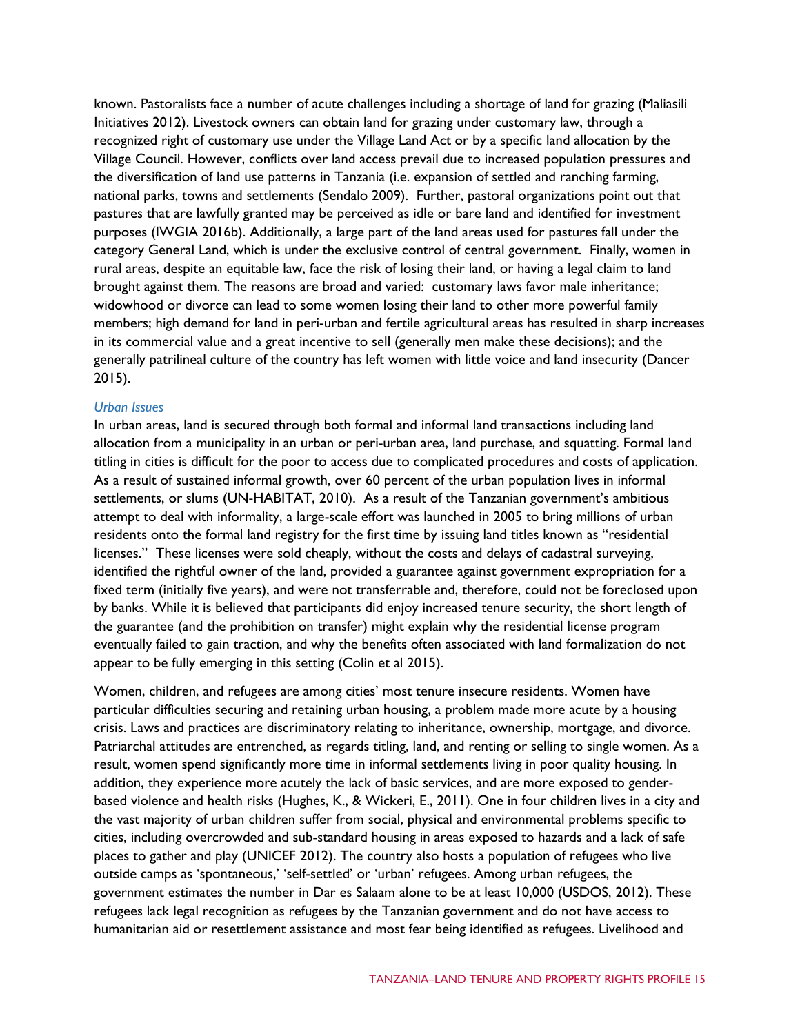known. Pastoralists face a number of acute challenges including a shortage of land for grazing (Maliasili Initiatives 2012). Livestock owners can obtain land for grazing under customary law, through a recognized right of customary use under the Village Land Act or by a specific land allocation by the Village Council. However, conflicts over land access prevail due to increased population pressures and the diversification of land use patterns in Tanzania (i.e. expansion of settled and ranching farming, national parks, towns and settlements (Sendalo 2009). Further, pastoral organizations point out that pastures that are lawfully granted may be perceived as idle or bare land and identified for investment purposes (IWGIA 2016b). Additionally, a large part of the land areas used for pastures fall under the category General Land, which is under the exclusive control of central government. Finally, women in rural areas, despite an equitable law, face the risk of losing their land, or having a legal claim to land brought against them. The reasons are broad and varied: customary laws favor male inheritance; widowhood or divorce can lead to some women losing their land to other more powerful family members; high demand for land in peri-urban and fertile agricultural areas has resulted in sharp increases in its commercial value and a great incentive to sell (generally men make these decisions); and the generally patrilineal culture of the country has left women with little voice and land insecurity (Dancer 2015).

### *Urban Issues*

In urban areas, land is secured through both formal and informal land transactions including land allocation from a municipality in an urban or peri-urban area, land purchase, and squatting. Formal land titling in cities is difficult for the poor to access due to complicated procedures and costs of application. As a result of sustained informal growth, over 60 percent of the urban population lives in informal settlements, or slums (UN-HABITAT, 2010). As a result of the Tanzanian government's ambitious attempt to deal with informality, a large-scale effort was launched in 2005 to bring millions of urban residents onto the formal land registry for the first time by issuing land titles known as "residential licenses." These licenses were sold cheaply, without the costs and delays of cadastral surveying, identified the rightful owner of the land, provided a guarantee against government expropriation for a fixed term (initially five years), and were not transferrable and, therefore, could not be foreclosed upon by banks. While it is believed that participants did enjoy increased tenure security, the short length of the guarantee (and the prohibition on transfer) might explain why the residential license program eventually failed to gain traction, and why the benefits often associated with land formalization do not appear to be fully emerging in this setting (Colin et al 2015).

Women, children, and refugees are among cities' most tenure insecure residents. Women have particular difficulties securing and retaining urban housing, a problem made more acute by a housing crisis. Laws and practices are discriminatory relating to inheritance, ownership, mortgage, and divorce. Patriarchal attitudes are entrenched, as regards titling, land, and renting or selling to single women. As a result, women spend significantly more time in informal settlements living in poor quality housing. In addition, they experience more acutely the lack of basic services, and are more exposed to gender-based violence and health risks (Hughes, K., & Wickeri, E., 2011). One in four children lives in a city and the vast majority of urban children suffer from social, physical and environmental problems specific to cities, including overcrowded and sub-standard housing in areas exposed to hazards and a lack of safe places to gather and play (UNICEF 2012). The country also hosts a population of refugees who live outside camps as 'spontaneous,' 'self-settled' or 'urban' refugees. Among urban refugees, the government estimates the number in Dar es Salaam alone to be at least 10,000 (USDOS, 2012). These refugees lack legal recognition as refugees by the Tanzanian government and do not have access to humanitarian aid or resettlement assistance and most fear being identified as refugees. Livelihood and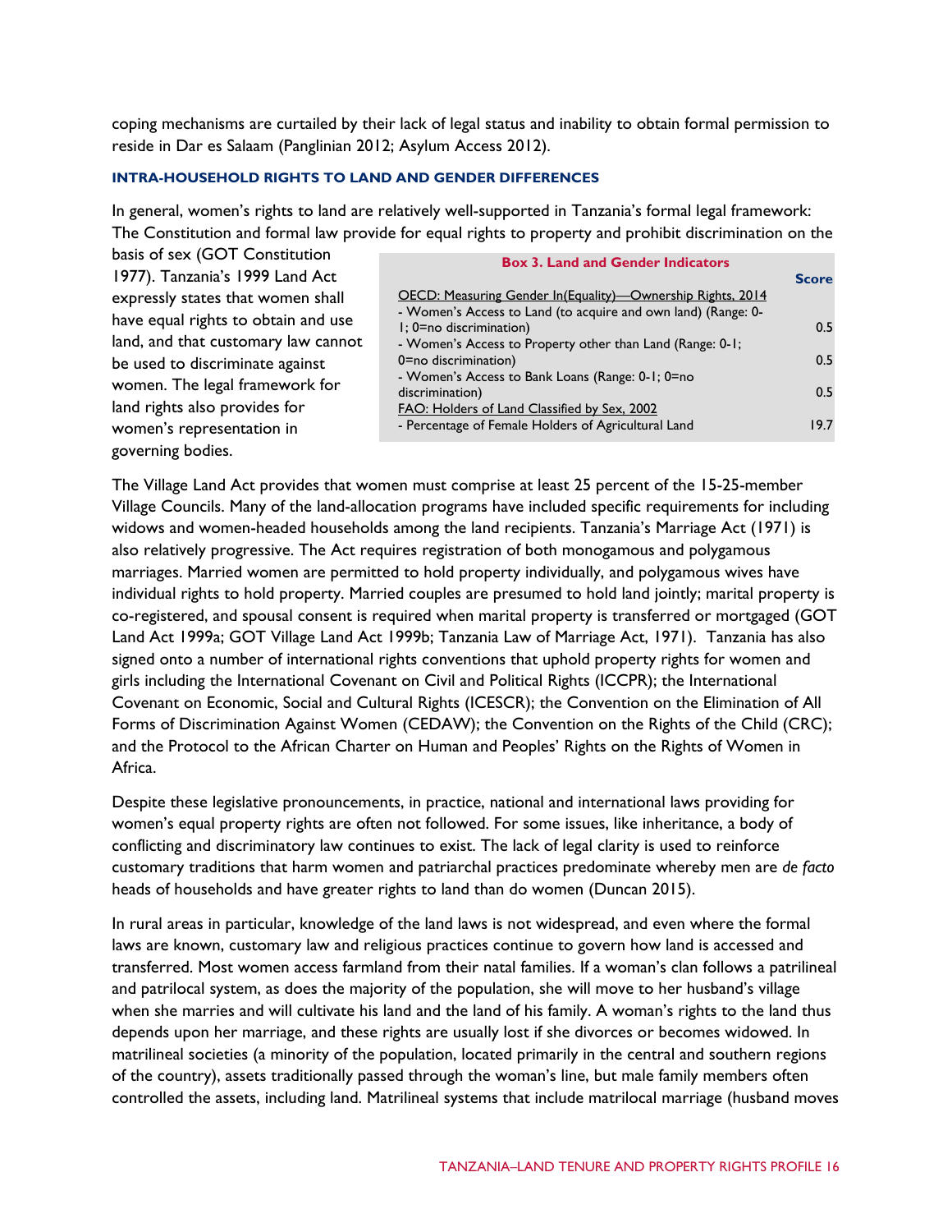coping mechanisms are curtailed by their lack of legal status and inability to obtain formal permission to reside in Dar es Salaam (Panglinian 2012; Asylum Access 2012).

### INTRA-HOUSEHOLD RIGHTS TO LAND AND GENDER DIFFERENCES

In general, women's rights to land are relatively well-supported in Tanzania's formal legal framework: The Constitution and formal law provide for equal rights to property and prohibit discrimination on the basis of sex (GOT Constitution 1977). Tanzania's 1999 Land Act expressly states that women shall have equal rights to obtain and use land, and that customary law cannot be used to discriminate against women. The legal framework for land rights also provides for women's representation in governing bodies.

**Box 3. Land and Gender Indicators**

| | Score |
|---|---|
| OECD: Measuring Gender In(Equality)—Ownership Rights, 2014 | |
| - Women's Access to Land (to acquire and own land) (Range: 0-1; 0=no discrimination) | 0.5 |
| - Women's Access to Property other than Land (Range: 0-1; 0=no discrimination) | 0.5 |
| - Women's Access to Bank Loans (Range: 0-1; 0=no discrimination) | 0.5 |
| FAO: Holders of Land Classified by Sex, 2002 | |
| - Percentage of Female Holders of Agricultural Land | 19.7 |

The Village Land Act provides that women must comprise at least 25 percent of the 15-25-member Village Councils. Many of the land-allocation programs have included specific requirements for including widows and women-headed households among the land recipients. Tanzania's Marriage Act (1971) is also relatively progressive. The Act requires registration of both monogamous and polygamous marriages. Married women are permitted to hold property individually, and polygamous wives have individual rights to hold property. Married couples are presumed to hold land jointly; marital property is co-registered, and spousal consent is required when marital property is transferred or mortgaged (GOT Land Act 1999a; GOT Village Land Act 1999b; Tanzania Law of Marriage Act, 1971). Tanzania has also signed onto a number of international rights conventions that uphold property rights for women and girls including the International Covenant on Civil and Political Rights (ICCPR); the International Covenant on Economic, Social and Cultural Rights (ICESCR); the Convention on the Elimination of All Forms of Discrimination Against Women (CEDAW); the Convention on the Rights of the Child (CRC); and the Protocol to the African Charter on Human and Peoples' Rights on the Rights of Women in Africa.

Despite these legislative pronouncements, in practice, national and international laws providing for women's equal property rights are often not followed. For some issues, like inheritance, a body of conflicting and discriminatory law continues to exist. The lack of legal clarity is used to reinforce customary traditions that harm women and patriarchal practices predominate whereby men are *de facto* heads of households and have greater rights to land than do women (Duncan 2015).

In rural areas in particular, knowledge of the land laws is not widespread, and even where the formal laws are known, customary law and religious practices continue to govern how land is accessed and transferred. Most women access farmland from their natal families. If a woman's clan follows a patrilineal and patrilocal system, as does the majority of the population, she will move to her husband's village when she marries and will cultivate his land and the land of his family. A woman's rights to the land thus depends upon her marriage, and these rights are usually lost if she divorces or becomes widowed. In matrilineal societies (a minority of the population, located primarily in the central and southern regions of the country), assets traditionally passed through the woman's line, but male family members often controlled the assets, including land. Matrilineal systems that include matrilocal marriage (husband moves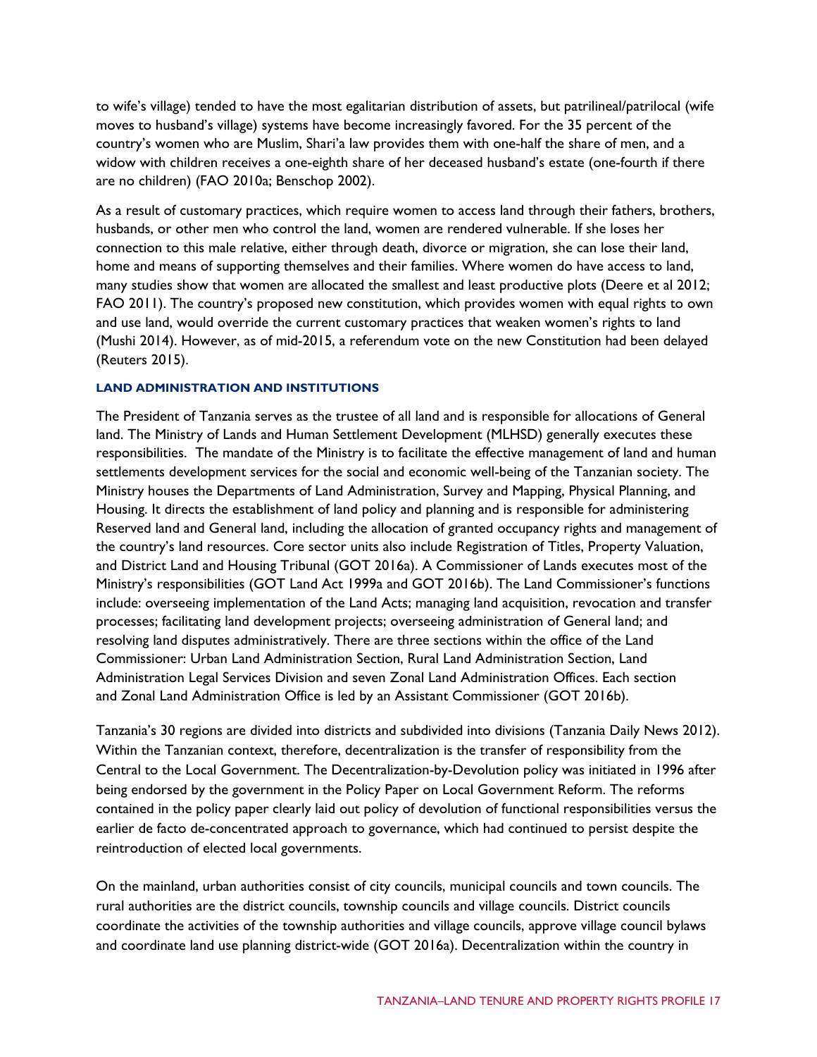to wife's village) tended to have the most egalitarian distribution of assets, but patrilineal/patrilocal (wife moves to husband's village) systems have become increasingly favored. For the 35 percent of the country's women who are Muslim, Shari'a law provides them with one-half the share of men, and a widow with children receives a one-eighth share of her deceased husband's estate (one-fourth if there are no children) (FAO 2010a; Benschop 2002).

As a result of customary practices, which require women to access land through their fathers, brothers, husbands, or other men who control the land, women are rendered vulnerable. If she loses her connection to this male relative, either through death, divorce or migration, she can lose their land, home and means of supporting themselves and their families. Where women do have access to land, many studies show that women are allocated the smallest and least productive plots (Deere et al 2012; FAO 2011). The country's proposed new constitution, which provides women with equal rights to own and use land, would override the current customary practices that weaken women's rights to land (Mushi 2014). However, as of mid-2015, a referendum vote on the new Constitution had been delayed (Reuters 2015).

### LAND ADMINISTRATION AND INSTITUTIONS

The President of Tanzania serves as the trustee of all land and is responsible for allocations of General land. The Ministry of Lands and Human Settlement Development (MLHSD) generally executes these responsibilities. The mandate of the Ministry is to facilitate the effective management of land and human settlements development services for the social and economic well-being of the Tanzanian society. The Ministry houses the Departments of Land Administration, Survey and Mapping, Physical Planning, and Housing. It directs the establishment of land policy and planning and is responsible for administering Reserved land and General land, including the allocation of granted occupancy rights and management of the country's land resources. Core sector units also include Registration of Titles, Property Valuation, and District Land and Housing Tribunal (GOT 2016a). A Commissioner of Lands executes most of the Ministry's responsibilities (GOT Land Act 1999a and GOT 2016b). The Land Commissioner's functions include: overseeing implementation of the Land Acts; managing land acquisition, revocation and transfer processes; facilitating land development projects; overseeing administration of General land; and resolving land disputes administratively. There are three sections within the office of the Land Commissioner: Urban Land Administration Section, Rural Land Administration Section, Land Administration Legal Services Division and seven Zonal Land Administration Offices. Each section and Zonal Land Administration Office is led by an Assistant Commissioner (GOT 2016b).

Tanzania's 30 regions are divided into districts and subdivided into divisions (Tanzania Daily News 2012). Within the Tanzanian context, therefore, decentralization is the transfer of responsibility from the Central to the Local Government. The Decentralization-by-Devolution policy was initiated in 1996 after being endorsed by the government in the Policy Paper on Local Government Reform. The reforms contained in the policy paper clearly laid out policy of devolution of functional responsibilities versus the earlier de facto de-concentrated approach to governance, which had continued to persist despite the reintroduction of elected local governments.

On the mainland, urban authorities consist of city councils, municipal councils and town councils. The rural authorities are the district councils, township councils and village councils. District councils coordinate the activities of the township authorities and village councils, approve village council bylaws and coordinate land use planning district-wide (GOT 2016a). Decentralization within the country in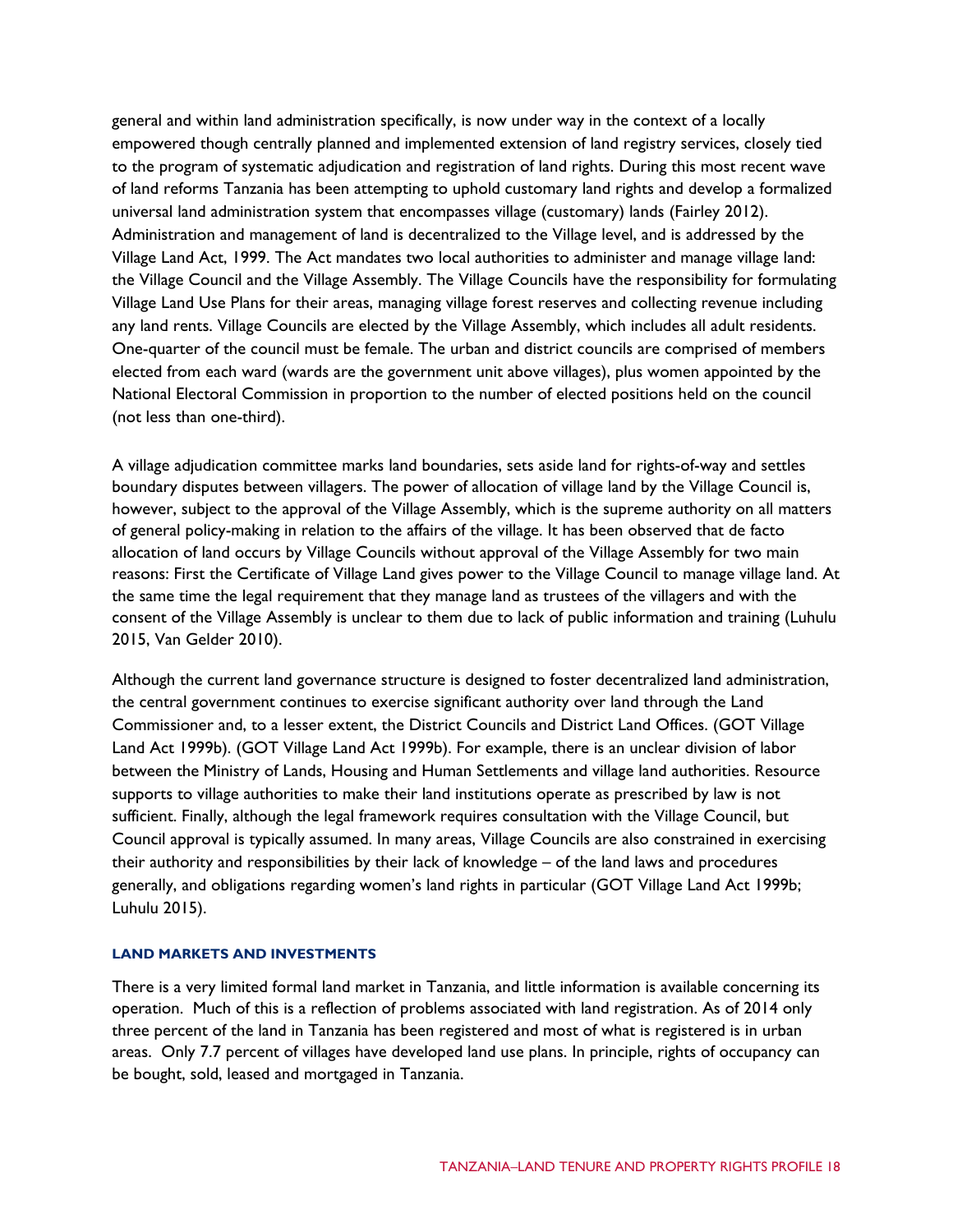general and within land administration specifically, is now under way in the context of a locally empowered though centrally planned and implemented extension of land registry services, closely tied to the program of systematic adjudication and registration of land rights. During this most recent wave of land reforms Tanzania has been attempting to uphold customary land rights and develop a formalized universal land administration system that encompasses village (customary) lands (Fairley 2012). Administration and management of land is decentralized to the Village level, and is addressed by the Village Land Act, 1999. The Act mandates two local authorities to administer and manage village land: the Village Council and the Village Assembly. The Village Councils have the responsibility for formulating Village Land Use Plans for their areas, managing village forest reserves and collecting revenue including any land rents. Village Councils are elected by the Village Assembly, which includes all adult residents. One-quarter of the council must be female. The urban and district councils are comprised of members elected from each ward (wards are the government unit above villages), plus women appointed by the National Electoral Commission in proportion to the number of elected positions held on the council (not less than one-third).

A village adjudication committee marks land boundaries, sets aside land for rights-of-way and settles boundary disputes between villagers. The power of allocation of village land by the Village Council is, however, subject to the approval of the Village Assembly, which is the supreme authority on all matters of general policy-making in relation to the affairs of the village. It has been observed that de facto allocation of land occurs by Village Councils without approval of the Village Assembly for two main reasons: First the Certificate of Village Land gives power to the Village Council to manage village land. At the same time the legal requirement that they manage land as trustees of the villagers and with the consent of the Village Assembly is unclear to them due to lack of public information and training (Luhulu 2015, Van Gelder 2010).

Although the current land governance structure is designed to foster decentralized land administration, the central government continues to exercise significant authority over land through the Land Commissioner and, to a lesser extent, the District Councils and District Land Offices. (GOT Village Land Act 1999b). (GOT Village Land Act 1999b). For example, there is an unclear division of labor between the Ministry of Lands, Housing and Human Settlements and village land authorities. Resource supports to village authorities to make their land institutions operate as prescribed by law is not sufficient. Finally, although the legal framework requires consultation with the Village Council, but Council approval is typically assumed. In many areas, Village Councils are also constrained in exercising their authority and responsibilities by their lack of knowledge – of the land laws and procedures generally, and obligations regarding women's land rights in particular (GOT Village Land Act 1999b; Luhulu 2015).

### LAND MARKETS AND INVESTMENTS

There is a very limited formal land market in Tanzania, and little information is available concerning its operation. Much of this is a reflection of problems associated with land registration. As of 2014 only three percent of the land in Tanzania has been registered and most of what is registered is in urban areas. Only 7.7 percent of villages have developed land use plans. In principle, rights of occupancy can be bought, sold, leased and mortgaged in Tanzania.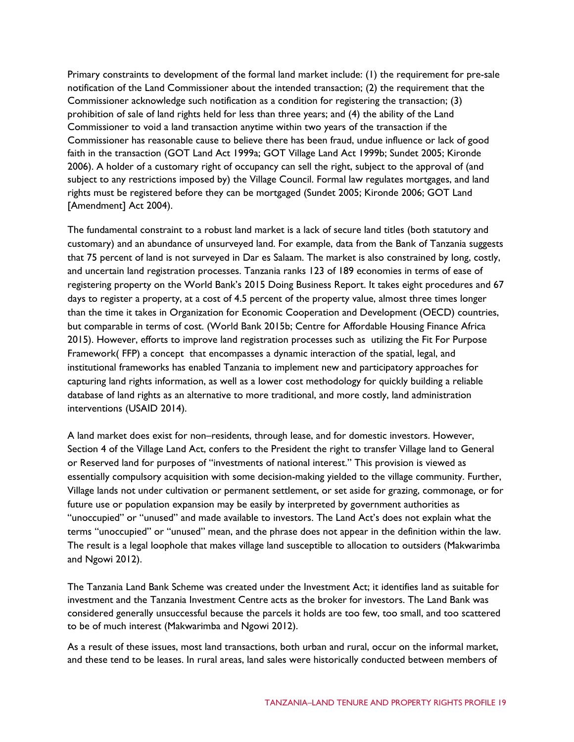Primary constraints to development of the formal land market include: (1) the requirement for pre-sale notification of the Land Commissioner about the intended transaction; (2) the requirement that the Commissioner acknowledge such notification as a condition for registering the transaction; (3) prohibition of sale of land rights held for less than three years; and (4) the ability of the Land Commissioner to void a land transaction anytime within two years of the transaction if the Commissioner has reasonable cause to believe there has been fraud, undue influence or lack of good faith in the transaction (GOT Land Act 1999a; GOT Village Land Act 1999b; Sundet 2005; Kironde 2006). A holder of a customary right of occupancy can sell the right, subject to the approval of (and subject to any restrictions imposed by) the Village Council. Formal law regulates mortgages, and land rights must be registered before they can be mortgaged (Sundet 2005; Kironde 2006; GOT Land [Amendment] Act 2004).

The fundamental constraint to a robust land market is a lack of secure land titles (both statutory and customary) and an abundance of unsurveyed land. For example, data from the Bank of Tanzania suggests that 75 percent of land is not surveyed in Dar es Salaam. The market is also constrained by long, costly, and uncertain land registration processes. Tanzania ranks 123 of 189 economies in terms of ease of registering property on the World Bank's 2015 Doing Business Report. It takes eight procedures and 67 days to register a property, at a cost of 4.5 percent of the property value, almost three times longer than the time it takes in Organization for Economic Cooperation and Development (OECD) countries, but comparable in terms of cost. (World Bank 2015b; Centre for Affordable Housing Finance Africa 2015). However, efforts to improve land registration processes such as utilizing the Fit For Purpose Framework( FFP) a concept that encompasses a dynamic interaction of the spatial, legal, and institutional frameworks has enabled Tanzania to implement new and participatory approaches for capturing land rights information, as well as a lower cost methodology for quickly building a reliable database of land rights as an alternative to more traditional, and more costly, land administration interventions (USAID 2014).

A land market does exist for non–residents, through lease, and for domestic investors. However, Section 4 of the Village Land Act, confers to the President the right to transfer Village land to General or Reserved land for purposes of "investments of national interest." This provision is viewed as essentially compulsory acquisition with some decision-making yielded to the village community. Further, Village lands not under cultivation or permanent settlement, or set aside for grazing, commonage, or for future use or population expansion may be easily by interpreted by government authorities as "unoccupied" or "unused" and made available to investors. The Land Act's does not explain what the terms "unoccupied" or "unused" mean, and the phrase does not appear in the definition within the law. The result is a legal loophole that makes village land susceptible to allocation to outsiders (Makwarimba and Ngowi 2012).

The Tanzania Land Bank Scheme was created under the Investment Act; it identifies land as suitable for investment and the Tanzania Investment Centre acts as the broker for investors. The Land Bank was considered generally unsuccessful because the parcels it holds are too few, too small, and too scattered to be of much interest (Makwarimba and Ngowi 2012).

As a result of these issues, most land transactions, both urban and rural, occur on the informal market, and these tend to be leases. In rural areas, land sales were historically conducted between members of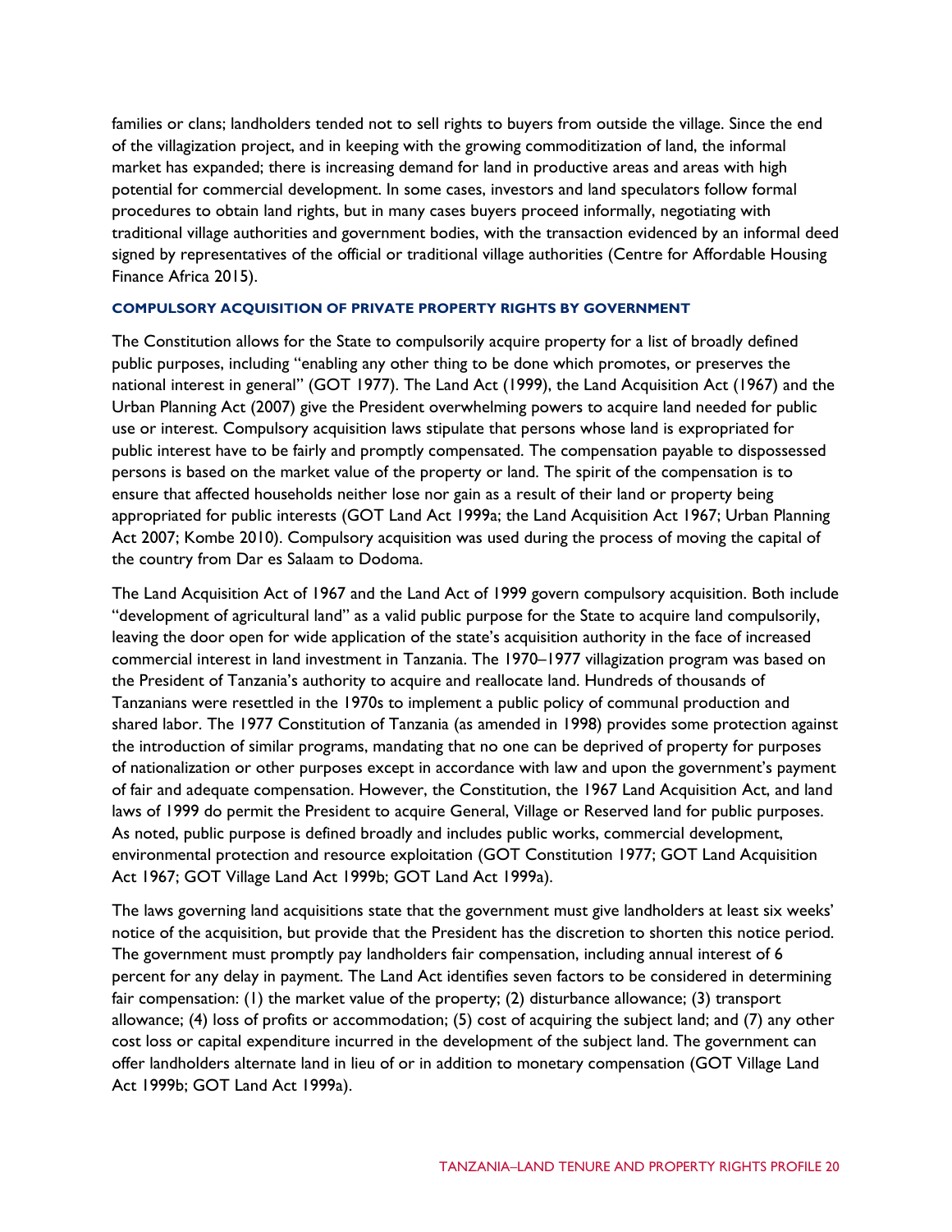families or clans; landholders tended not to sell rights to buyers from outside the village. Since the end of the villagization project, and in keeping with the growing commoditization of land, the informal market has expanded; there is increasing demand for land in productive areas and areas with high potential for commercial development. In some cases, investors and land speculators follow formal procedures to obtain land rights, but in many cases buyers proceed informally, negotiating with traditional village authorities and government bodies, with the transaction evidenced by an informal deed signed by representatives of the official or traditional village authorities (Centre for Affordable Housing Finance Africa 2015).

#### COMPULSORY ACQUISITION OF PRIVATE PROPERTY RIGHTS BY GOVERNMENT

The Constitution allows for the State to compulsorily acquire property for a list of broadly defined public purposes, including "enabling any other thing to be done which promotes, or preserves the national interest in general" (GOT 1977). The Land Act (1999), the Land Acquisition Act (1967) and the Urban Planning Act (2007) give the President overwhelming powers to acquire land needed for public use or interest. Compulsory acquisition laws stipulate that persons whose land is expropriated for public interest have to be fairly and promptly compensated. The compensation payable to dispossessed persons is based on the market value of the property or land. The spirit of the compensation is to ensure that affected households neither lose nor gain as a result of their land or property being appropriated for public interests (GOT Land Act 1999a; the Land Acquisition Act 1967; Urban Planning Act 2007; Kombe 2010). Compulsory acquisition was used during the process of moving the capital of the country from Dar es Salaam to Dodoma.

The Land Acquisition Act of 1967 and the Land Act of 1999 govern compulsory acquisition. Both include "development of agricultural land" as a valid public purpose for the State to acquire land compulsorily, leaving the door open for wide application of the state's acquisition authority in the face of increased commercial interest in land investment in Tanzania. The 1970–1977 villagization program was based on the President of Tanzania's authority to acquire and reallocate land. Hundreds of thousands of Tanzanians were resettled in the 1970s to implement a public policy of communal production and shared labor. The 1977 Constitution of Tanzania (as amended in 1998) provides some protection against the introduction of similar programs, mandating that no one can be deprived of property for purposes of nationalization or other purposes except in accordance with law and upon the government's payment of fair and adequate compensation. However, the Constitution, the 1967 Land Acquisition Act, and land laws of 1999 do permit the President to acquire General, Village or Reserved land for public purposes. As noted, public purpose is defined broadly and includes public works, commercial development, environmental protection and resource exploitation (GOT Constitution 1977; GOT Land Acquisition Act 1967; GOT Village Land Act 1999b; GOT Land Act 1999a).

The laws governing land acquisitions state that the government must give landholders at least six weeks' notice of the acquisition, but provide that the President has the discretion to shorten this notice period. The government must promptly pay landholders fair compensation, including annual interest of 6 percent for any delay in payment. The Land Act identifies seven factors to be considered in determining fair compensation: (1) the market value of the property; (2) disturbance allowance; (3) transport allowance; (4) loss of profits or accommodation; (5) cost of acquiring the subject land; and (7) any other cost loss or capital expenditure incurred in the development of the subject land. The government can offer landholders alternate land in lieu of or in addition to monetary compensation (GOT Village Land Act 1999b; GOT Land Act 1999a).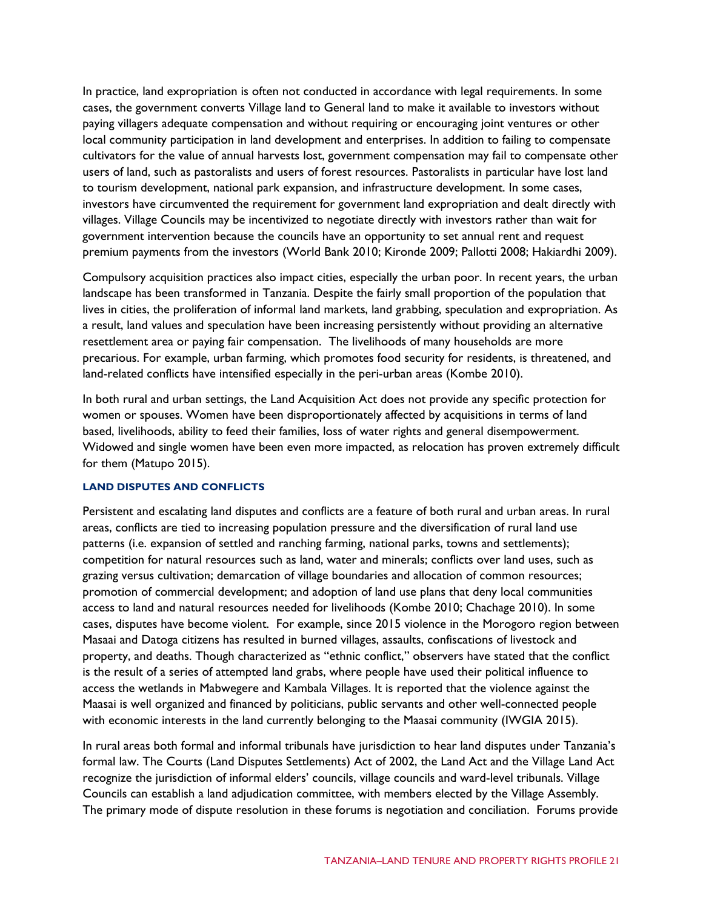In practice, land expropriation is often not conducted in accordance with legal requirements. In some cases, the government converts Village land to General land to make it available to investors without paying villagers adequate compensation and without requiring or encouraging joint ventures or other local community participation in land development and enterprises. In addition to failing to compensate cultivators for the value of annual harvests lost, government compensation may fail to compensate other users of land, such as pastoralists and users of forest resources. Pastoralists in particular have lost land to tourism development, national park expansion, and infrastructure development. In some cases, investors have circumvented the requirement for government land expropriation and dealt directly with villages. Village Councils may be incentivized to negotiate directly with investors rather than wait for government intervention because the councils have an opportunity to set annual rent and request premium payments from the investors (World Bank 2010; Kironde 2009; Pallotti 2008; Hakiardhi 2009).

Compulsory acquisition practices also impact cities, especially the urban poor. In recent years, the urban landscape has been transformed in Tanzania. Despite the fairly small proportion of the population that lives in cities, the proliferation of informal land markets, land grabbing, speculation and expropriation. As a result, land values and speculation have been increasing persistently without providing an alternative resettlement area or paying fair compensation. The livelihoods of many households are more precarious. For example, urban farming, which promotes food security for residents, is threatened, and land-related conflicts have intensified especially in the peri-urban areas (Kombe 2010).

In both rural and urban settings, the Land Acquisition Act does not provide any specific protection for women or spouses. Women have been disproportionately affected by acquisitions in terms of land based, livelihoods, ability to feed their families, loss of water rights and general disempowerment. Widowed and single women have been even more impacted, as relocation has proven extremely difficult for them (Matupo 2015).

#### LAND DISPUTES AND CONFLICTS

Persistent and escalating land disputes and conflicts are a feature of both rural and urban areas. In rural areas, conflicts are tied to increasing population pressure and the diversification of rural land use patterns (i.e. expansion of settled and ranching farming, national parks, towns and settlements); competition for natural resources such as land, water and minerals; conflicts over land uses, such as grazing versus cultivation; demarcation of village boundaries and allocation of common resources; promotion of commercial development; and adoption of land use plans that deny local communities access to land and natural resources needed for livelihoods (Kombe 2010; Chachage 2010). In some cases, disputes have become violent. For example, since 2015 violence in the Morogoro region between Masaai and Datoga citizens has resulted in burned villages, assaults, confiscations of livestock and property, and deaths. Though characterized as "ethnic conflict," observers have stated that the conflict is the result of a series of attempted land grabs, where people have used their political influence to access the wetlands in Mabwegere and Kambala Villages. It is reported that the violence against the Maasai is well organized and financed by politicians, public servants and other well-connected people with economic interests in the land currently belonging to the Maasai community (IWGIA 2015).

In rural areas both formal and informal tribunals have jurisdiction to hear land disputes under Tanzania's formal law. The Courts (Land Disputes Settlements) Act of 2002, the Land Act and the Village Land Act recognize the jurisdiction of informal elders' councils, village councils and ward-level tribunals. Village Councils can establish a land adjudication committee, with members elected by the Village Assembly. The primary mode of dispute resolution in these forums is negotiation and conciliation. Forums provide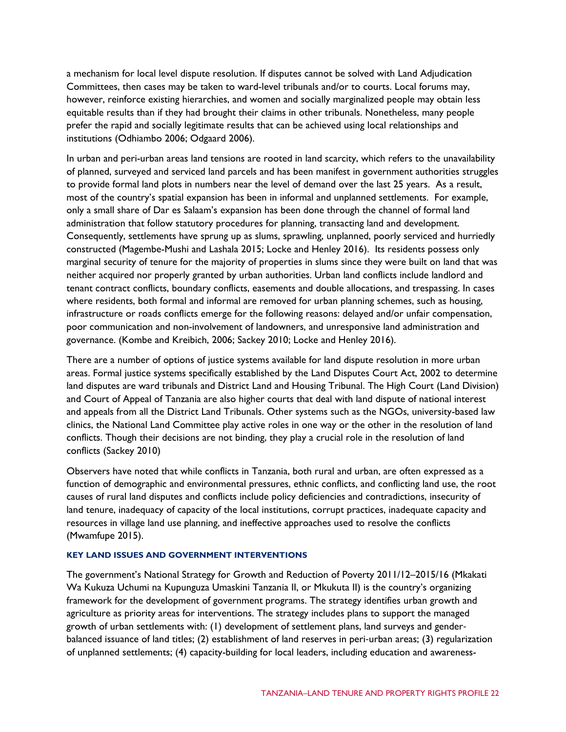a mechanism for local level dispute resolution. If disputes cannot be solved with Land Adjudication Committees, then cases may be taken to ward-level tribunals and/or to courts. Local forums may, however, reinforce existing hierarchies, and women and socially marginalized people may obtain less equitable results than if they had brought their claims in other tribunals. Nonetheless, many people prefer the rapid and socially legitimate results that can be achieved using local relationships and institutions (Odhiambo 2006; Odgaard 2006).

In urban and peri-urban areas land tensions are rooted in land scarcity, which refers to the unavailability of planned, surveyed and serviced land parcels and has been manifest in government authorities struggles to provide formal land plots in numbers near the level of demand over the last 25 years. As a result, most of the country's spatial expansion has been in informal and unplanned settlements. For example, only a small share of Dar es Salaam's expansion has been done through the channel of formal land administration that follow statutory procedures for planning, transacting land and development. Consequently, settlements have sprung up as slums, sprawling, unplanned, poorly serviced and hurriedly constructed (Magembe-Mushi and Lashala 2015; Locke and Henley 2016). Its residents possess only marginal security of tenure for the majority of properties in slums since they were built on land that was neither acquired nor properly granted by urban authorities. Urban land conflicts include landlord and tenant contract conflicts, boundary conflicts, easements and double allocations, and trespassing. In cases where residents, both formal and informal are removed for urban planning schemes, such as housing, infrastructure or roads conflicts emerge for the following reasons: delayed and/or unfair compensation, poor communication and non-involvement of landowners, and unresponsive land administration and governance. (Kombe and Kreibich, 2006; Sackey 2010; Locke and Henley 2016).

There are a number of options of justice systems available for land dispute resolution in more urban areas. Formal justice systems specifically established by the Land Disputes Court Act, 2002 to determine land disputes are ward tribunals and District Land and Housing Tribunal. The High Court (Land Division) and Court of Appeal of Tanzania are also higher courts that deal with land dispute of national interest and appeals from all the District Land Tribunals. Other systems such as the NGOs, university-based law clinics, the National Land Committee play active roles in one way or the other in the resolution of land conflicts. Though their decisions are not binding, they play a crucial role in the resolution of land conflicts (Sackey 2010)

Observers have noted that while conflicts in Tanzania, both rural and urban, are often expressed as a function of demographic and environmental pressures, ethnic conflicts, and conflicting land use, the root causes of rural land disputes and conflicts include policy deficiencies and contradictions, insecurity of land tenure, inadequacy of capacity of the local institutions, corrupt practices, inadequate capacity and resources in village land use planning, and ineffective approaches used to resolve the conflicts (Mwamfupe 2015).

#### KEY LAND ISSUES AND GOVERNMENT INTERVENTIONS

The government's National Strategy for Growth and Reduction of Poverty 2011/12–2015/16 (Mkakati Wa Kukuza Uchumi na Kupunguza Umaskini Tanzania II, or Mkukuta II) is the country's organizing framework for the development of government programs. The strategy identifies urban growth and agriculture as priority areas for interventions. The strategy includes plans to support the managed growth of urban settlements with: (1) development of settlement plans, land surveys and gender-balanced issuance of land titles; (2) establishment of land reserves in peri-urban areas; (3) regularization of unplanned settlements; (4) capacity-building for local leaders, including education and awareness-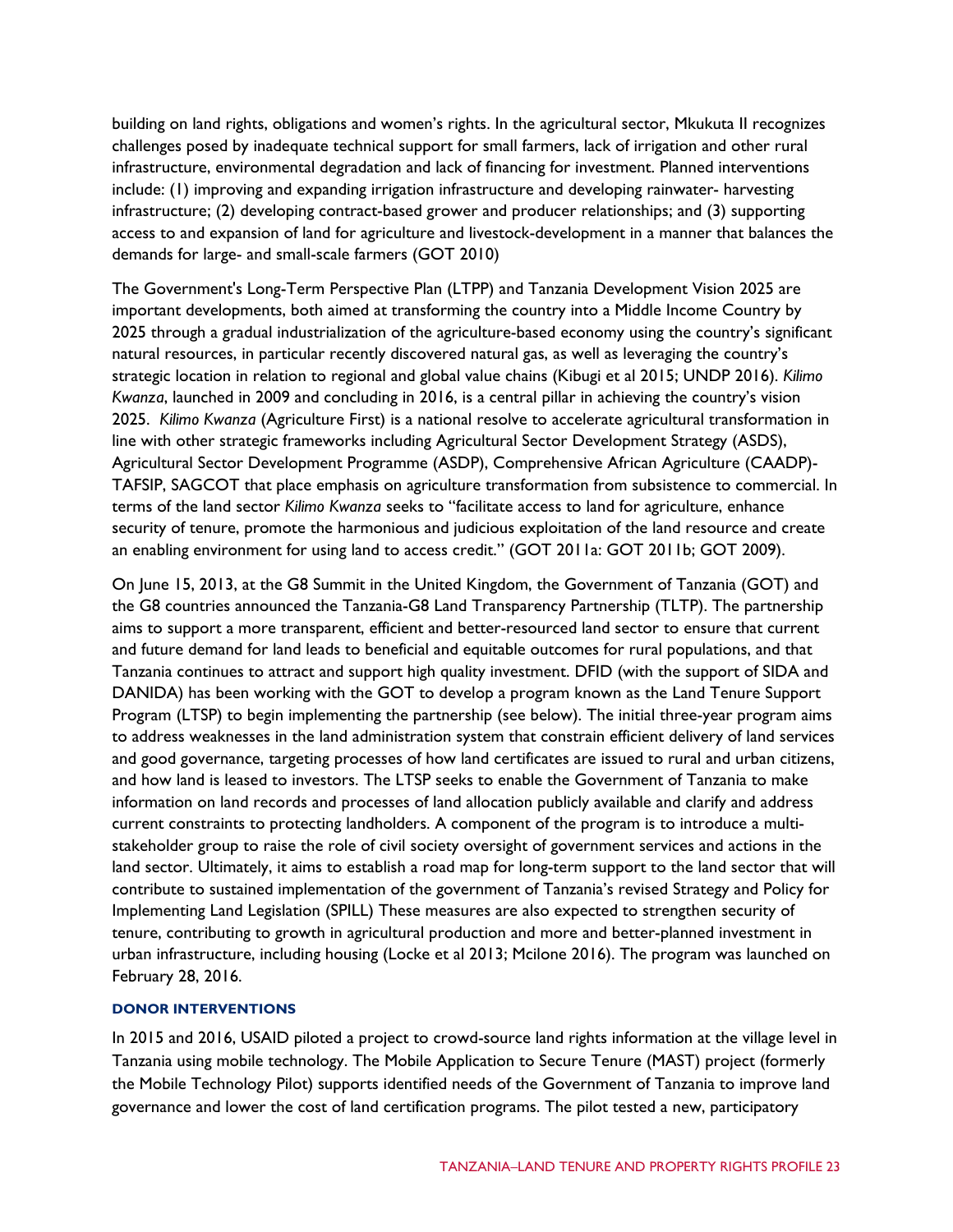building on land rights, obligations and women's rights. In the agricultural sector, Mkukuta II recognizes challenges posed by inadequate technical support for small farmers, lack of irrigation and other rural infrastructure, environmental degradation and lack of financing for investment. Planned interventions include: (1) improving and expanding irrigation infrastructure and developing rainwater- harvesting infrastructure; (2) developing contract-based grower and producer relationships; and (3) supporting access to and expansion of land for agriculture and livestock-development in a manner that balances the demands for large- and small-scale farmers (GOT 2010)

The Government's Long-Term Perspective Plan (LTPP) and Tanzania Development Vision 2025 are important developments, both aimed at transforming the country into a Middle Income Country by 2025 through a gradual industrialization of the agriculture-based economy using the country's significant natural resources, in particular recently discovered natural gas, as well as leveraging the country's strategic location in relation to regional and global value chains (Kibugi et al 2015; UNDP 2016). *Kilimo Kwanza*, launched in 2009 and concluding in 2016, is a central pillar in achieving the country's vision 2025. *Kilimo Kwanza* (Agriculture First) is a national resolve to accelerate agricultural transformation in line with other strategic frameworks including Agricultural Sector Development Strategy (ASDS), Agricultural Sector Development Programme (ASDP), Comprehensive African Agriculture (CAADP)-TAFSIP, SAGCOT that place emphasis on agriculture transformation from subsistence to commercial. In terms of the land sector *Kilimo Kwanza* seeks to "facilitate access to land for agriculture, enhance security of tenure, promote the harmonious and judicious exploitation of the land resource and create an enabling environment for using land to access credit." (GOT 2011a: GOT 2011b; GOT 2009).

On June 15, 2013, at the G8 Summit in the United Kingdom, the Government of Tanzania (GOT) and the G8 countries announced the Tanzania-G8 Land Transparency Partnership (TLTP). The partnership aims to support a more transparent, efficient and better-resourced land sector to ensure that current and future demand for land leads to beneficial and equitable outcomes for rural populations, and that Tanzania continues to attract and support high quality investment. DFID (with the support of SIDA and DANIDA) has been working with the GOT to develop a program known as the Land Tenure Support Program (LTSP) to begin implementing the partnership (see below). The initial three-year program aims to address weaknesses in the land administration system that constrain efficient delivery of land services and good governance, targeting processes of how land certificates are issued to rural and urban citizens, and how land is leased to investors. The LTSP seeks to enable the Government of Tanzania to make information on land records and processes of land allocation publicly available and clarify and address current constraints to protecting landholders. A component of the program is to introduce a multi-stakeholder group to raise the role of civil society oversight of government services and actions in the land sector. Ultimately, it aims to establish a road map for long-term support to the land sector that will contribute to sustained implementation of the government of Tanzania's revised Strategy and Policy for Implementing Land Legislation (SPILL) These measures are also expected to strengthen security of tenure, contributing to growth in agricultural production and more and better-planned investment in urban infrastructure, including housing (Locke et al 2013; Mcilone 2016). The program was launched on February 28, 2016.

#### DONOR INTERVENTIONS

In 2015 and 2016, USAID piloted a project to crowd-source land rights information at the village level in Tanzania using mobile technology. The Mobile Application to Secure Tenure (MAST) project (formerly the Mobile Technology Pilot) supports identified needs of the Government of Tanzania to improve land governance and lower the cost of land certification programs. The pilot tested a new, participatory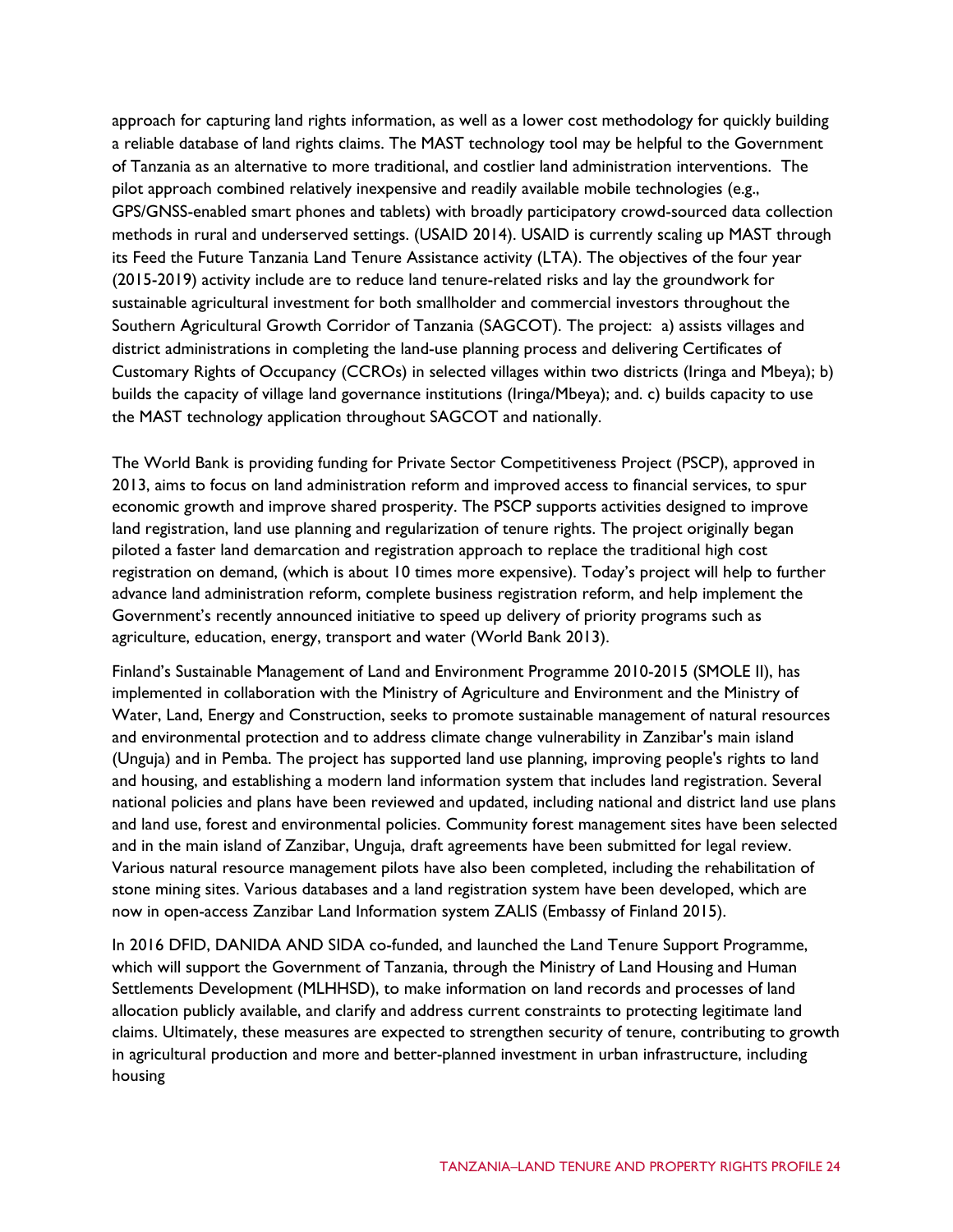approach for capturing land rights information, as well as a lower cost methodology for quickly building a reliable database of land rights claims. The MAST technology tool may be helpful to the Government of Tanzania as an alternative to more traditional, and costlier land administration interventions. The pilot approach combined relatively inexpensive and readily available mobile technologies (e.g., GPS/GNSS-enabled smart phones and tablets) with broadly participatory crowd-sourced data collection methods in rural and underserved settings. (USAID 2014). USAID is currently scaling up MAST through its Feed the Future Tanzania Land Tenure Assistance activity (LTA). The objectives of the four year (2015-2019) activity include are to reduce land tenure-related risks and lay the groundwork for sustainable agricultural investment for both smallholder and commercial investors throughout the Southern Agricultural Growth Corridor of Tanzania (SAGCOT). The project: a) assists villages and district administrations in completing the land-use planning process and delivering Certificates of Customary Rights of Occupancy (CCROs) in selected villages within two districts (Iringa and Mbeya); b) builds the capacity of village land governance institutions (Iringa/Mbeya); and. c) builds capacity to use the MAST technology application throughout SAGCOT and nationally.

The World Bank is providing funding for Private Sector Competitiveness Project (PSCP), approved in 2013, aims to focus on land administration reform and improved access to financial services, to spur economic growth and improve shared prosperity. The PSCP supports activities designed to improve land registration, land use planning and regularization of tenure rights. The project originally began piloted a faster land demarcation and registration approach to replace the traditional high cost registration on demand, (which is about 10 times more expensive). Today's project will help to further advance land administration reform, complete business registration reform, and help implement the Government's recently announced initiative to speed up delivery of priority programs such as agriculture, education, energy, transport and water (World Bank 2013).

Finland's Sustainable Management of Land and Environment Programme 2010-2015 (SMOLE II), has implemented in collaboration with the Ministry of Agriculture and Environment and the Ministry of Water, Land, Energy and Construction, seeks to promote sustainable management of natural resources and environmental protection and to address climate change vulnerability in Zanzibar's main island (Unguja) and in Pemba. The project has supported land use planning, improving people's rights to land and housing, and establishing a modern land information system that includes land registration. Several national policies and plans have been reviewed and updated, including national and district land use plans and land use, forest and environmental policies. Community forest management sites have been selected and in the main island of Zanzibar, Unguja, draft agreements have been submitted for legal review. Various natural resource management pilots have also been completed, including the rehabilitation of stone mining sites. Various databases and a land registration system have been developed, which are now in open-access Zanzibar Land Information system ZALIS (Embassy of Finland 2015).

In 2016 DFID, DANIDA AND SIDA co-funded, and launched the Land Tenure Support Programme, which will support the Government of Tanzania, through the Ministry of Land Housing and Human Settlements Development (MLHHSD), to make information on land records and processes of land allocation publicly available, and clarify and address current constraints to protecting legitimate land claims. Ultimately, these measures are expected to strengthen security of tenure, contributing to growth in agricultural production and more and better-planned investment in urban infrastructure, including housing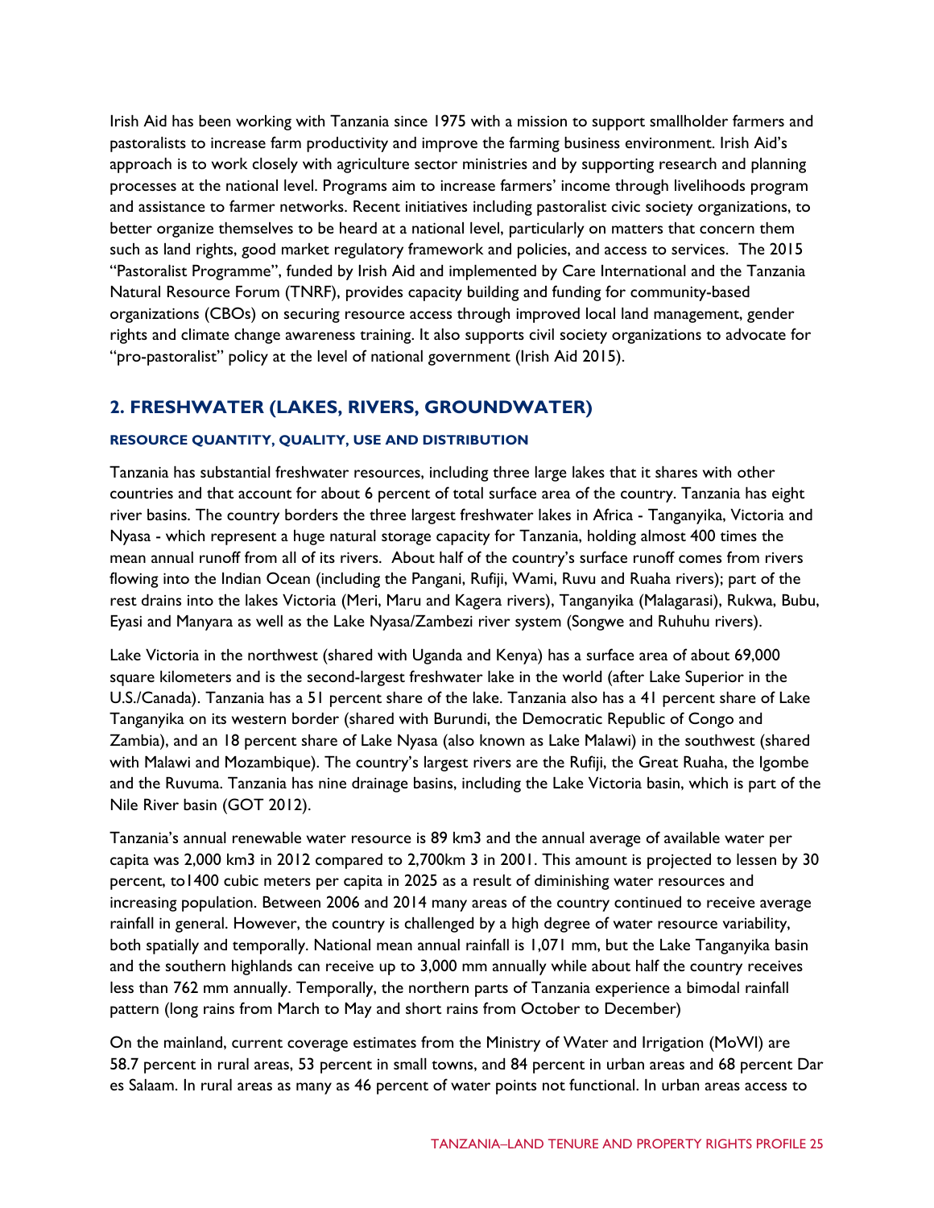Irish Aid has been working with Tanzania since 1975 with a mission to support smallholder farmers and pastoralists to increase farm productivity and improve the farming business environment. Irish Aid's approach is to work closely with agriculture sector ministries and by supporting research and planning processes at the national level. Programs aim to increase farmers' income through livelihoods program and assistance to farmer networks. Recent initiatives including pastoralist civic society organizations, to better organize themselves to be heard at a national level, particularly on matters that concern them such as land rights, good market regulatory framework and policies, and access to services. The 2015 "Pastoralist Programme", funded by Irish Aid and implemented by Care International and the Tanzania Natural Resource Forum (TNRF), provides capacity building and funding for community-based organizations (CBOs) on securing resource access through improved local land management, gender rights and climate change awareness training. It also supports civil society organizations to advocate for "pro-pastoralist" policy at the level of national government (Irish Aid 2015).

## 2. FRESHWATER (LAKES, RIVERS, GROUNDWATER)

#### RESOURCE QUANTITY, QUALITY, USE AND DISTRIBUTION

Tanzania has substantial freshwater resources, including three large lakes that it shares with other countries and that account for about 6 percent of total surface area of the country. Tanzania has eight river basins. The country borders the three largest freshwater lakes in Africa - Tanganyika, Victoria and Nyasa - which represent a huge natural storage capacity for Tanzania, holding almost 400 times the mean annual runoff from all of its rivers. About half of the country's surface runoff comes from rivers flowing into the Indian Ocean (including the Pangani, Rufiji, Wami, Ruvu and Ruaha rivers); part of the rest drains into the lakes Victoria (Meri, Maru and Kagera rivers), Tanganyika (Malagarasi), Rukwa, Bubu, Eyasi and Manyara as well as the Lake Nyasa/Zambezi river system (Songwe and Ruhuhu rivers).

Lake Victoria in the northwest (shared with Uganda and Kenya) has a surface area of about 69,000 square kilometers and is the second-largest freshwater lake in the world (after Lake Superior in the U.S./Canada). Tanzania has a 51 percent share of the lake. Tanzania also has a 41 percent share of Lake Tanganyika on its western border (shared with Burundi, the Democratic Republic of Congo and Zambia), and an 18 percent share of Lake Nyasa (also known as Lake Malawi) in the southwest (shared with Malawi and Mozambique). The country's largest rivers are the Rufiji, the Great Ruaha, the Igombe and the Ruvuma. Tanzania has nine drainage basins, including the Lake Victoria basin, which is part of the Nile River basin (GOT 2012).

Tanzania's annual renewable water resource is 89 km3 and the annual average of available water per capita was 2,000 km3 in 2012 compared to 2,700km 3 in 2001. This amount is projected to lessen by 30 percent, to1400 cubic meters per capita in 2025 as a result of diminishing water resources and increasing population. Between 2006 and 2014 many areas of the country continued to receive average rainfall in general. However, the country is challenged by a high degree of water resource variability, both spatially and temporally. National mean annual rainfall is 1,071 mm, but the Lake Tanganyika basin and the southern highlands can receive up to 3,000 mm annually while about half the country receives less than 762 mm annually. Temporally, the northern parts of Tanzania experience a bimodal rainfall pattern (long rains from March to May and short rains from October to December)

On the mainland, current coverage estimates from the Ministry of Water and Irrigation (MoWI) are 58.7 percent in rural areas, 53 percent in small towns, and 84 percent in urban areas and 68 percent Dar es Salaam. In rural areas as many as 46 percent of water points not functional. In urban areas access to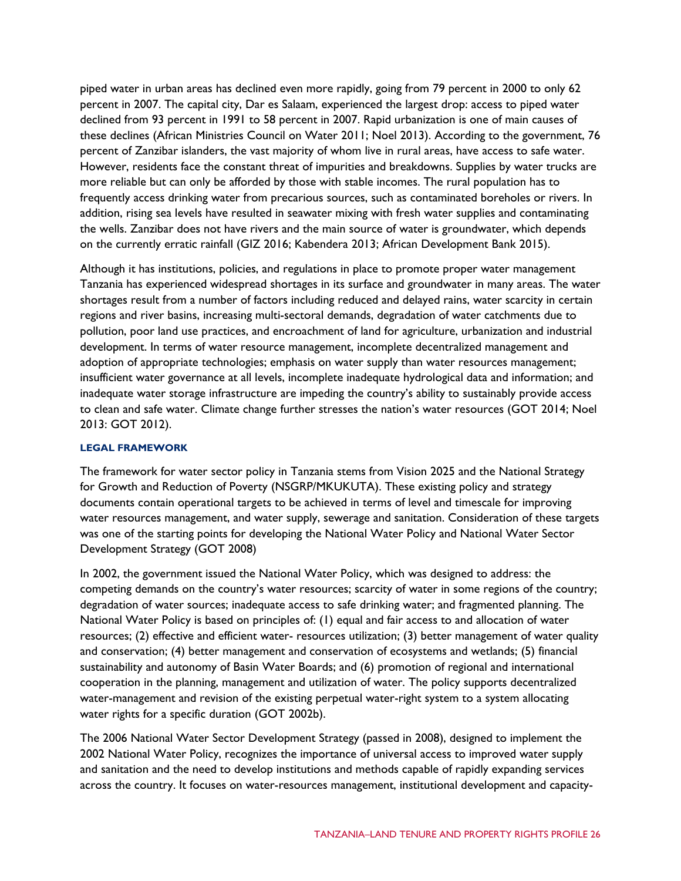piped water in urban areas has declined even more rapidly, going from 79 percent in 2000 to only 62 percent in 2007. The capital city, Dar es Salaam, experienced the largest drop: access to piped water declined from 93 percent in 1991 to 58 percent in 2007. Rapid urbanization is one of main causes of these declines (African Ministries Council on Water 2011; Noel 2013). According to the government, 76 percent of Zanzibar islanders, the vast majority of whom live in rural areas, have access to safe water. However, residents face the constant threat of impurities and breakdowns. Supplies by water trucks are more reliable but can only be afforded by those with stable incomes. The rural population has to frequently access drinking water from precarious sources, such as contaminated boreholes or rivers. In addition, rising sea levels have resulted in seawater mixing with fresh water supplies and contaminating the wells. Zanzibar does not have rivers and the main source of water is groundwater, which depends on the currently erratic rainfall (GIZ 2016; Kabendera 2013; African Development Bank 2015).

Although it has institutions, policies, and regulations in place to promote proper water management Tanzania has experienced widespread shortages in its surface and groundwater in many areas. The water shortages result from a number of factors including reduced and delayed rains, water scarcity in certain regions and river basins, increasing multi-sectoral demands, degradation of water catchments due to pollution, poor land use practices, and encroachment of land for agriculture, urbanization and industrial development. In terms of water resource management, incomplete decentralized management and adoption of appropriate technologies; emphasis on water supply than water resources management; insufficient water governance at all levels, incomplete inadequate hydrological data and information; and inadequate water storage infrastructure are impeding the country's ability to sustainably provide access to clean and safe water. Climate change further stresses the nation's water resources (GOT 2014; Noel 2013: GOT 2012).

### LEGAL FRAMEWORK

The framework for water sector policy in Tanzania stems from Vision 2025 and the National Strategy for Growth and Reduction of Poverty (NSGRP/MKUKUTA). These existing policy and strategy documents contain operational targets to be achieved in terms of level and timescale for improving water resources management, and water supply, sewerage and sanitation. Consideration of these targets was one of the starting points for developing the National Water Policy and National Water Sector Development Strategy (GOT 2008)

In 2002, the government issued the National Water Policy, which was designed to address: the competing demands on the country's water resources; scarcity of water in some regions of the country; degradation of water sources; inadequate access to safe drinking water; and fragmented planning. The National Water Policy is based on principles of: (1) equal and fair access to and allocation of water resources; (2) effective and efficient water- resources utilization; (3) better management of water quality and conservation; (4) better management and conservation of ecosystems and wetlands; (5) financial sustainability and autonomy of Basin Water Boards; and (6) promotion of regional and international cooperation in the planning, management and utilization of water. The policy supports decentralized water-management and revision of the existing perpetual water-right system to a system allocating water rights for a specific duration (GOT 2002b).

The 2006 National Water Sector Development Strategy (passed in 2008), designed to implement the 2002 National Water Policy, recognizes the importance of universal access to improved water supply and sanitation and the need to develop institutions and methods capable of rapidly expanding services across the country. It focuses on water-resources management, institutional development and capacity-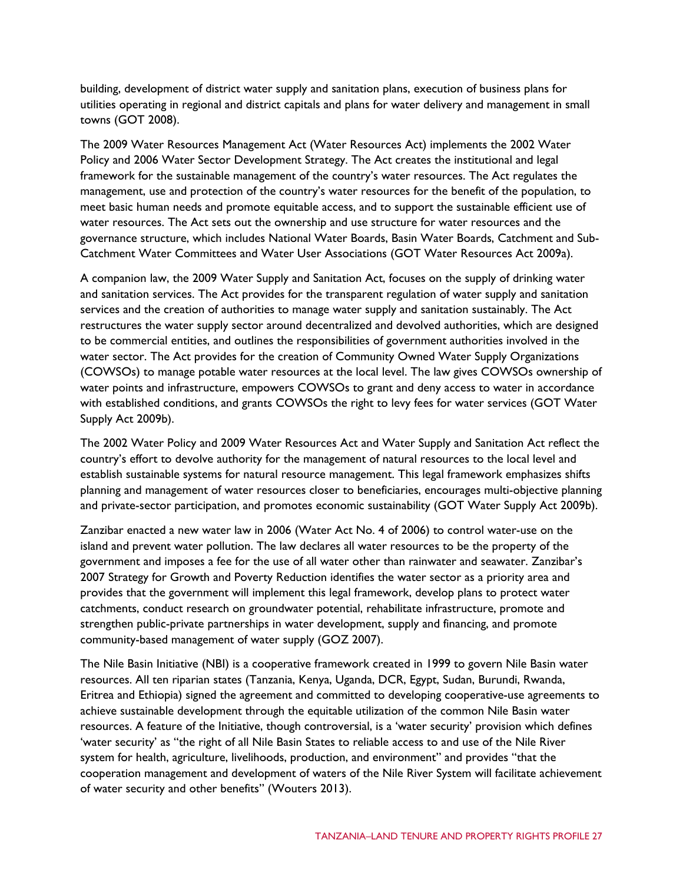building, development of district water supply and sanitation plans, execution of business plans for utilities operating in regional and district capitals and plans for water delivery and management in small towns (GOT 2008).

The 2009 Water Resources Management Act (Water Resources Act) implements the 2002 Water Policy and 2006 Water Sector Development Strategy. The Act creates the institutional and legal framework for the sustainable management of the country's water resources. The Act regulates the management, use and protection of the country's water resources for the benefit of the population, to meet basic human needs and promote equitable access, and to support the sustainable efficient use of water resources. The Act sets out the ownership and use structure for water resources and the governance structure, which includes National Water Boards, Basin Water Boards, Catchment and Sub-Catchment Water Committees and Water User Associations (GOT Water Resources Act 2009a).

A companion law, the 2009 Water Supply and Sanitation Act, focuses on the supply of drinking water and sanitation services. The Act provides for the transparent regulation of water supply and sanitation services and the creation of authorities to manage water supply and sanitation sustainably. The Act restructures the water supply sector around decentralized and devolved authorities, which are designed to be commercial entities, and outlines the responsibilities of government authorities involved in the water sector. The Act provides for the creation of Community Owned Water Supply Organizations (COWSOs) to manage potable water resources at the local level. The law gives COWSOs ownership of water points and infrastructure, empowers COWSOs to grant and deny access to water in accordance with established conditions, and grants COWSOs the right to levy fees for water services (GOT Water Supply Act 2009b).

The 2002 Water Policy and 2009 Water Resources Act and Water Supply and Sanitation Act reflect the country's effort to devolve authority for the management of natural resources to the local level and establish sustainable systems for natural resource management. This legal framework emphasizes shifts planning and management of water resources closer to beneficiaries, encourages multi-objective planning and private-sector participation, and promotes economic sustainability (GOT Water Supply Act 2009b).

Zanzibar enacted a new water law in 2006 (Water Act No. 4 of 2006) to control water-use on the island and prevent water pollution. The law declares all water resources to be the property of the government and imposes a fee for the use of all water other than rainwater and seawater. Zanzibar's 2007 Strategy for Growth and Poverty Reduction identifies the water sector as a priority area and provides that the government will implement this legal framework, develop plans to protect water catchments, conduct research on groundwater potential, rehabilitate infrastructure, promote and strengthen public-private partnerships in water development, supply and financing, and promote community-based management of water supply (GOZ 2007).

The Nile Basin Initiative (NBI) is a cooperative framework created in 1999 to govern Nile Basin water resources. All ten riparian states (Tanzania, Kenya, Uganda, DCR, Egypt, Sudan, Burundi, Rwanda, Eritrea and Ethiopia) signed the agreement and committed to developing cooperative-use agreements to achieve sustainable development through the equitable utilization of the common Nile Basin water resources. A feature of the Initiative, though controversial, is a 'water security' provision which defines 'water security' as "the right of all Nile Basin States to reliable access to and use of the Nile River system for health, agriculture, livelihoods, production, and environment" and provides "that the cooperation management and development of waters of the Nile River System will facilitate achievement of water security and other benefits" (Wouters 2013).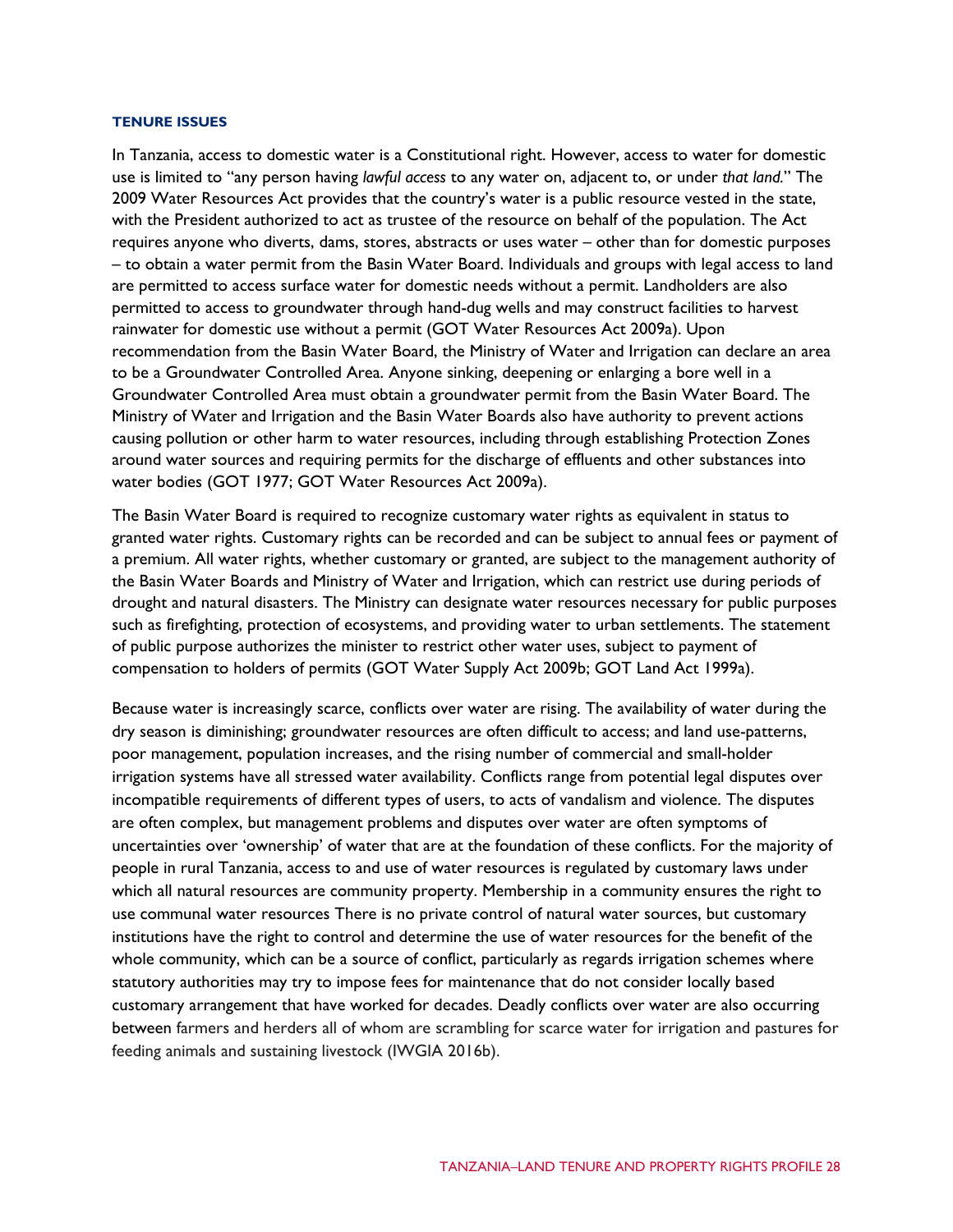### TENURE ISSUES

In Tanzania, access to domestic water is a Constitutional right. However, access to water for domestic use is limited to "any person having *lawful access* to any water on, adjacent to, or under *that land*." The 2009 Water Resources Act provides that the country's water is a public resource vested in the state, with the President authorized to act as trustee of the resource on behalf of the population. The Act requires anyone who diverts, dams, stores, abstracts or uses water – other than for domestic purposes – to obtain a water permit from the Basin Water Board. Individuals and groups with legal access to land are permitted to access surface water for domestic needs without a permit. Landholders are also permitted to access to groundwater through hand-dug wells and may construct facilities to harvest rainwater for domestic use without a permit (GOT Water Resources Act 2009a). Upon recommendation from the Basin Water Board, the Ministry of Water and Irrigation can declare an area to be a Groundwater Controlled Area. Anyone sinking, deepening or enlarging a bore well in a Groundwater Controlled Area must obtain a groundwater permit from the Basin Water Board. The Ministry of Water and Irrigation and the Basin Water Boards also have authority to prevent actions causing pollution or other harm to water resources, including through establishing Protection Zones around water sources and requiring permits for the discharge of effluents and other substances into water bodies (GOT 1977; GOT Water Resources Act 2009a).

The Basin Water Board is required to recognize customary water rights as equivalent in status to granted water rights. Customary rights can be recorded and can be subject to annual fees or payment of a premium. All water rights, whether customary or granted, are subject to the management authority of the Basin Water Boards and Ministry of Water and Irrigation, which can restrict use during periods of drought and natural disasters. The Ministry can designate water resources necessary for public purposes such as firefighting, protection of ecosystems, and providing water to urban settlements. The statement of public purpose authorizes the minister to restrict other water uses, subject to payment of compensation to holders of permits (GOT Water Supply Act 2009b; GOT Land Act 1999a).

Because water is increasingly scarce, conflicts over water are rising. The availability of water during the dry season is diminishing; groundwater resources are often difficult to access; and land use-patterns, poor management, population increases, and the rising number of commercial and small-holder irrigation systems have all stressed water availability. Conflicts range from potential legal disputes over incompatible requirements of different types of users, to acts of vandalism and violence. The disputes are often complex, but management problems and disputes over water are often symptoms of uncertainties over 'ownership' of water that are at the foundation of these conflicts. For the majority of people in rural Tanzania, access to and use of water resources is regulated by customary laws under which all natural resources are community property. Membership in a community ensures the right to use communal water resources There is no private control of natural water sources, but customary institutions have the right to control and determine the use of water resources for the benefit of the whole community, which can be a source of conflict, particularly as regards irrigation schemes where statutory authorities may try to impose fees for maintenance that do not consider locally based customary arrangement that have worked for decades. Deadly conflicts over water are also occurring between farmers and herders all of whom are scrambling for scarce water for irrigation and pastures for feeding animals and sustaining livestock (IWGIA 2016b).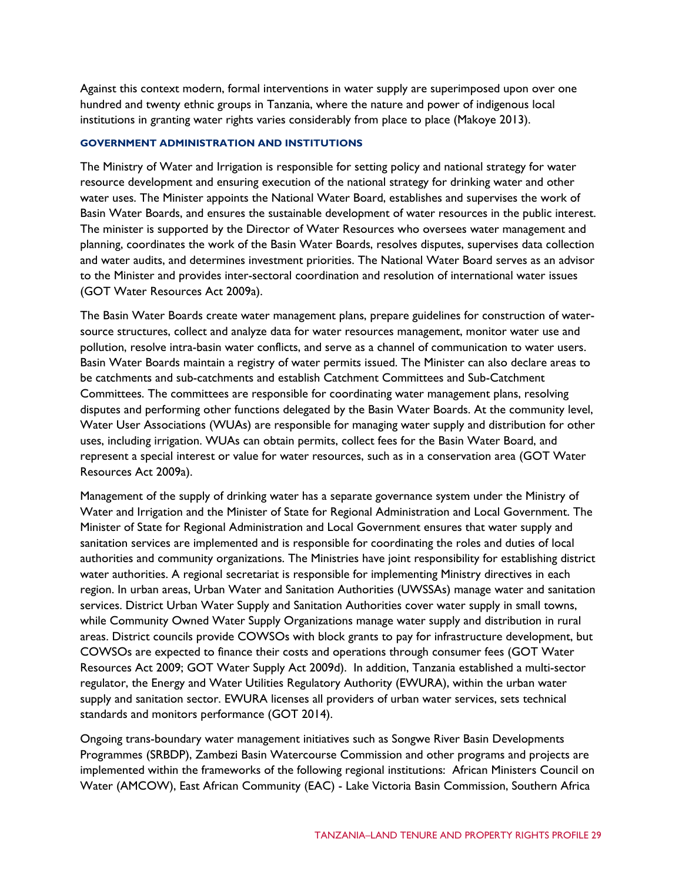Against this context modern, formal interventions in water supply are superimposed upon over one hundred and twenty ethnic groups in Tanzania, where the nature and power of indigenous local institutions in granting water rights varies considerably from place to place (Makoye 2013).

### GOVERNMENT ADMINISTRATION AND INSTITUTIONS

The Ministry of Water and Irrigation is responsible for setting policy and national strategy for water resource development and ensuring execution of the national strategy for drinking water and other water uses. The Minister appoints the National Water Board, establishes and supervises the work of Basin Water Boards, and ensures the sustainable development of water resources in the public interest. The minister is supported by the Director of Water Resources who oversees water management and planning, coordinates the work of the Basin Water Boards, resolves disputes, supervises data collection and water audits, and determines investment priorities. The National Water Board serves as an advisor to the Minister and provides inter-sectoral coordination and resolution of international water issues (GOT Water Resources Act 2009a).

The Basin Water Boards create water management plans, prepare guidelines for construction of water-source structures, collect and analyze data for water resources management, monitor water use and pollution, resolve intra-basin water conflicts, and serve as a channel of communication to water users. Basin Water Boards maintain a registry of water permits issued. The Minister can also declare areas to be catchments and sub-catchments and establish Catchment Committees and Sub-Catchment Committees. The committees are responsible for coordinating water management plans, resolving disputes and performing other functions delegated by the Basin Water Boards. At the community level, Water User Associations (WUAs) are responsible for managing water supply and distribution for other uses, including irrigation. WUAs can obtain permits, collect fees for the Basin Water Board, and represent a special interest or value for water resources, such as in a conservation area (GOT Water Resources Act 2009a).

Management of the supply of drinking water has a separate governance system under the Ministry of Water and Irrigation and the Minister of State for Regional Administration and Local Government. The Minister of State for Regional Administration and Local Government ensures that water supply and sanitation services are implemented and is responsible for coordinating the roles and duties of local authorities and community organizations. The Ministries have joint responsibility for establishing district water authorities. A regional secretariat is responsible for implementing Ministry directives in each region. In urban areas, Urban Water and Sanitation Authorities (UWSSAs) manage water and sanitation services. District Urban Water Supply and Sanitation Authorities cover water supply in small towns, while Community Owned Water Supply Organizations manage water supply and distribution in rural areas. District councils provide COWSOs with block grants to pay for infrastructure development, but COWSOs are expected to finance their costs and operations through consumer fees (GOT Water Resources Act 2009; GOT Water Supply Act 2009d). In addition, Tanzania established a multi-sector regulator, the Energy and Water Utilities Regulatory Authority (EWURA), within the urban water supply and sanitation sector. EWURA licenses all providers of urban water services, sets technical standards and monitors performance (GOT 2014).

Ongoing trans-boundary water management initiatives such as Songwe River Basin Developments Programmes (SRBDP), Zambezi Basin Watercourse Commission and other programs and projects are implemented within the frameworks of the following regional institutions: African Ministers Council on Water (AMCOW), East African Community (EAC) - Lake Victoria Basin Commission, Southern Africa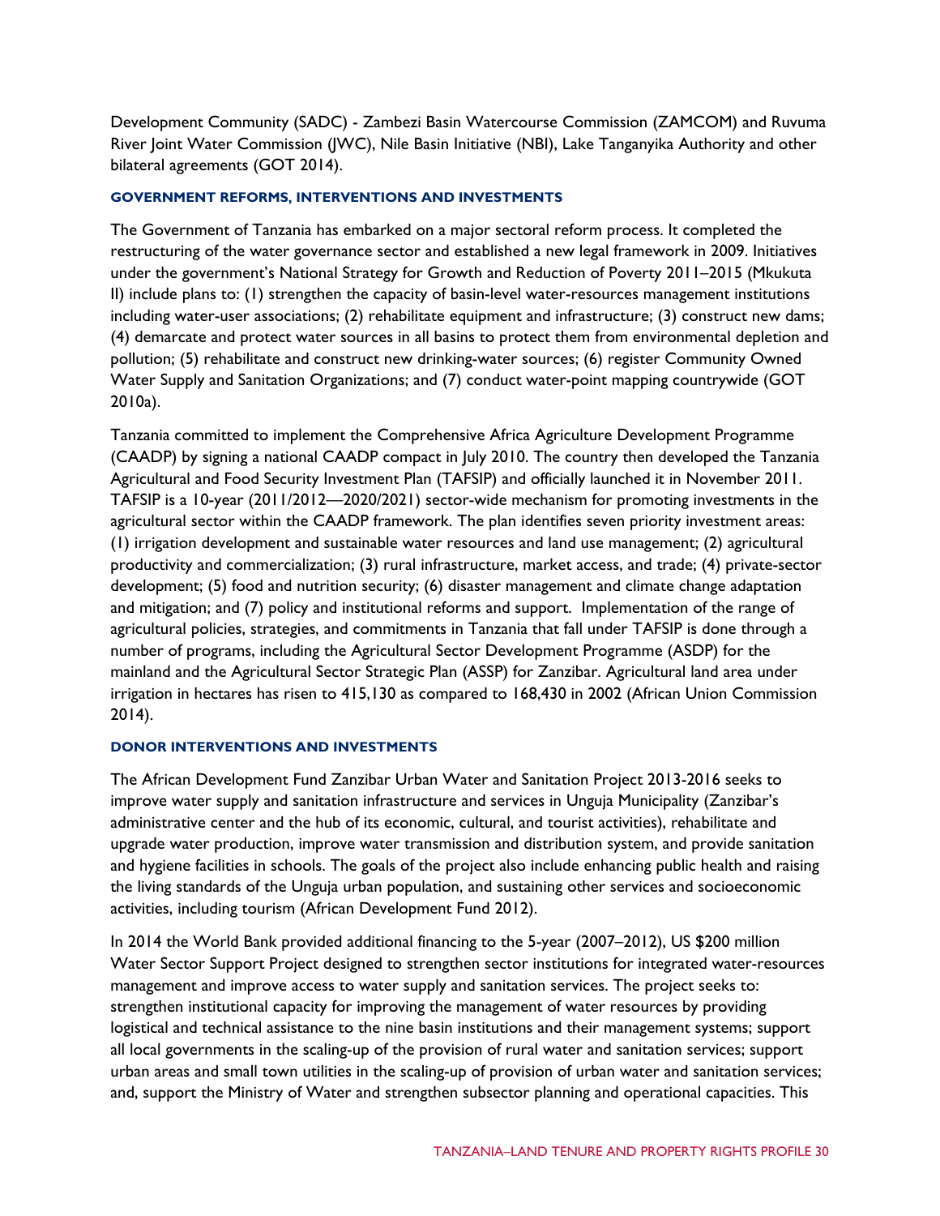Development Community (SADC) - Zambezi Basin Watercourse Commission (ZAMCOM) and Ruvuma River Joint Water Commission (JWC), Nile Basin Initiative (NBI), Lake Tanganyika Authority and other bilateral agreements (GOT 2014).

#### GOVERNMENT REFORMS, INTERVENTIONS AND INVESTMENTS

The Government of Tanzania has embarked on a major sectoral reform process. It completed the restructuring of the water governance sector and established a new legal framework in 2009. Initiatives under the government's National Strategy for Growth and Reduction of Poverty 2011–2015 (Mkukuta II) include plans to: (1) strengthen the capacity of basin-level water-resources management institutions including water-user associations; (2) rehabilitate equipment and infrastructure; (3) construct new dams; (4) demarcate and protect water sources in all basins to protect them from environmental depletion and pollution; (5) rehabilitate and construct new drinking-water sources; (6) register Community Owned Water Supply and Sanitation Organizations; and (7) conduct water-point mapping countrywide (GOT 2010a).

Tanzania committed to implement the Comprehensive Africa Agriculture Development Programme (CAADP) by signing a national CAADP compact in July 2010. The country then developed the Tanzania Agricultural and Food Security Investment Plan (TAFSIP) and officially launched it in November 2011. TAFSIP is a 10-year (2011/2012—2020/2021) sector-wide mechanism for promoting investments in the agricultural sector within the CAADP framework. The plan identifies seven priority investment areas: (1) irrigation development and sustainable water resources and land use management; (2) agricultural productivity and commercialization; (3) rural infrastructure, market access, and trade; (4) private-sector development; (5) food and nutrition security; (6) disaster management and climate change adaptation and mitigation; and (7) policy and institutional reforms and support. Implementation of the range of agricultural policies, strategies, and commitments in Tanzania that fall under TAFSIP is done through a number of programs, including the Agricultural Sector Development Programme (ASDP) for the mainland and the Agricultural Sector Strategic Plan (ASSP) for Zanzibar. Agricultural land area under irrigation in hectares has risen to 415,130 as compared to 168,430 in 2002 (African Union Commission 2014).

#### DONOR INTERVENTIONS AND INVESTMENTS

The African Development Fund Zanzibar Urban Water and Sanitation Project 2013-2016 seeks to improve water supply and sanitation infrastructure and services in Unguja Municipality (Zanzibar's administrative center and the hub of its economic, cultural, and tourist activities), rehabilitate and upgrade water production, improve water transmission and distribution system, and provide sanitation and hygiene facilities in schools. The goals of the project also include enhancing public health and raising the living standards of the Unguja urban population, and sustaining other services and socioeconomic activities, including tourism (African Development Fund 2012).

In 2014 the World Bank provided additional financing to the 5-year (2007–2012), US $200 million Water Sector Support Project designed to strengthen sector institutions for integrated water-resources management and improve access to water supply and sanitation services. The project seeks to: strengthen institutional capacity for improving the management of water resources by providing logistical and technical assistance to the nine basin institutions and their management systems; support all local governments in the scaling-up of the provision of rural water and sanitation services; support urban areas and small town utilities in the scaling-up of provision of urban water and sanitation services; and, support the Ministry of Water and strengthen subsector planning and operational capacities. This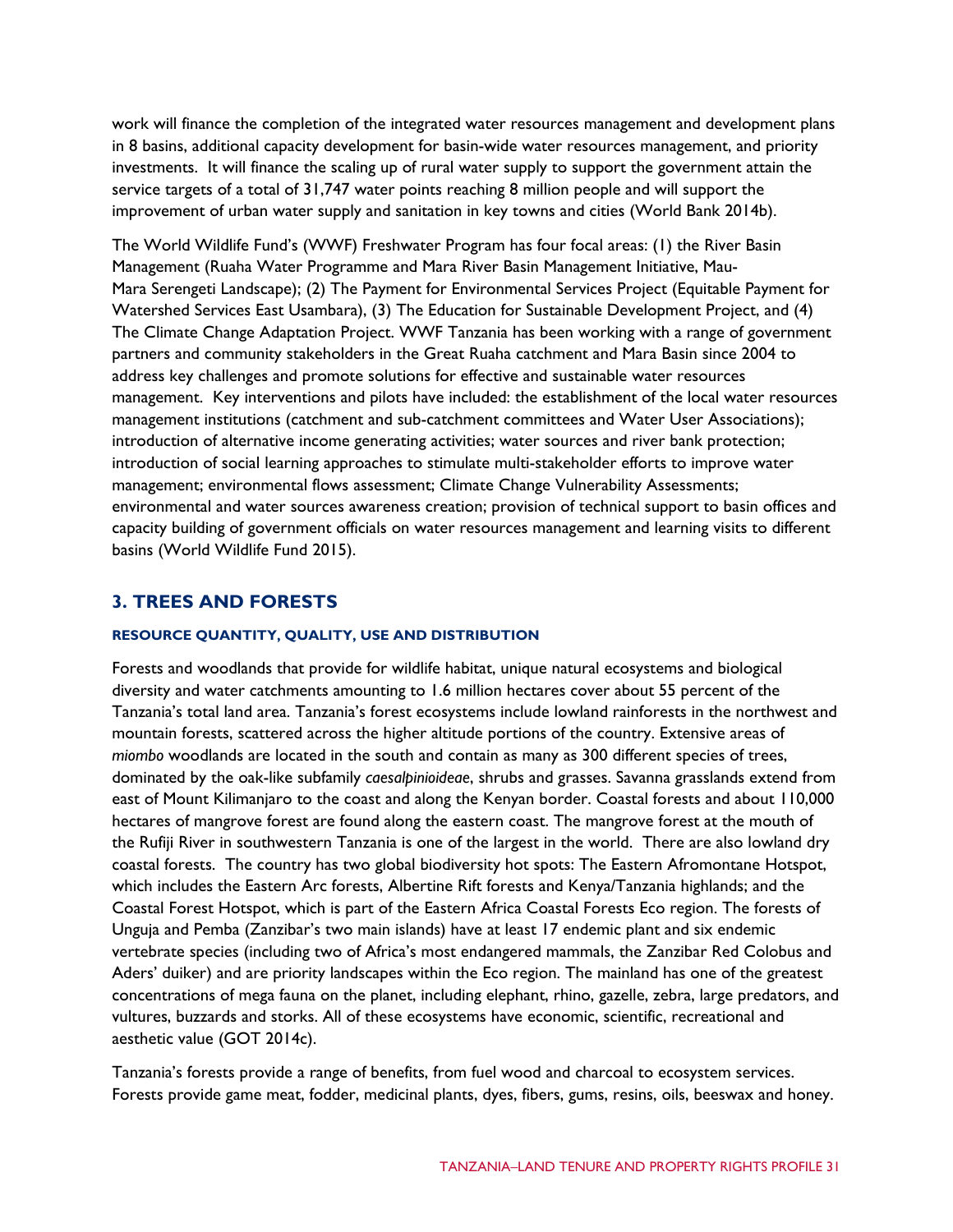work will finance the completion of the integrated water resources management and development plans in 8 basins, additional capacity development for basin-wide water resources management, and priority investments. It will finance the scaling up of rural water supply to support the government attain the service targets of a total of 31,747 water points reaching 8 million people and will support the improvement of urban water supply and sanitation in key towns and cities (World Bank 2014b).

The World Wildlife Fund's (WWF) Freshwater Program has four focal areas: (1) the River Basin Management (Ruaha Water Programme and Mara River Basin Management Initiative, Mau-Mara Serengeti Landscape); (2) The Payment for Environmental Services Project (Equitable Payment for Watershed Services East Usambara), (3) The Education for Sustainable Development Project, and (4) The Climate Change Adaptation Project. WWF Tanzania has been working with a range of government partners and community stakeholders in the Great Ruaha catchment and Mara Basin since 2004 to address key challenges and promote solutions for effective and sustainable water resources management. Key interventions and pilots have included: the establishment of the local water resources management institutions (catchment and sub-catchment committees and Water User Associations); introduction of alternative income generating activities; water sources and river bank protection; introduction of social learning approaches to stimulate multi-stakeholder efforts to improve water management; environmental flows assessment; Climate Change Vulnerability Assessments; environmental and water sources awareness creation; provision of technical support to basin offices and capacity building of government officials on water resources management and learning visits to different basins (World Wildlife Fund 2015).

## 3. TREES AND FORESTS

#### RESOURCE QUANTITY, QUALITY, USE AND DISTRIBUTION

Forests and woodlands that provide for wildlife habitat, unique natural ecosystems and biological diversity and water catchments amounting to 1.6 million hectares cover about 55 percent of the Tanzania's total land area. Tanzania's forest ecosystems include lowland rainforests in the northwest and mountain forests, scattered across the higher altitude portions of the country. Extensive areas of *miombo* woodlands are located in the south and contain as many as 300 different species of trees, dominated by the oak-like subfamily *caesalpinioideae*, shrubs and grasses. Savanna grasslands extend from east of Mount Kilimanjaro to the coast and along the Kenyan border. Coastal forests and about 110,000 hectares of mangrove forest are found along the eastern coast. The mangrove forest at the mouth of the Rufiji River in southwestern Tanzania is one of the largest in the world. There are also lowland dry coastal forests. The country has two global biodiversity hot spots: The Eastern Afromontane Hotspot, which includes the Eastern Arc forests, Albertine Rift forests and Kenya/Tanzania highlands; and the Coastal Forest Hotspot, which is part of the Eastern Africa Coastal Forests Eco region. The forests of Unguja and Pemba (Zanzibar's two main islands) have at least 17 endemic plant and six endemic vertebrate species (including two of Africa's most endangered mammals, the Zanzibar Red Colobus and Aders' duiker) and are priority landscapes within the Eco region. The mainland has one of the greatest concentrations of mega fauna on the planet, including elephant, rhino, gazelle, zebra, large predators, and vultures, buzzards and storks. All of these ecosystems have economic, scientific, recreational and aesthetic value (GOT 2014c).

Tanzania's forests provide a range of benefits, from fuel wood and charcoal to ecosystem services. Forests provide game meat, fodder, medicinal plants, dyes, fibers, gums, resins, oils, beeswax and honey.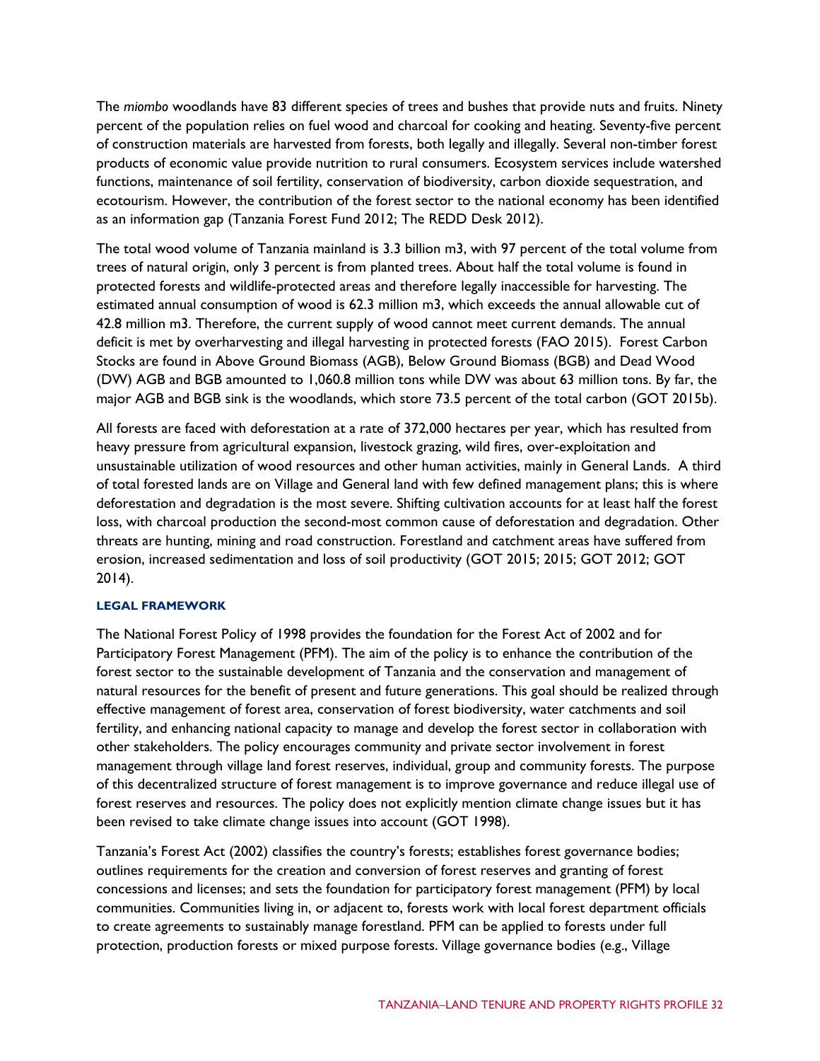The *miombo* woodlands have 83 different species of trees and bushes that provide nuts and fruits. Ninety percent of the population relies on fuel wood and charcoal for cooking and heating. Seventy-five percent of construction materials are harvested from forests, both legally and illegally. Several non-timber forest products of economic value provide nutrition to rural consumers. Ecosystem services include watershed functions, maintenance of soil fertility, conservation of biodiversity, carbon dioxide sequestration, and ecotourism. However, the contribution of the forest sector to the national economy has been identified as an information gap (Tanzania Forest Fund 2012; The REDD Desk 2012).

The total wood volume of Tanzania mainland is 3.3 billion m3, with 97 percent of the total volume from trees of natural origin, only 3 percent is from planted trees. About half the total volume is found in protected forests and wildlife-protected areas and therefore legally inaccessible for harvesting. The estimated annual consumption of wood is 62.3 million m3, which exceeds the annual allowable cut of 42.8 million m3. Therefore, the current supply of wood cannot meet current demands. The annual deficit is met by overharvesting and illegal harvesting in protected forests (FAO 2015). Forest Carbon Stocks are found in Above Ground Biomass (AGB), Below Ground Biomass (BGB) and Dead Wood (DW) AGB and BGB amounted to 1,060.8 million tons while DW was about 63 million tons. By far, the major AGB and BGB sink is the woodlands, which store 73.5 percent of the total carbon (GOT 2015b).

All forests are faced with deforestation at a rate of 372,000 hectares per year, which has resulted from heavy pressure from agricultural expansion, livestock grazing, wild fires, over-exploitation and unsustainable utilization of wood resources and other human activities, mainly in General Lands. A third of total forested lands are on Village and General land with few defined management plans; this is where deforestation and degradation is the most severe. Shifting cultivation accounts for at least half the forest loss, with charcoal production the second-most common cause of deforestation and degradation. Other threats are hunting, mining and road construction. Forestland and catchment areas have suffered from erosion, increased sedimentation and loss of soil productivity (GOT 2015; 2015; GOT 2012; GOT 2014).

#### LEGAL FRAMEWORK

The National Forest Policy of 1998 provides the foundation for the Forest Act of 2002 and for Participatory Forest Management (PFM). The aim of the policy is to enhance the contribution of the forest sector to the sustainable development of Tanzania and the conservation and management of natural resources for the benefit of present and future generations. This goal should be realized through effective management of forest area, conservation of forest biodiversity, water catchments and soil fertility, and enhancing national capacity to manage and develop the forest sector in collaboration with other stakeholders. The policy encourages community and private sector involvement in forest management through village land forest reserves, individual, group and community forests. The purpose of this decentralized structure of forest management is to improve governance and reduce illegal use of forest reserves and resources. The policy does not explicitly mention climate change issues but it has been revised to take climate change issues into account (GOT 1998).

Tanzania's Forest Act (2002) classifies the country's forests; establishes forest governance bodies; outlines requirements for the creation and conversion of forest reserves and granting of forest concessions and licenses; and sets the foundation for participatory forest management (PFM) by local communities. Communities living in, or adjacent to, forests work with local forest department officials to create agreements to sustainably manage forestland. PFM can be applied to forests under full protection, production forests or mixed purpose forests. Village governance bodies (e.g., Village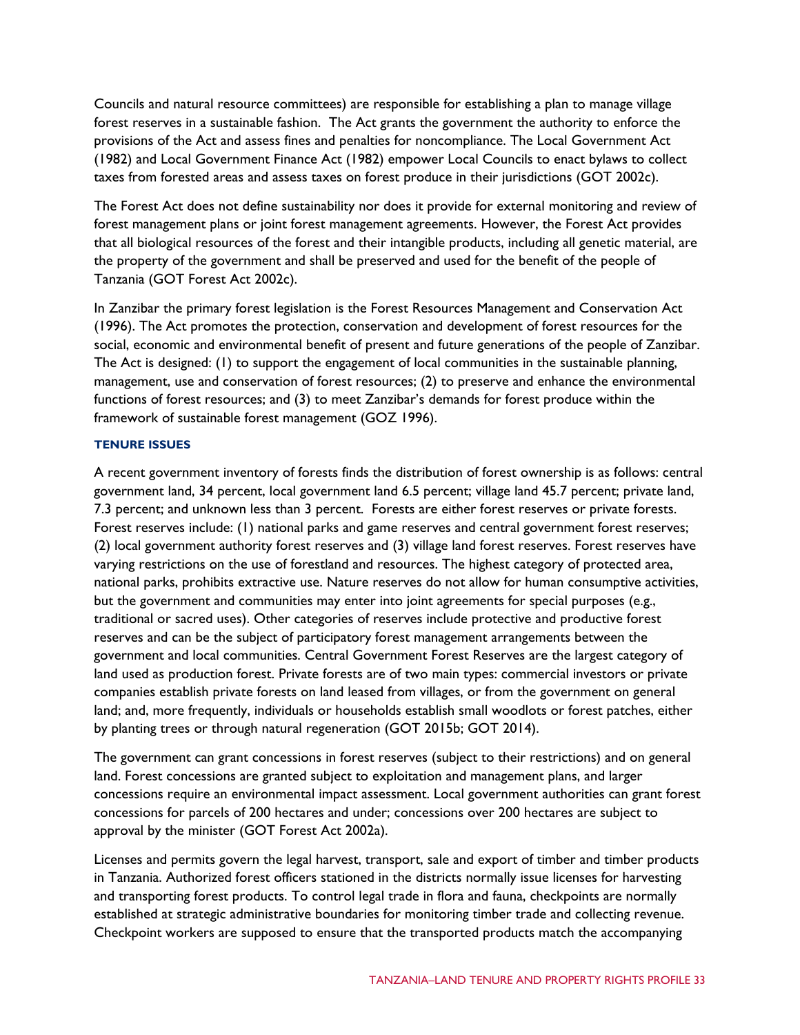Councils and natural resource committees) are responsible for establishing a plan to manage village forest reserves in a sustainable fashion. The Act grants the government the authority to enforce the provisions of the Act and assess fines and penalties for noncompliance. The Local Government Act (1982) and Local Government Finance Act (1982) empower Local Councils to enact bylaws to collect taxes from forested areas and assess taxes on forest produce in their jurisdictions (GOT 2002c).

The Forest Act does not define sustainability nor does it provide for external monitoring and review of forest management plans or joint forest management agreements. However, the Forest Act provides that all biological resources of the forest and their intangible products, including all genetic material, are the property of the government and shall be preserved and used for the benefit of the people of Tanzania (GOT Forest Act 2002c).

In Zanzibar the primary forest legislation is the Forest Resources Management and Conservation Act (1996). The Act promotes the protection, conservation and development of forest resources for the social, economic and environmental benefit of present and future generations of the people of Zanzibar. The Act is designed: (1) to support the engagement of local communities in the sustainable planning, management, use and conservation of forest resources; (2) to preserve and enhance the environmental functions of forest resources; and (3) to meet Zanzibar's demands for forest produce within the framework of sustainable forest management (GOZ 1996).

### TENURE ISSUES

A recent government inventory of forests finds the distribution of forest ownership is as follows: central government land, 34 percent, local government land 6.5 percent; village land 45.7 percent; private land, 7.3 percent; and unknown less than 3 percent. Forests are either forest reserves or private forests. Forest reserves include: (1) national parks and game reserves and central government forest reserves; (2) local government authority forest reserves and (3) village land forest reserves. Forest reserves have varying restrictions on the use of forestland and resources. The highest category of protected area, national parks, prohibits extractive use. Nature reserves do not allow for human consumptive activities, but the government and communities may enter into joint agreements for special purposes (e.g., traditional or sacred uses). Other categories of reserves include protective and productive forest reserves and can be the subject of participatory forest management arrangements between the government and local communities. Central Government Forest Reserves are the largest category of land used as production forest. Private forests are of two main types: commercial investors or private companies establish private forests on land leased from villages, or from the government on general land; and, more frequently, individuals or households establish small woodlots or forest patches, either by planting trees or through natural regeneration (GOT 2015b; GOT 2014).

The government can grant concessions in forest reserves (subject to their restrictions) and on general land. Forest concessions are granted subject to exploitation and management plans, and larger concessions require an environmental impact assessment. Local government authorities can grant forest concessions for parcels of 200 hectares and under; concessions over 200 hectares are subject to approval by the minister (GOT Forest Act 2002a).

Licenses and permits govern the legal harvest, transport, sale and export of timber and timber products in Tanzania. Authorized forest officers stationed in the districts normally issue licenses for harvesting and transporting forest products. To control legal trade in flora and fauna, checkpoints are normally established at strategic administrative boundaries for monitoring timber trade and collecting revenue. Checkpoint workers are supposed to ensure that the transported products match the accompanying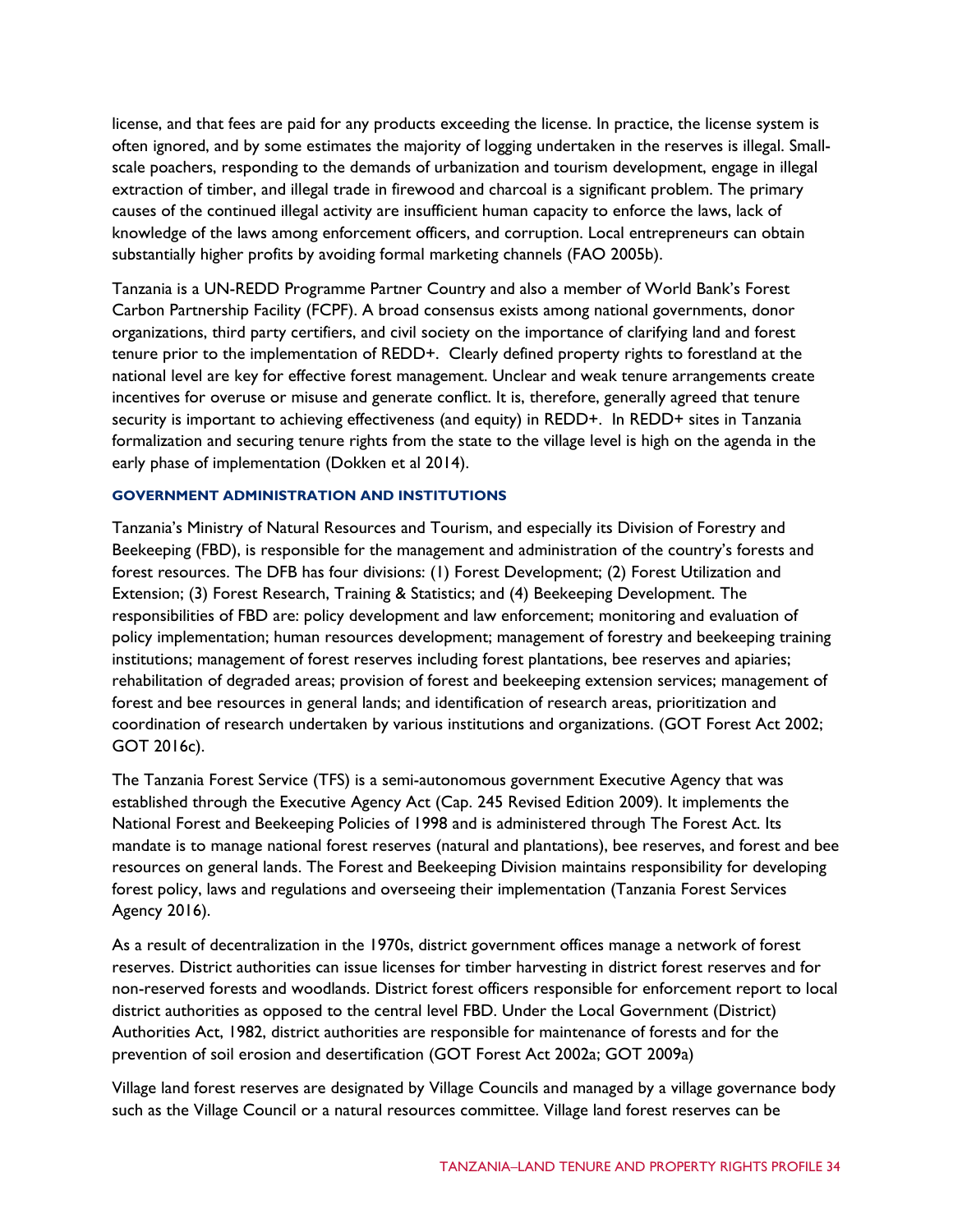license, and that fees are paid for any products exceeding the license. In practice, the license system is often ignored, and by some estimates the majority of logging undertaken in the reserves is illegal. Small-scale poachers, responding to the demands of urbanization and tourism development, engage in illegal extraction of timber, and illegal trade in firewood and charcoal is a significant problem. The primary causes of the continued illegal activity are insufficient human capacity to enforce the laws, lack of knowledge of the laws among enforcement officers, and corruption. Local entrepreneurs can obtain substantially higher profits by avoiding formal marketing channels (FAO 2005b).

Tanzania is a UN-REDD Programme Partner Country and also a member of World Bank's Forest Carbon Partnership Facility (FCPF). A broad consensus exists among national governments, donor organizations, third party certifiers, and civil society on the importance of clarifying land and forest tenure prior to the implementation of REDD+. Clearly defined property rights to forestland at the national level are key for effective forest management. Unclear and weak tenure arrangements create incentives for overuse or misuse and generate conflict. It is, therefore, generally agreed that tenure security is important to achieving effectiveness (and equity) in REDD+. In REDD+ sites in Tanzania formalization and securing tenure rights from the state to the village level is high on the agenda in the early phase of implementation (Dokken et al 2014).

### GOVERNMENT ADMINISTRATION AND INSTITUTIONS

Tanzania's Ministry of Natural Resources and Tourism, and especially its Division of Forestry and Beekeeping (FBD), is responsible for the management and administration of the country's forests and forest resources. The DFB has four divisions: (1) Forest Development; (2) Forest Utilization and Extension; (3) Forest Research, Training & Statistics; and (4) Beekeeping Development. The responsibilities of FBD are: policy development and law enforcement; monitoring and evaluation of policy implementation; human resources development; management of forestry and beekeeping training institutions; management of forest reserves including forest plantations, bee reserves and apiaries; rehabilitation of degraded areas; provision of forest and beekeeping extension services; management of forest and bee resources in general lands; and identification of research areas, prioritization and coordination of research undertaken by various institutions and organizations. (GOT Forest Act 2002; GOT 2016c).

The Tanzania Forest Service (TFS) is a semi-autonomous government Executive Agency that was established through the Executive Agency Act (Cap. 245 Revised Edition 2009). It implements the National Forest and Beekeeping Policies of 1998 and is administered through The Forest Act. Its mandate is to manage national forest reserves (natural and plantations), bee reserves, and forest and bee resources on general lands. The Forest and Beekeeping Division maintains responsibility for developing forest policy, laws and regulations and overseeing their implementation (Tanzania Forest Services Agency 2016).

As a result of decentralization in the 1970s, district government offices manage a network of forest reserves. District authorities can issue licenses for timber harvesting in district forest reserves and for non-reserved forests and woodlands. District forest officers responsible for enforcement report to local district authorities as opposed to the central level FBD. Under the Local Government (District) Authorities Act, 1982, district authorities are responsible for maintenance of forests and for the prevention of soil erosion and desertification (GOT Forest Act 2002a; GOT 2009a)

Village land forest reserves are designated by Village Councils and managed by a village governance body such as the Village Council or a natural resources committee. Village land forest reserves can be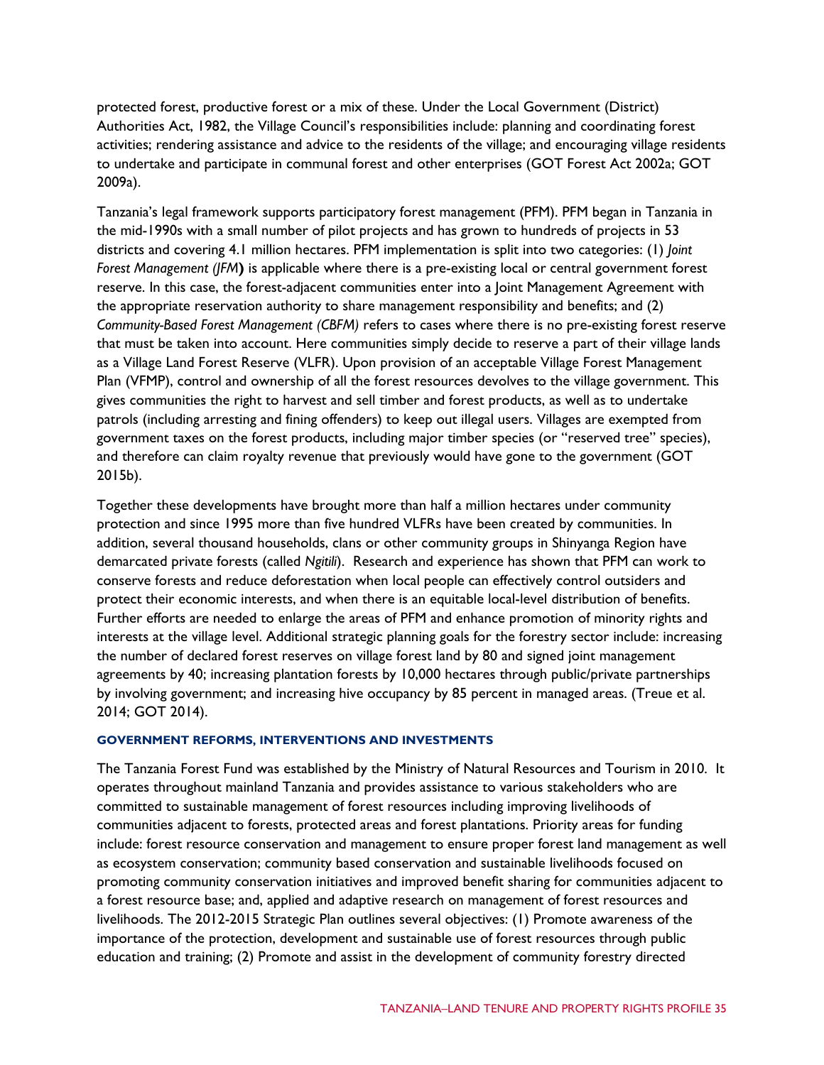protected forest, productive forest or a mix of these. Under the Local Government (District) Authorities Act, 1982, the Village Council's responsibilities include: planning and coordinating forest activities; rendering assistance and advice to the residents of the village; and encouraging village residents to undertake and participate in communal forest and other enterprises (GOT Forest Act 2002a; GOT 2009a).

Tanzania's legal framework supports participatory forest management (PFM). PFM began in Tanzania in the mid-1990s with a small number of pilot projects and has grown to hundreds of projects in 53 districts and covering 4.1 million hectares. PFM implementation is split into two categories: (1) *Joint Forest Management (JFM*) is applicable where there is a pre-existing local or central government forest reserve. In this case, the forest-adjacent communities enter into a Joint Management Agreement with the appropriate reservation authority to share management responsibility and benefits; and (2) *Community-Based Forest Management (CBFM)* refers to cases where there is no pre-existing forest reserve that must be taken into account. Here communities simply decide to reserve a part of their village lands as a Village Land Forest Reserve (VLFR). Upon provision of an acceptable Village Forest Management Plan (VFMP), control and ownership of all the forest resources devolves to the village government. This gives communities the right to harvest and sell timber and forest products, as well as to undertake patrols (including arresting and fining offenders) to keep out illegal users. Villages are exempted from government taxes on the forest products, including major timber species (or "reserved tree" species), and therefore can claim royalty revenue that previously would have gone to the government (GOT 2015b).

Together these developments have brought more than half a million hectares under community protection and since 1995 more than five hundred VLFRs have been created by communities. In addition, several thousand households, clans or other community groups in Shinyanga Region have demarcated private forests (called *Ngitili*). Research and experience has shown that PFM can work to conserve forests and reduce deforestation when local people can effectively control outsiders and protect their economic interests, and when there is an equitable local-level distribution of benefits. Further efforts are needed to enlarge the areas of PFM and enhance promotion of minority rights and interests at the village level. Additional strategic planning goals for the forestry sector include: increasing the number of declared forest reserves on village forest land by 80 and signed joint management agreements by 40; increasing plantation forests by 10,000 hectares through public/private partnerships by involving government; and increasing hive occupancy by 85 percent in managed areas. (Treue et al. 2014; GOT 2014).

### GOVERNMENT REFORMS, INTERVENTIONS AND INVESTMENTS

The Tanzania Forest Fund was established by the Ministry of Natural Resources and Tourism in 2010. It operates throughout mainland Tanzania and provides assistance to various stakeholders who are committed to sustainable management of forest resources including improving livelihoods of communities adjacent to forests, protected areas and forest plantations. Priority areas for funding include: forest resource conservation and management to ensure proper forest land management as well as ecosystem conservation; community based conservation and sustainable livelihoods focused on promoting community conservation initiatives and improved benefit sharing for communities adjacent to a forest resource base; and, applied and adaptive research on management of forest resources and livelihoods. The 2012-2015 Strategic Plan outlines several objectives: (1) Promote awareness of the importance of the protection, development and sustainable use of forest resources through public education and training; (2) Promote and assist in the development of community forestry directed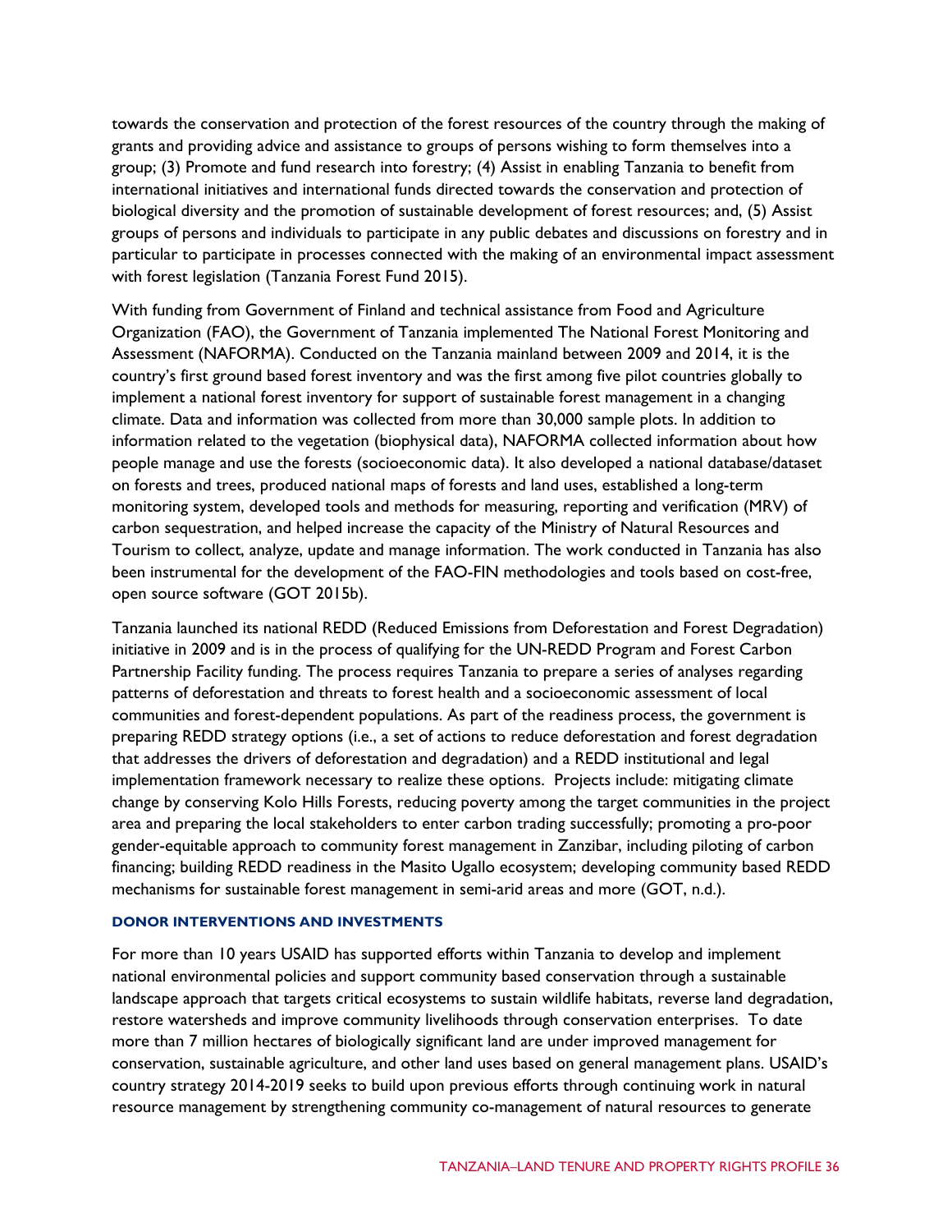towards the conservation and protection of the forest resources of the country through the making of grants and providing advice and assistance to groups of persons wishing to form themselves into a group; (3) Promote and fund research into forestry; (4) Assist in enabling Tanzania to benefit from international initiatives and international funds directed towards the conservation and protection of biological diversity and the promotion of sustainable development of forest resources; and, (5) Assist groups of persons and individuals to participate in any public debates and discussions on forestry and in particular to participate in processes connected with the making of an environmental impact assessment with forest legislation (Tanzania Forest Fund 2015).

With funding from Government of Finland and technical assistance from Food and Agriculture Organization (FAO), the Government of Tanzania implemented The National Forest Monitoring and Assessment (NAFORMA). Conducted on the Tanzania mainland between 2009 and 2014, it is the country's first ground based forest inventory and was the first among five pilot countries globally to implement a national forest inventory for support of sustainable forest management in a changing climate. Data and information was collected from more than 30,000 sample plots. In addition to information related to the vegetation (biophysical data), NAFORMA collected information about how people manage and use the forests (socioeconomic data). It also developed a national database/dataset on forests and trees, produced national maps of forests and land uses, established a long-term monitoring system, developed tools and methods for measuring, reporting and verification (MRV) of carbon sequestration, and helped increase the capacity of the Ministry of Natural Resources and Tourism to collect, analyze, update and manage information. The work conducted in Tanzania has also been instrumental for the development of the FAO-FIN methodologies and tools based on cost-free, open source software (GOT 2015b).

Tanzania launched its national REDD (Reduced Emissions from Deforestation and Forest Degradation) initiative in 2009 and is in the process of qualifying for the UN-REDD Program and Forest Carbon Partnership Facility funding. The process requires Tanzania to prepare a series of analyses regarding patterns of deforestation and threats to forest health and a socioeconomic assessment of local communities and forest-dependent populations. As part of the readiness process, the government is preparing REDD strategy options (i.e., a set of actions to reduce deforestation and forest degradation that addresses the drivers of deforestation and degradation) and a REDD institutional and legal implementation framework necessary to realize these options. Projects include: mitigating climate change by conserving Kolo Hills Forests, reducing poverty among the target communities in the project area and preparing the local stakeholders to enter carbon trading successfully; promoting a pro-poor gender-equitable approach to community forest management in Zanzibar, including piloting of carbon financing; building REDD readiness in the Masito Ugallo ecosystem; developing community based REDD mechanisms for sustainable forest management in semi-arid areas and more (GOT, n.d.).

#### DONOR INTERVENTIONS AND INVESTMENTS

For more than 10 years USAID has supported efforts within Tanzania to develop and implement national environmental policies and support community based conservation through a sustainable landscape approach that targets critical ecosystems to sustain wildlife habitats, reverse land degradation, restore watersheds and improve community livelihoods through conservation enterprises. To date more than 7 million hectares of biologically significant land are under improved management for conservation, sustainable agriculture, and other land uses based on general management plans. USAID's country strategy 2014-2019 seeks to build upon previous efforts through continuing work in natural resource management by strengthening community co-management of natural resources to generate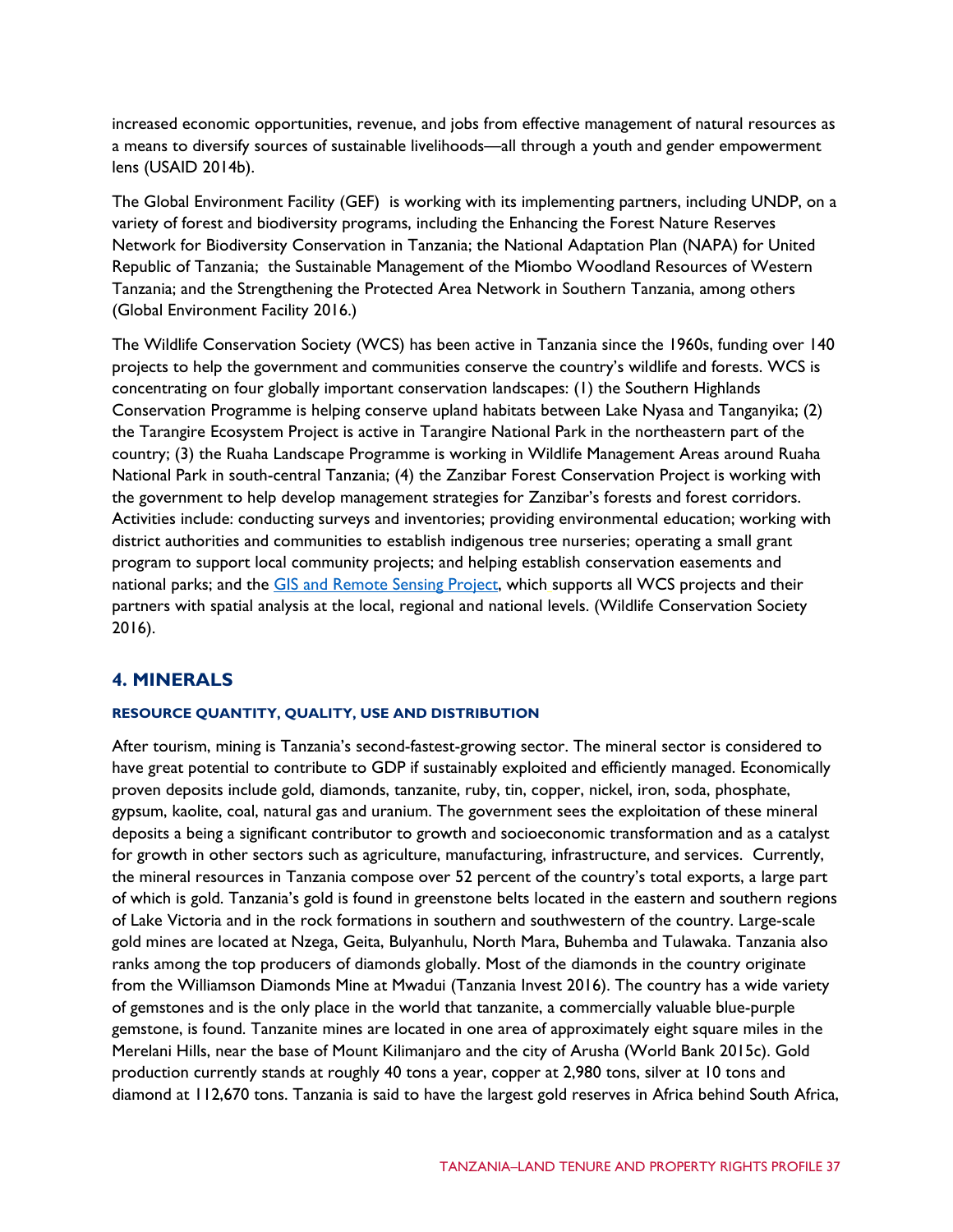increased economic opportunities, revenue, and jobs from effective management of natural resources as a means to diversify sources of sustainable livelihoods—all through a youth and gender empowerment lens (USAID 2014b).

The Global Environment Facility (GEF) is working with its implementing partners, including UNDP, on a variety of forest and biodiversity programs, including the Enhancing the Forest Nature Reserves Network for Biodiversity Conservation in Tanzania; the National Adaptation Plan (NAPA) for United Republic of Tanzania; the Sustainable Management of the Miombo Woodland Resources of Western Tanzania; and the Strengthening the Protected Area Network in Southern Tanzania, among others (Global Environment Facility 2016.)

The Wildlife Conservation Society (WCS) has been active in Tanzania since the 1960s, funding over 140 projects to help the government and communities conserve the country's wildlife and forests. WCS is concentrating on four globally important conservation landscapes: (1) the Southern Highlands Conservation Programme is helping conserve upland habitats between Lake Nyasa and Tanganyika; (2) the Tarangire Ecosystem Project is active in Tarangire National Park in the northeastern part of the country; (3) the Ruaha Landscape Programme is working in Wildlife Management Areas around Ruaha National Park in south-central Tanzania; (4) the Zanzibar Forest Conservation Project is working with the government to help develop management strategies for Zanzibar's forests and forest corridors. Activities include: conducting surveys and inventories; providing environmental education; working with district authorities and communities to establish indigenous tree nurseries; operating a small grant program to support local community projects; and helping establish conservation easements and national parks; and the GIS and Remote Sensing Project, which supports all WCS projects and their partners with spatial analysis at the local, regional and national levels. (Wildlife Conservation Society 2016).

## 4. MINERALS

### RESOURCE QUANTITY, QUALITY, USE AND DISTRIBUTION

After tourism, mining is Tanzania's second-fastest-growing sector. The mineral sector is considered to have great potential to contribute to GDP if sustainably exploited and efficiently managed. Economically proven deposits include gold, diamonds, tanzanite, ruby, tin, copper, nickel, iron, soda, phosphate, gypsum, kaolite, coal, natural gas and uranium. The government sees the exploitation of these mineral deposits a being a significant contributor to growth and socioeconomic transformation and as a catalyst for growth in other sectors such as agriculture, manufacturing, infrastructure, and services. Currently, the mineral resources in Tanzania compose over 52 percent of the country's total exports, a large part of which is gold. Tanzania's gold is found in greenstone belts located in the eastern and southern regions of Lake Victoria and in the rock formations in southern and southwestern of the country. Large-scale gold mines are located at Nzega, Geita, Bulyanhulu, North Mara, Buhemba and Tulawaka. Tanzania also ranks among the top producers of diamonds globally. Most of the diamonds in the country originate from the Williamson Diamonds Mine at Mwadui (Tanzania Invest 2016). The country has a wide variety of gemstones and is the only place in the world that tanzanite, a commercially valuable blue-purple gemstone, is found. Tanzanite mines are located in one area of approximately eight square miles in the Merelani Hills, near the base of Mount Kilimanjaro and the city of Arusha (World Bank 2015c). Gold production currently stands at roughly 40 tons a year, copper at 2,980 tons, silver at 10 tons and diamond at 112,670 tons. Tanzania is said to have the largest gold reserves in Africa behind South Africa,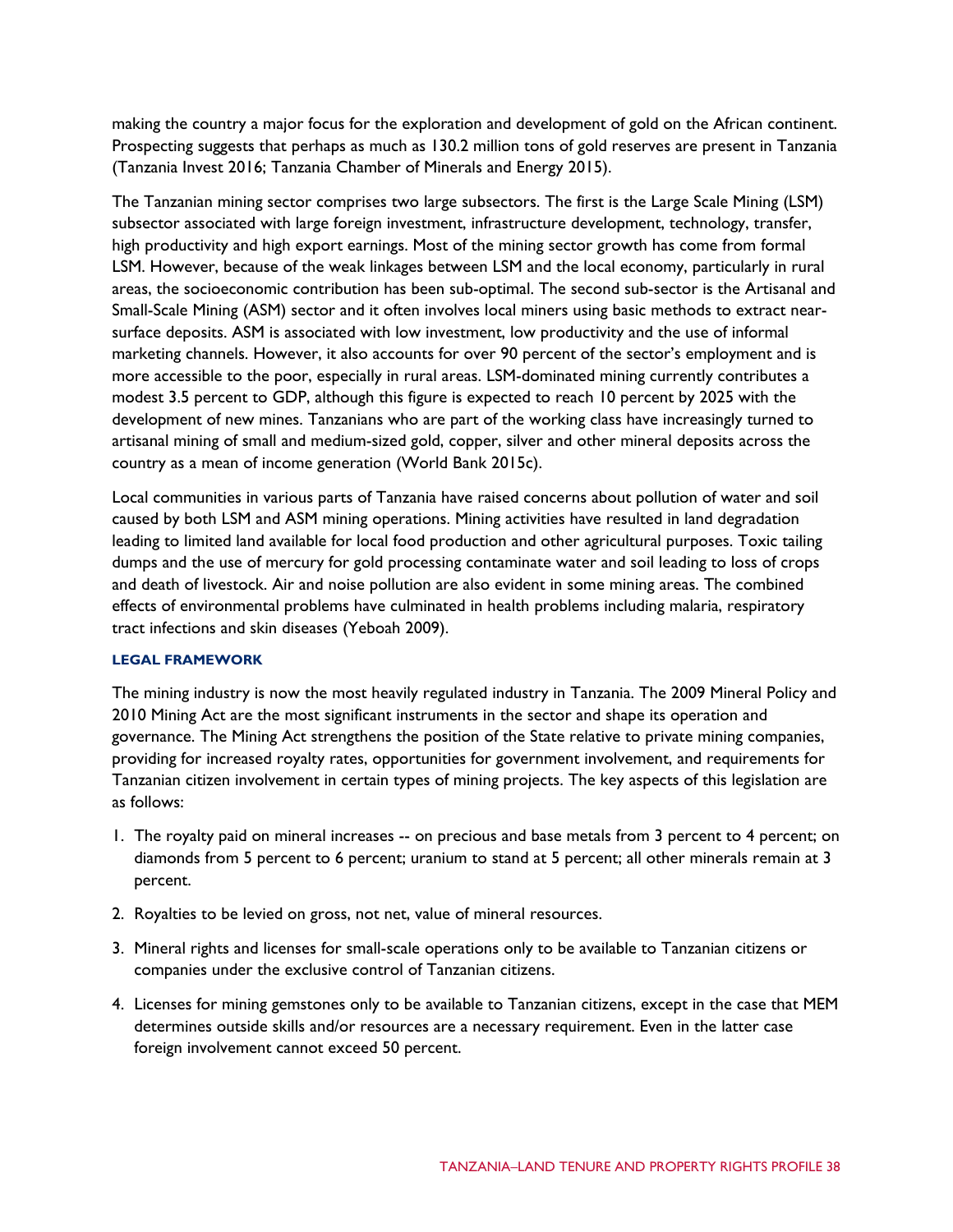making the country a major focus for the exploration and development of gold on the African continent. Prospecting suggests that perhaps as much as 130.2 million tons of gold reserves are present in Tanzania (Tanzania Invest 2016; Tanzania Chamber of Minerals and Energy 2015).

The Tanzanian mining sector comprises two large subsectors. The first is the Large Scale Mining (LSM) subsector associated with large foreign investment, infrastructure development, technology, transfer, high productivity and high export earnings. Most of the mining sector growth has come from formal LSM. However, because of the weak linkages between LSM and the local economy, particularly in rural areas, the socioeconomic contribution has been sub-optimal. The second sub-sector is the Artisanal and Small-Scale Mining (ASM) sector and it often involves local miners using basic methods to extract near-surface deposits. ASM is associated with low investment, low productivity and the use of informal marketing channels. However, it also accounts for over 90 percent of the sector's employment and is more accessible to the poor, especially in rural areas. LSM-dominated mining currently contributes a modest 3.5 percent to GDP, although this figure is expected to reach 10 percent by 2025 with the development of new mines. Tanzanians who are part of the working class have increasingly turned to artisanal mining of small and medium-sized gold, copper, silver and other mineral deposits across the country as a mean of income generation (World Bank 2015c).

Local communities in various parts of Tanzania have raised concerns about pollution of water and soil caused by both LSM and ASM mining operations. Mining activities have resulted in land degradation leading to limited land available for local food production and other agricultural purposes. Toxic tailing dumps and the use of mercury for gold processing contaminate water and soil leading to loss of crops and death of livestock. Air and noise pollution are also evident in some mining areas. The combined effects of environmental problems have culminated in health problems including malaria, respiratory tract infections and skin diseases (Yeboah 2009).

#### LEGAL FRAMEWORK

The mining industry is now the most heavily regulated industry in Tanzania. The 2009 Mineral Policy and 2010 Mining Act are the most significant instruments in the sector and shape its operation and governance. The Mining Act strengthens the position of the State relative to private mining companies, providing for increased royalty rates, opportunities for government involvement, and requirements for Tanzanian citizen involvement in certain types of mining projects. The key aspects of this legislation are as follows:

1. The royalty paid on mineral increases -- on precious and base metals from 3 percent to 4 percent; on diamonds from 5 percent to 6 percent; uranium to stand at 5 percent; all other minerals remain at 3 percent.
2. Royalties to be levied on gross, not net, value of mineral resources.
3. Mineral rights and licenses for small-scale operations only to be available to Tanzanian citizens or companies under the exclusive control of Tanzanian citizens.
4. Licenses for mining gemstones only to be available to Tanzanian citizens, except in the case that MEM determines outside skills and/or resources are a necessary requirement. Even in the latter case foreign involvement cannot exceed 50 percent.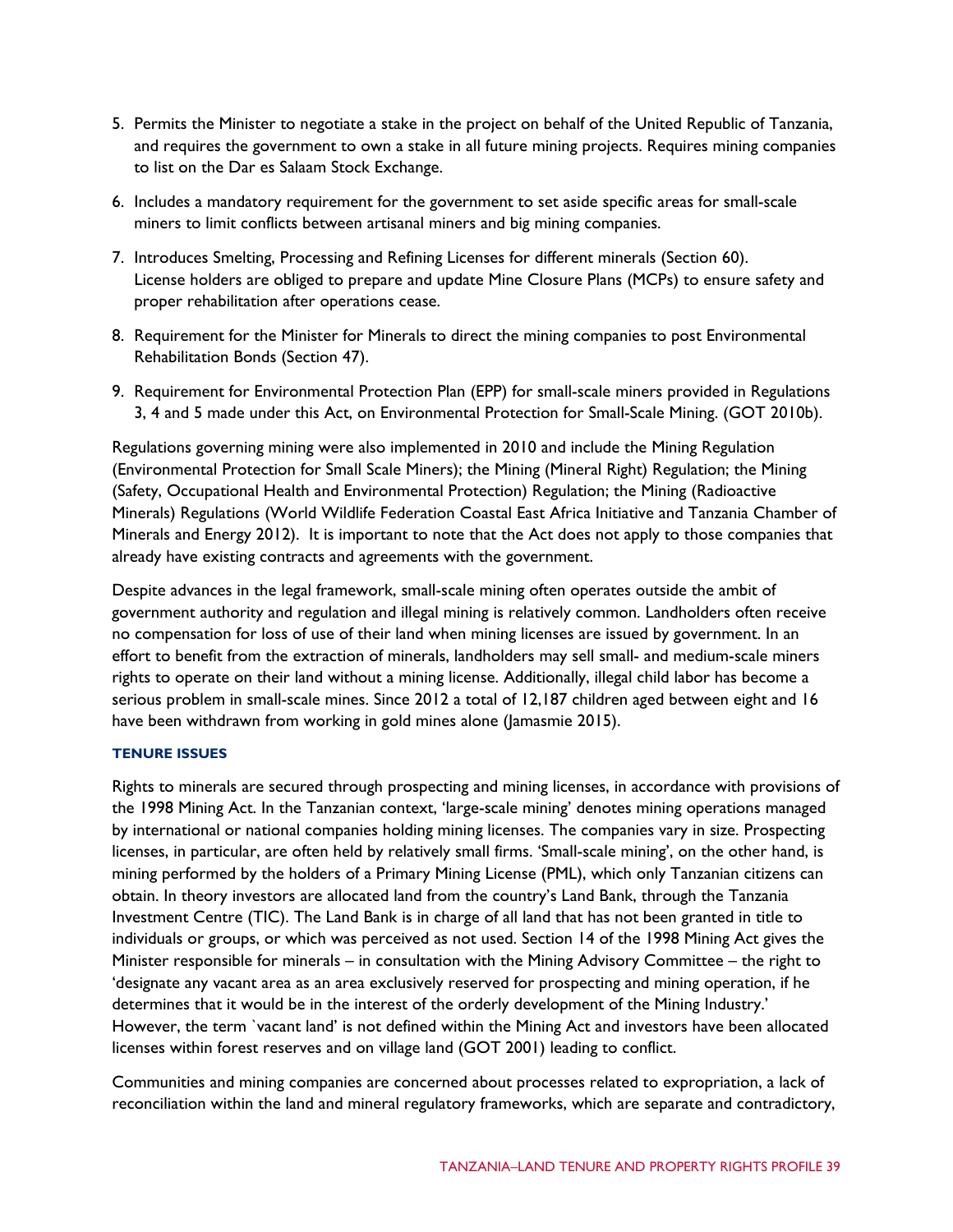5. Permits the Minister to negotiate a stake in the project on behalf of the United Republic of Tanzania, and requires the government to own a stake in all future mining projects. Requires mining companies to list on the Dar es Salaam Stock Exchange.

6. Includes a mandatory requirement for the government to set aside specific areas for small-scale miners to limit conflicts between artisanal miners and big mining companies.

7. Introduces Smelting, Processing and Refining Licenses for different minerals (Section 60). License holders are obliged to prepare and update Mine Closure Plans (MCPs) to ensure safety and proper rehabilitation after operations cease.

8. Requirement for the Minister for Minerals to direct the mining companies to post Environmental Rehabilitation Bonds (Section 47).

9. Requirement for Environmental Protection Plan (EPP) for small-scale miners provided in Regulations 3, 4 and 5 made under this Act, on Environmental Protection for Small-Scale Mining. (GOT 2010b).

Regulations governing mining were also implemented in 2010 and include the Mining Regulation (Environmental Protection for Small Scale Miners); the Mining (Mineral Right) Regulation; the Mining (Safety, Occupational Health and Environmental Protection) Regulation; the Mining (Radioactive Minerals) Regulations (World Wildlife Federation Coastal East Africa Initiative and Tanzania Chamber of Minerals and Energy 2012). It is important to note that the Act does not apply to those companies that already have existing contracts and agreements with the government.

Despite advances in the legal framework, small-scale mining often operates outside the ambit of government authority and regulation and illegal mining is relatively common. Landholders often receive no compensation for loss of use of their land when mining licenses are issued by government. In an effort to benefit from the extraction of minerals, landholders may sell small- and medium-scale miners rights to operate on their land without a mining license. Additionally, illegal child labor has become a serious problem in small-scale mines. Since 2012 a total of 12,187 children aged between eight and 16 have been withdrawn from working in gold mines alone (Jamasmie 2015).

### TENURE ISSUES

Rights to minerals are secured through prospecting and mining licenses, in accordance with provisions of the 1998 Mining Act. In the Tanzanian context, 'large-scale mining' denotes mining operations managed by international or national companies holding mining licenses. The companies vary in size. Prospecting licenses, in particular, are often held by relatively small firms. 'Small-scale mining', on the other hand, is mining performed by the holders of a Primary Mining License (PML), which only Tanzanian citizens can obtain. In theory investors are allocated land from the country's Land Bank, through the Tanzania Investment Centre (TIC). The Land Bank is in charge of all land that has not been granted in title to individuals or groups, or which was perceived as not used. Section 14 of the 1998 Mining Act gives the Minister responsible for minerals – in consultation with the Mining Advisory Committee – the right to 'designate any vacant area as an area exclusively reserved for prospecting and mining operation, if he determines that it would be in the interest of the orderly development of the Mining Industry.' However, the term `vacant land' is not defined within the Mining Act and investors have been allocated licenses within forest reserves and on village land (GOT 2001) leading to conflict.

Communities and mining companies are concerned about processes related to expropriation, a lack of reconciliation within the land and mineral regulatory frameworks, which are separate and contradictory,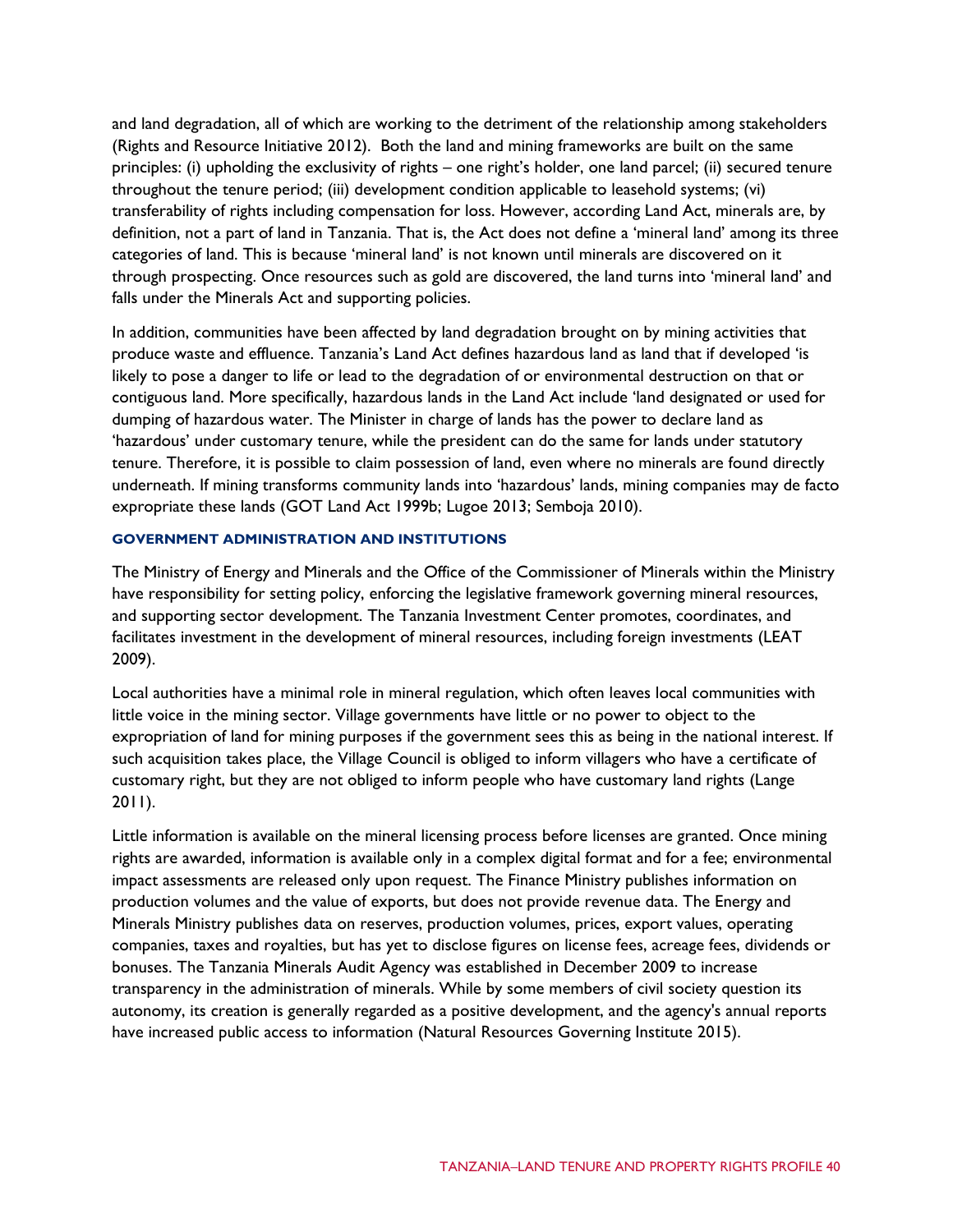and land degradation, all of which are working to the detriment of the relationship among stakeholders (Rights and Resource Initiative 2012). Both the land and mining frameworks are built on the same principles: (i) upholding the exclusivity of rights – one right's holder, one land parcel; (ii) secured tenure throughout the tenure period; (iii) development condition applicable to leasehold systems; (vi) transferability of rights including compensation for loss. However, according Land Act, minerals are, by definition, not a part of land in Tanzania. That is, the Act does not define a 'mineral land' among its three categories of land. This is because 'mineral land' is not known until minerals are discovered on it through prospecting. Once resources such as gold are discovered, the land turns into 'mineral land' and falls under the Minerals Act and supporting policies.

In addition, communities have been affected by land degradation brought on by mining activities that produce waste and effluence. Tanzania's Land Act defines hazardous land as land that if developed 'is likely to pose a danger to life or lead to the degradation of or environmental destruction on that or contiguous land. More specifically, hazardous lands in the Land Act include 'land designated or used for dumping of hazardous water. The Minister in charge of lands has the power to declare land as 'hazardous' under customary tenure, while the president can do the same for lands under statutory tenure. Therefore, it is possible to claim possession of land, even where no minerals are found directly underneath. If mining transforms community lands into 'hazardous' lands, mining companies may de facto expropriate these lands (GOT Land Act 1999b; Lugoe 2013; Semboja 2010).

### GOVERNMENT ADMINISTRATION AND INSTITUTIONS

The Ministry of Energy and Minerals and the Office of the Commissioner of Minerals within the Ministry have responsibility for setting policy, enforcing the legislative framework governing mineral resources, and supporting sector development. The Tanzania Investment Center promotes, coordinates, and facilitates investment in the development of mineral resources, including foreign investments (LEAT 2009).

Local authorities have a minimal role in mineral regulation, which often leaves local communities with little voice in the mining sector. Village governments have little or no power to object to the expropriation of land for mining purposes if the government sees this as being in the national interest. If such acquisition takes place, the Village Council is obliged to inform villagers who have a certificate of customary right, but they are not obliged to inform people who have customary land rights (Lange 2011).

Little information is available on the mineral licensing process before licenses are granted. Once mining rights are awarded, information is available only in a complex digital format and for a fee; environmental impact assessments are released only upon request. The Finance Ministry publishes information on production volumes and the value of exports, but does not provide revenue data. The Energy and Minerals Ministry publishes data on reserves, production volumes, prices, export values, operating companies, taxes and royalties, but has yet to disclose figures on license fees, acreage fees, dividends or bonuses. The Tanzania Minerals Audit Agency was established in December 2009 to increase transparency in the administration of minerals. While by some members of civil society question its autonomy, its creation is generally regarded as a positive development, and the agency's annual reports have increased public access to information (Natural Resources Governing Institute 2015).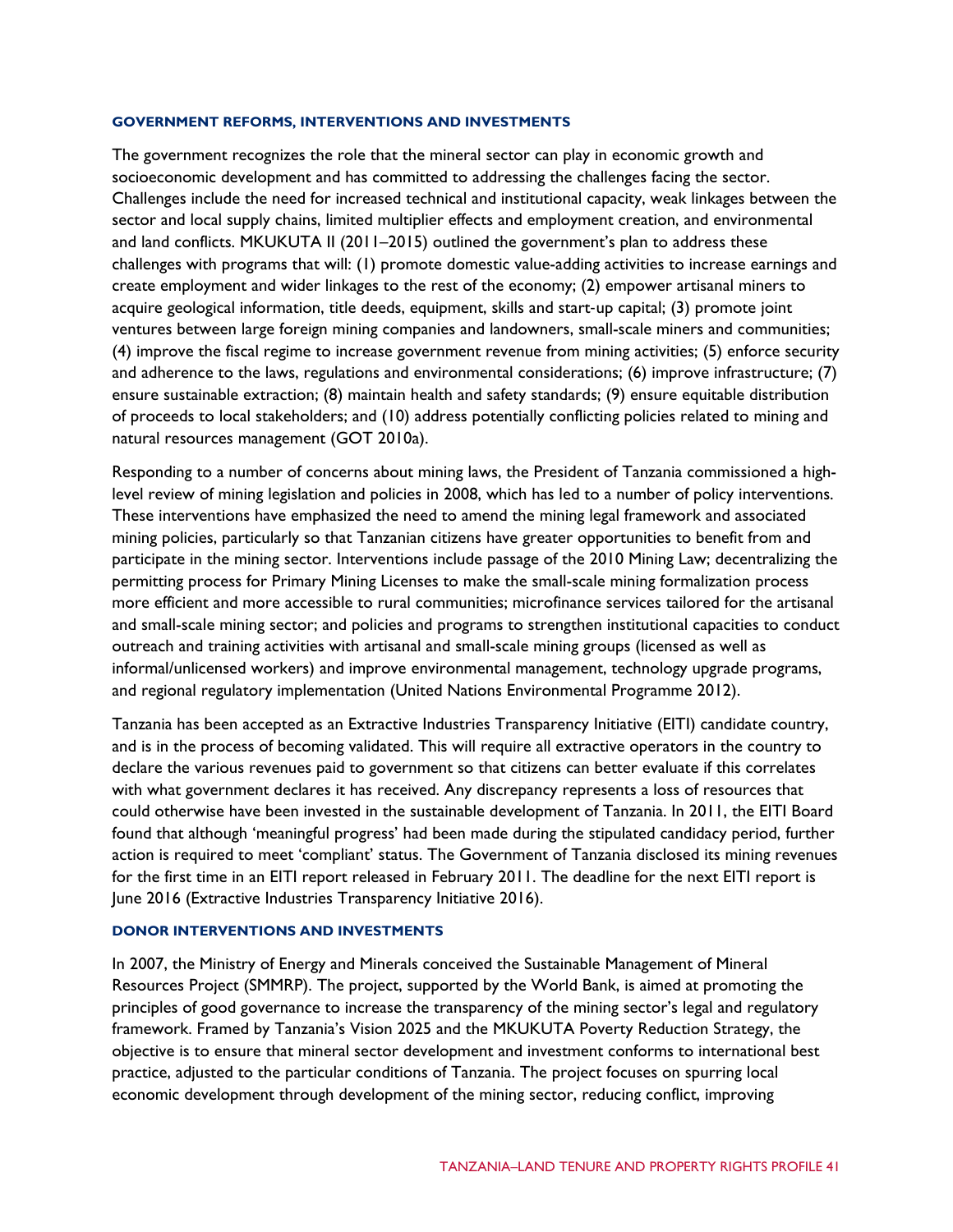### GOVERNMENT REFORMS, INTERVENTIONS AND INVESTMENTS

The government recognizes the role that the mineral sector can play in economic growth and socioeconomic development and has committed to addressing the challenges facing the sector. Challenges include the need for increased technical and institutional capacity, weak linkages between the sector and local supply chains, limited multiplier effects and employment creation, and environmental and land conflicts. MKUKUTA II (2011–2015) outlined the government's plan to address these challenges with programs that will: (1) promote domestic value-adding activities to increase earnings and create employment and wider linkages to the rest of the economy; (2) empower artisanal miners to acquire geological information, title deeds, equipment, skills and start-up capital; (3) promote joint ventures between large foreign mining companies and landowners, small-scale miners and communities; (4) improve the fiscal regime to increase government revenue from mining activities; (5) enforce security and adherence to the laws, regulations and environmental considerations; (6) improve infrastructure; (7) ensure sustainable extraction; (8) maintain health and safety standards; (9) ensure equitable distribution of proceeds to local stakeholders; and (10) address potentially conflicting policies related to mining and natural resources management (GOT 2010a).

Responding to a number of concerns about mining laws, the President of Tanzania commissioned a high-level review of mining legislation and policies in 2008, which has led to a number of policy interventions. These interventions have emphasized the need to amend the mining legal framework and associated mining policies, particularly so that Tanzanian citizens have greater opportunities to benefit from and participate in the mining sector. Interventions include passage of the 2010 Mining Law; decentralizing the permitting process for Primary Mining Licenses to make the small-scale mining formalization process more efficient and more accessible to rural communities; microfinance services tailored for the artisanal and small-scale mining sector; and policies and programs to strengthen institutional capacities to conduct outreach and training activities with artisanal and small-scale mining groups (licensed as well as informal/unlicensed workers) and improve environmental management, technology upgrade programs, and regional regulatory implementation (United Nations Environmental Programme 2012).

Tanzania has been accepted as an Extractive Industries Transparency Initiative (EITI) candidate country, and is in the process of becoming validated. This will require all extractive operators in the country to declare the various revenues paid to government so that citizens can better evaluate if this correlates with what government declares it has received. Any discrepancy represents a loss of resources that could otherwise have been invested in the sustainable development of Tanzania. In 2011, the EITI Board found that although 'meaningful progress' had been made during the stipulated candidacy period, further action is required to meet 'compliant' status. The Government of Tanzania disclosed its mining revenues for the first time in an EITI report released in February 2011. The deadline for the next EITI report is June 2016 (Extractive Industries Transparency Initiative 2016).

### DONOR INTERVENTIONS AND INVESTMENTS

In 2007, the Ministry of Energy and Minerals conceived the Sustainable Management of Mineral Resources Project (SMMRP). The project, supported by the World Bank, is aimed at promoting the principles of good governance to increase the transparency of the mining sector's legal and regulatory framework. Framed by Tanzania's Vision 2025 and the MKUKUTA Poverty Reduction Strategy, the objective is to ensure that mineral sector development and investment conforms to international best practice, adjusted to the particular conditions of Tanzania. The project focuses on spurring local economic development through development of the mining sector, reducing conflict, improving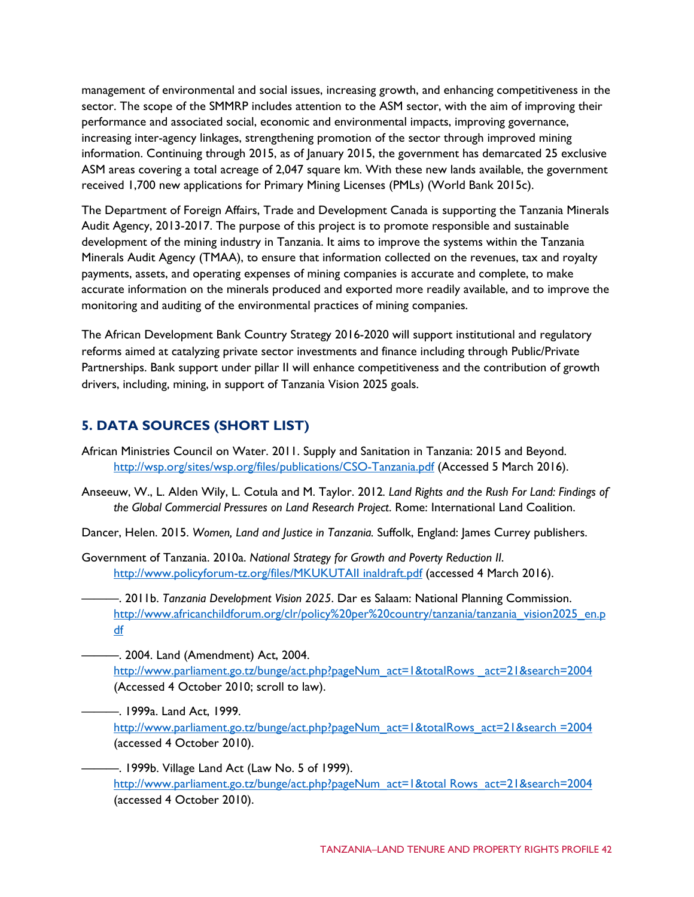management of environmental and social issues, increasing growth, and enhancing competitiveness in the sector. The scope of the SMMRP includes attention to the ASM sector, with the aim of improving their performance and associated social, economic and environmental impacts, improving governance, increasing inter-agency linkages, strengthening promotion of the sector through improved mining information. Continuing through 2015, as of January 2015, the government has demarcated 25 exclusive ASM areas covering a total acreage of 2,047 square km. With these new lands available, the government received 1,700 new applications for Primary Mining Licenses (PMLs) (World Bank 2015c).

The Department of Foreign Affairs, Trade and Development Canada is supporting the Tanzania Minerals Audit Agency, 2013-2017. The purpose of this project is to promote responsible and sustainable development of the mining industry in Tanzania. It aims to improve the systems within the Tanzania Minerals Audit Agency (TMAA), to ensure that information collected on the revenues, tax and royalty payments, assets, and operating expenses of mining companies is accurate and complete, to make accurate information on the minerals produced and exported more readily available, and to improve the monitoring and auditing of the environmental practices of mining companies.

The African Development Bank Country Strategy 2016-2020 will support institutional and regulatory reforms aimed at catalyzing private sector investments and finance including through Public/Private Partnerships. Bank support under pillar II will enhance competitiveness and the contribution of growth drivers, including, mining, in support of Tanzania Vision 2025 goals.

## 5. DATA SOURCES (SHORT LIST)

African Ministries Council on Water. 2011. Supply and Sanitation in Tanzania: 2015 and Beyond. http://wsp.org/sites/wsp.org/files/publications/CSO-Tanzania.pdf (Accessed 5 March 2016).

Anseeuw, W., L. Alden Wily, L. Cotula and M. Taylor. 2012. *Land Rights and the Rush For Land: Findings of the Global Commercial Pressures on Land Research Project*. Rome: International Land Coalition.

Dancer, Helen. 2015. *Women, Land and Justice in Tanzania.* Suffolk, England: James Currey publishers.

Government of Tanzania. 2010a. *National Strategy for Growth and Poverty Reduction II*. http://www.policyforum-tz.org/files/MKUKUTAII inaldraft.pdf (accessed 4 March 2016).

———. 2011b. *Tanzania Development Vision 2025*. Dar es Salaam: National Planning Commission. http://www.africanchildforum.org/clr/policy%20per%20country/tanzania/tanzania_vision2025_en.pdf

———. 2004. Land (Amendment) Act, 2004. http://www.parliament.go.tz/bunge/act.php?pageNum_act=1&totalRows _act=21&search=2004 (Accessed 4 October 2010; scroll to law).

———. 1999a. Land Act, 1999. http://www.parliament.go.tz/bunge/act.php?pageNum_act=1&totalRows_act=21&search =2004 (accessed 4 October 2010).

———. 1999b. Village Land Act (Law No. 5 of 1999). http://www.parliament.go.tz/bunge/act.php?pageNum_act=1&total Rows_act=21&search=2004 (accessed 4 October 2010).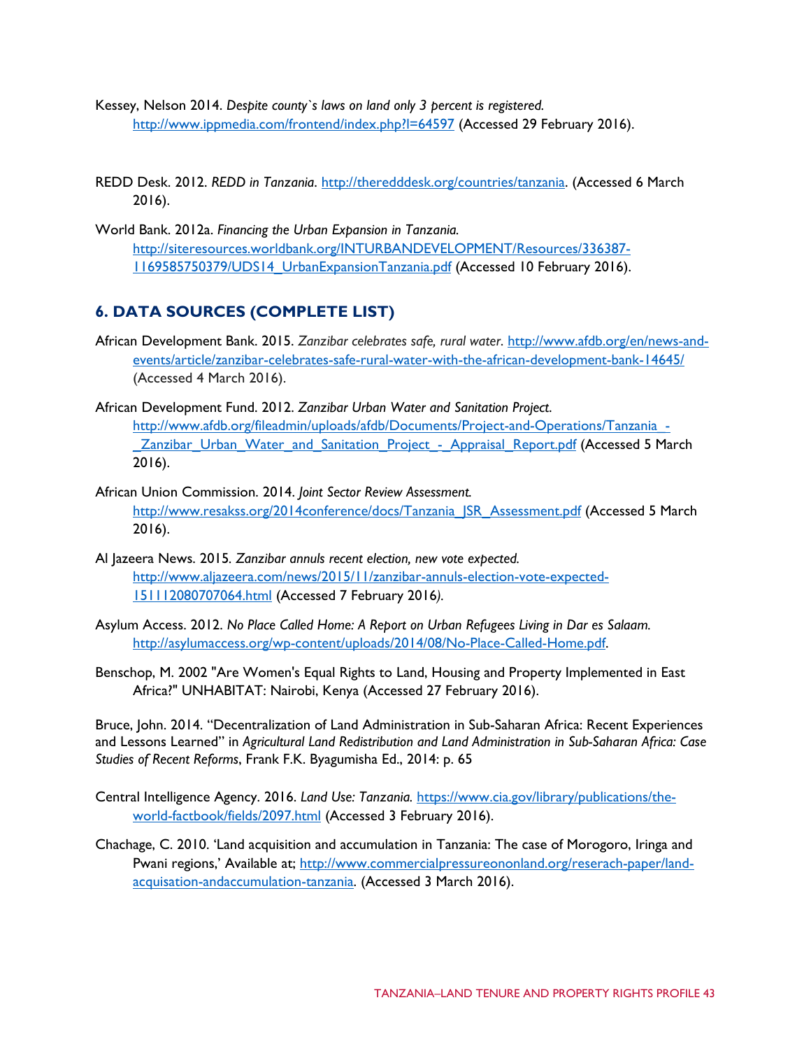Kessey, Nelson 2014. *Despite county`s laws on land only 3 percent is registered.* http://www.ippmedia.com/frontend/index.php?l=64597 (Accessed 29 February 2016).

REDD Desk. 2012. *REDD in Tanzania.* http://theredddesk.org/countries/tanzania. (Accessed 6 March 2016).

World Bank. 2012a. *Financing the Urban Expansion in Tanzania.* http://siteresources.worldbank.org/INTURBANDEVELOPMENT/Resources/336387-1169585750379/UDS14_UrbanExpansionTanzania.pdf (Accessed 10 February 2016).

## 6. DATA SOURCES (COMPLETE LIST)

African Development Bank. 2015. *Zanzibar celebrates safe, rural water.* http://www.afdb.org/en/news-and-events/article/zanzibar-celebrates-safe-rural-water-with-the-african-development-bank-14645/ (Accessed 4 March 2016).

African Development Fund. 2012. *Zanzibar Urban Water and Sanitation Project.* http://www.afdb.org/fileadmin/uploads/afdb/Documents/Project-and-Operations/Tanzania_-_Zanzibar_Urban_Water_and_Sanitation_Project_-_Appraisal_Report.pdf (Accessed 5 March 2016).

African Union Commission. 2014. *Joint Sector Review Assessment.* http://www.resakss.org/2014conference/docs/Tanzania_JSR_Assessment.pdf (Accessed 5 March 2016).

Al Jazeera News. 2015. *Zanzibar annuls recent election, new vote expected.* http://www.aljazeera.com/news/2015/11/zanzibar-annuls-election-vote-expected-151112080707064.html (Accessed 7 February 2016).

Asylum Access. 2012. *No Place Called Home: A Report on Urban Refugees Living in Dar es Salaam.* http://asylumaccess.org/wp-content/uploads/2014/08/No-Place-Called-Home.pdf.

Benschop, M. 2002 "Are Women's Equal Rights to Land, Housing and Property Implemented in East Africa?" UNHABITAT: Nairobi, Kenya (Accessed 27 February 2016).

Bruce, John. 2014. "Decentralization of Land Administration in Sub-Saharan Africa: Recent Experiences and Lessons Learned" in *Agricultural Land Redistribution and Land Administration in Sub-Saharan Africa: Case Studies of Recent Reforms*, Frank F.K. Byagumisha Ed., 2014: p. 65

Central Intelligence Agency. 2016. *Land Use: Tanzania.* https://www.cia.gov/library/publications/the-world-factbook/fields/2097.html (Accessed 3 February 2016).

Chachage, C. 2010. 'Land acquisition and accumulation in Tanzania: The case of Morogoro, Iringa and Pwani regions,' Available at; http://www.commercialpressureonland.org/reserach-paper/land-acquisation-andaccumulation-tanzania. (Accessed 3 March 2016).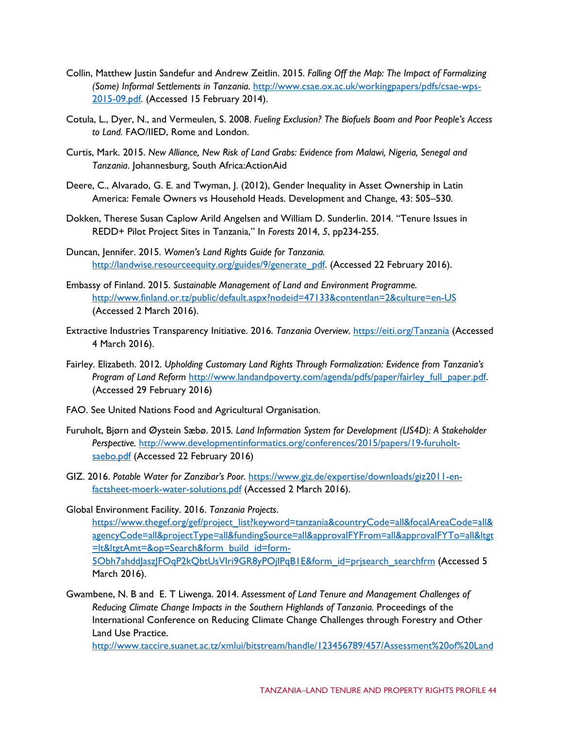Collin, Matthew Justin Sandefur and Andrew Zeitlin. 2015. *Falling Off the Map: The Impact of Formalizing (Some) Informal Settlements in Tanzania.* http://www.csae.ox.ac.uk/workingpapers/pdfs/csae-wps-2015-09.pdf. (Accessed 15 February 2014).

Cotula, L., Dyer, N., and Vermeulen, S. 2008. *Fueling Exclusion? The Biofuels Boom and Poor People's Access to Land.* FAO/IIED, Rome and London.

Curtis, Mark. 2015. *New Alliance, New Risk of Land Grabs: Evidence from Malawi, Nigeria, Senegal and Tanzania*. Johannesburg, South Africa:ActionAid

Deere, C., Alvarado, G. E. and Twyman, J. (2012), Gender Inequality in Asset Ownership in Latin America: Female Owners vs Household Heads. Development and Change, 43: 505–530.

Dokken, Therese Susan Caplow Arild Angelsen and William D. Sunderlin. 2014. "Tenure Issues in REDD+ Pilot Project Sites in Tanzania," In *Forests* 2014, *5*, pp234-255.

Duncan, Jennifer. 2015. *Women's Land Rights Guide for Tanzania.* http://landwise.resourceequity.org/guides/9/generate_pdf. (Accessed 22 February 2016).

Embassy of Finland. 2015. *Sustainable Management of Land and Environment Programme.* http://www.finland.or.tz/public/default.aspx?nodeid=47133&contentlan=2&culture=en-US (Accessed 2 March 2016).

Extractive Industries Transparency Initiative. 2016. *Tanzania Overview.* https://eiti.org/Tanzania (Accessed 4 March 2016).

Fairley. Elizabeth. 2012. *Upholding Customary Land Rights Through Formalization: Evidence from Tanzania's Program of Land Reform* http://www.landandpoverty.com/agenda/pdfs/paper/fairley_full_paper.pdf. (Accessed 29 February 2016)

FAO. See United Nations Food and Agricultural Organisation.

Furuholt, Bjørn and Øystein Sæbø. 2015. *Land Information System for Development (LIS4D): A Stakeholder Perspective.* http://www.developmentinformatics.org/conferences/2015/papers/19-furuholt-saebo.pdf (Accessed 22 February 2016)

GIZ. 2016. *Potable Water for Zanzibar's Poor.* https://www.giz.de/expertise/downloads/giz2011-en-factsheet-moerk-water-solutions.pdf (Accessed 2 March 2016).

Global Environment Facility. 2016. *Tanzania Projects*. https://www.thegef.org/gef/project_list?keyword=tanzania&countryCode=all&focalAreaCode=all&agencyCode=all&projectType=all&fundingSource=all&approvalFYFrom=all&approvalFYTo=all&ltgt=lt&ltgtAmt=&op=Search&form_build_id=form-5Obh7ahddJaszJFOqP2kQbtUsVIri9GR8yPOjlPqB1E&form_id=prjsearch_searchfrm (Accessed 5 March 2016).

Gwambene, N. B and E. T Liwenga. 2014. *Assessment of Land Tenure and Management Challenges of Reducing Climate Change Impacts in the Southern Highlands of Tanzania.* Proceedings of the International Conference on Reducing Climate Change Challenges through Forestry and Other Land Use Practice. http://www.taccire.suanet.ac.tz/xmlui/bitstream/handle/123456789/457/Assessment%20of%20Land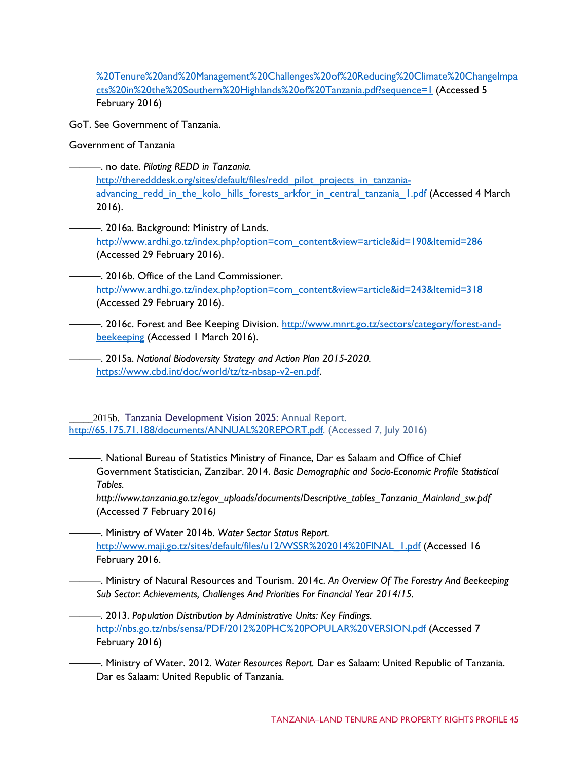%20Tenure%20and%20Management%20Challenges%20of%20Reducing%20Climate%20ChangeImpacts%20in%20the%20Southern%20Highlands%20of%20Tanzania.pdf?sequence=1 (Accessed 5 February 2016)

GoT. See Government of Tanzania.

Government of Tanzania

———. no date. *Piloting REDD in Tanzania.* http://theredddesk.org/sites/default/files/redd_pilot_projects_in_tanzania-advancing_redd_in_the_kolo_hills_forests_arkfor_in_central_tanzania_1.pdf (Accessed 4 March 2016).

———. 2016a. Background: Ministry of Lands. http://www.ardhi.go.tz/index.php?option=com_content&view=article&id=190&Itemid=286 (Accessed 29 February 2016).

———. 2016b. Office of the Land Commissioner. http://www.ardhi.go.tz/index.php?option=com_content&view=article&id=243&Itemid=318 (Accessed 29 February 2016).

———. 2016c. Forest and Bee Keeping Division. http://www.mnrt.go.tz/sectors/category/forest-and-beekeeping (Accessed 1 March 2016).

———. 2015a. *National Biodoversity Strategy and Action Plan 2015-2020.* https://www.cbd.int/doc/world/tz/tz-nbsap-v2-en.pdf.

_____2015b. Tanzania Development Vision 2025: Annual Report. http://65.175.71.188/documents/ANNUAL%20REPORT.pdf. (Accessed 7, July 2016)

———. National Bureau of Statistics Ministry of Finance, Dar es Salaam and Office of Chief Government Statistician, Zanzibar. 2014. *Basic Demographic and Socio-Economic Profile Statistical Tables.* *http://www.tanzania.go.tz/egov_uploads/documents/Descriptive_tables_Tanzania_Mainland_sw.pdf* (Accessed 7 February 2016)

———. Ministry of Water 2014b. *Water Sector Status Report.* http://www.maji.go.tz/sites/default/files/u12/WSSR%202014%20FINAL_1.pdf (Accessed 16 February 2016.

———. Ministry of Natural Resources and Tourism. 2014c. *An Overview Of The Forestry And Beekeeping Sub Sector: Achievements, Challenges And Priorities For Financial Year 2014/15.*

———. 2013. *Population Distribution by Administrative Units: Key Findings.* http://nbs.go.tz/nbs/sensa/PDF/2012%20PHC%20POPULAR%20VERSION.pdf (Accessed 7 February 2016)

———. Ministry of Water. 2012. *Water Resources Report.* Dar es Salaam: United Republic of Tanzania. Dar es Salaam: United Republic of Tanzania.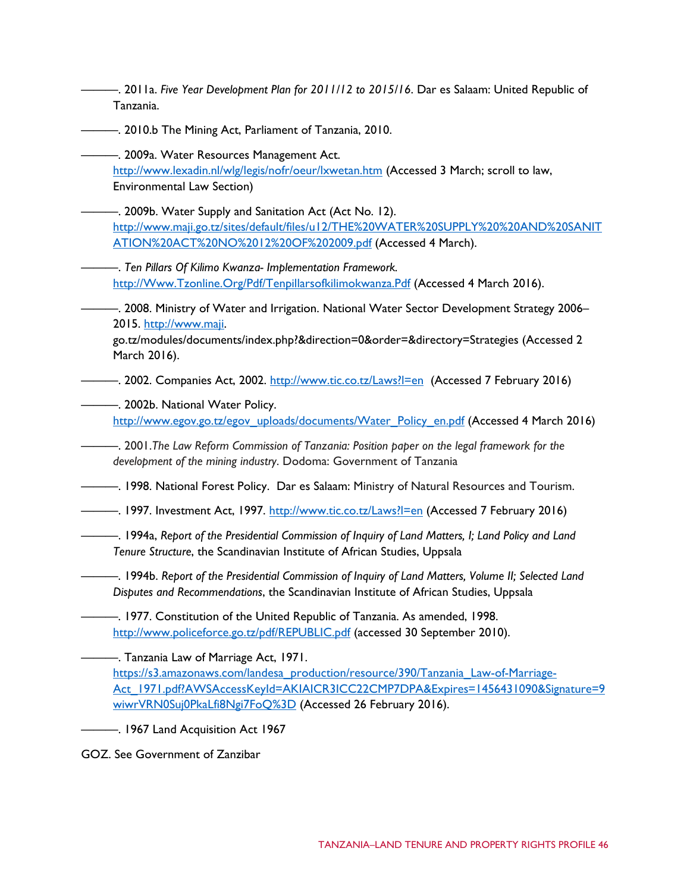———. 2011a. *Five Year Development Plan for 2011/12 to 2015/16*. Dar es Salaam: United Republic of Tanzania.

———. 2010.b The Mining Act, Parliament of Tanzania, 2010.

———. 2009a. Water Resources Management Act. http://www.lexadin.nl/wlg/legis/nofr/oeur/lxwetan.htm (Accessed 3 March; scroll to law, Environmental Law Section)

———. 2009b. Water Supply and Sanitation Act (Act No. 12). http://www.maji.go.tz/sites/default/files/u12/THE%20WATER%20SUPPLY%20%20AND%20SANITATION%20ACT%20NO%2012%20OF%202009.pdf (Accessed 4 March).

———. *Ten Pillars Of Kilimo Kwanza- Implementation Framework.* http://Www.Tzonline.Org/Pdf/Tenpillarsofkilimokwanza.Pdf (Accessed 4 March 2016).

———. 2008. Ministry of Water and Irrigation. National Water Sector Development Strategy 2006–2015. http://www.maji. go.tz/modules/documents/index.php?&direction=0&order=&directory=Strategies (Accessed 2 March 2016).

———. 2002. Companies Act, 2002. http://www.tic.co.tz/Laws?l=en (Accessed 7 February 2016)

———. 2002b. National Water Policy. http://www.egov.go.tz/egov_uploads/documents/Water_Policy_en.pdf (Accessed 4 March 2016)

———. 2001.*The Law Reform Commission of Tanzania: Position paper on the legal framework for the development of the mining industry*. Dodoma: Government of Tanzania

———. 1998. National Forest Policy. Dar es Salaam: Ministry of Natural Resources and Tourism.

———. 1997. Investment Act, 1997. http://www.tic.co.tz/Laws?l=en (Accessed 7 February 2016)

———. 1994a, *Report of the Presidential Commission of Inquiry of Land Matters, I; Land Policy and Land Tenure Structure*, the Scandinavian Institute of African Studies, Uppsala

———. 1994b. *Report of the Presidential Commission of Inquiry of Land Matters, Volume II; Selected Land Disputes and Recommendations*, the Scandinavian Institute of African Studies, Uppsala

———. 1977. Constitution of the United Republic of Tanzania. As amended, 1998. http://www.policeforce.go.tz/pdf/REPUBLIC.pdf (accessed 30 September 2010).

———. Tanzania Law of Marriage Act, 1971. https://s3.amazonaws.com/landesa_production/resource/390/Tanzania_Law-of-Marriage-Act_1971.pdf?AWSAccessKeyId=AKIAICR3ICC22CMP7DPA&Expires=1456431090&Signature=9wiwrVRN0Suj0PkaLfi8Ngi7FoQ%3D (Accessed 26 February 2016).

———. 1967 Land Acquisition Act 1967

GOZ. See Government of Zanzibar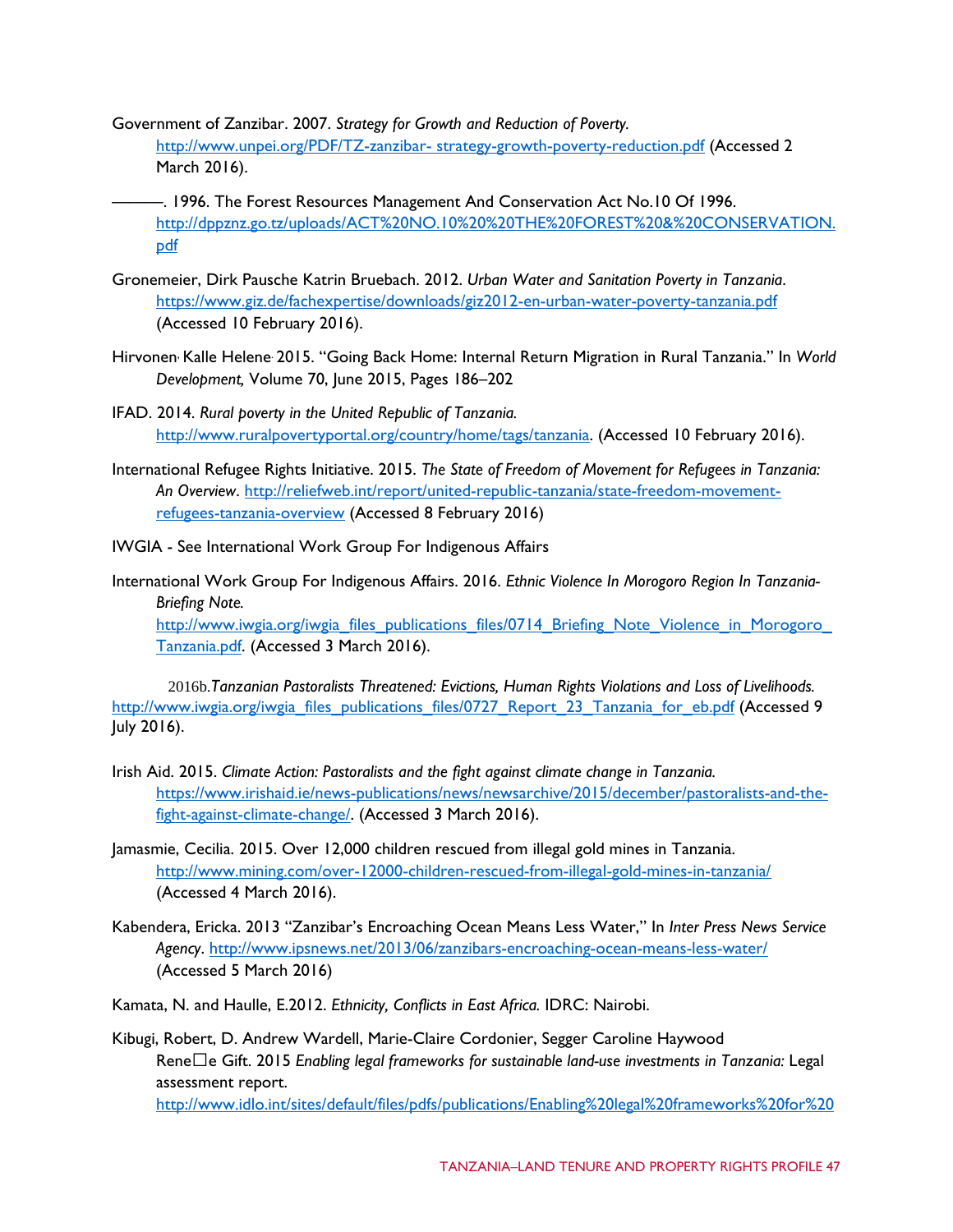Government of Zanzibar. 2007. *Strategy for Growth and Reduction of Poverty.* http://www.unpei.org/PDF/TZ-zanzibar- strategy-growth-poverty-reduction.pdf (Accessed 2 March 2016).

———. 1996. The Forest Resources Management And Conservation Act No.10 Of 1996. http://dppznz.go.tz/uploads/ACT%20NO.10%20THE%20FOREST%20&%20CONSERVATION.pdf

Gronemeier, Dirk Pausche Katrin Bruebach. 2012. *Urban Water and Sanitation Poverty in Tanzania*. https://www.giz.de/fachexpertise/downloads/giz2012-en-urban-water-poverty-tanzania.pdf (Accessed 10 February 2016).

Hirvonen, Kalle Helene, 2015. "Going Back Home: Internal Return Migration in Rural Tanzania." In *World Development,* Volume 70, June 2015, Pages 186–202

IFAD. 2014. *Rural poverty in the United Republic of Tanzania.* http://www.ruralpovertyportal.org/country/home/tags/tanzania. (Accessed 10 February 2016).

International Refugee Rights Initiative. 2015. *The State of Freedom of Movement for Refugees in Tanzania: An Overview*. http://reliefweb.int/report/united-republic-tanzania/state-freedom-movement-refugees-tanzania-overview (Accessed 8 February 2016)

IWGIA - See International Work Group For Indigenous Affairs

International Work Group For Indigenous Affairs. 2016. *Ethnic Violence In Morogoro Region In Tanzania-Briefing Note.* http://www.iwgia.org/iwgia_files_publications_files/0714_Briefing_Note_Violence_in_Morogoro_Tanzania.pdf. (Accessed 3 March 2016).

2016b.*Tanzanian Pastoralists Threatened: Evictions, Human Rights Violations and Loss of Livelihoods.* http://www.iwgia.org/iwgia_files_publications_files/0727_Report_23_Tanzania_for_eb.pdf (Accessed 9 July 2016).

Irish Aid. 2015. *Climate Action: Pastoralists and the fight against climate change in Tanzania.* https://www.irishaid.ie/news-publications/news/newsarchive/2015/december/pastoralists-and-the-fight-against-climate-change/. (Accessed 3 March 2016).

Jamasmie, Cecilia. 2015. Over 12,000 children rescued from illegal gold mines in Tanzania. http://www.mining.com/over-12000-children-rescued-from-illegal-gold-mines-in-tanzania/ (Accessed 4 March 2016).

Kabendera, Ericka. 2013 "Zanzibar's Encroaching Ocean Means Less Water," In *Inter Press News Service Agency*. http://www.ipsnews.net/2013/06/zanzibars-encroaching-ocean-means-less-water/ (Accessed 5 March 2016)

Kamata, N. and Haulle, E.2012. *Ethnicity, Conflicts in East Africa.* IDRC: Nairobi.

Kibugi, Robert, D. Andrew Wardell, Marie-Claire Cordonier, Segger Caroline Haywood Rene□e Gift. 2015 *Enabling legal frameworks for sustainable land-use investments in Tanzania:* Legal assessment report. http://www.idlo.int/sites/default/files/pdfs/publications/Enabling%20legal%20frameworks%20for%20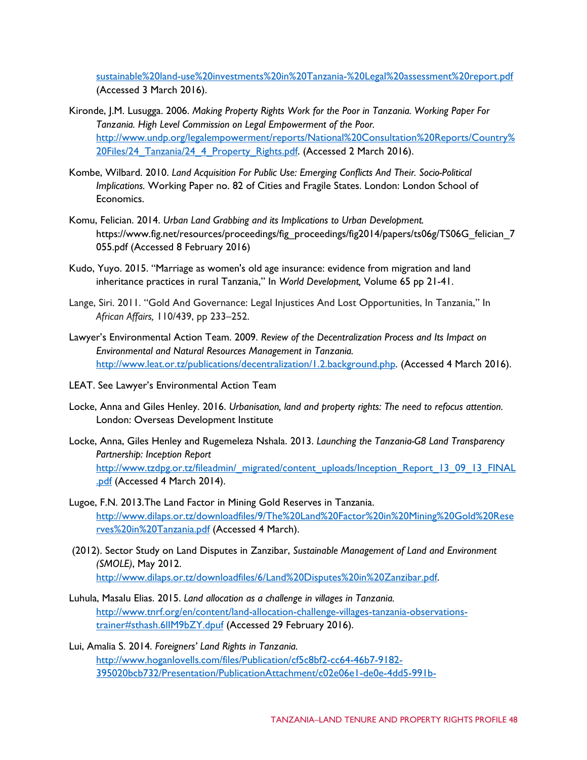sustainable%20land-use%20investments%20in%20Tanzania-%20Legal%20assessment%20report.pdf (Accessed 3 March 2016).

Kironde, J.M. Lusugga. 2006. *Making Property Rights Work for the Poor in Tanzania. Working Paper For Tanzania. High Level Commission on Legal Empowerment of the Poor.* http://www.undp.org/legalempowerment/reports/National%20Consultation%20Reports/Country%20Files/24_Tanzania/24_4_Property_Rights.pdf. (Accessed 2 March 2016).

Kombe, Wilbard. 2010. *Land Acquisition For Public Use: Emerging Conflicts And Their. Socio-Political Implications.* Working Paper no. 82 of Cities and Fragile States. London: London School of Economics.

Komu, Felician. 2014. *Urban Land Grabbing and its Implications to Urban Development.* https://www.fig.net/resources/proceedings/fig_proceedings/fig2014/papers/ts06g/TS06G_felician_7055.pdf (Accessed 8 February 2016)

Kudo, Yuyo. 2015. "Marriage as women's old age insurance: evidence from migration and land inheritance practices in rural Tanzania," In *World Development,* Volume 65 pp 21-41.

Lange, Siri. 2011. "Gold And Governance: Legal Injustices And Lost Opportunities, In Tanzania," In *African Affairs,* 110/439, pp 233–252.

Lawyer's Environmental Action Team. 2009. *Review of the Decentralization Process and Its Impact on Environmental and Natural Resources Management in Tanzania.* http://www.leat.or.tz/publications/decentralization/1.2.background.php. (Accessed 4 March 2016).

LEAT. See Lawyer's Environmental Action Team

Locke, Anna and Giles Henley. 2016. *Urbanisation, land and property rights: The need to refocus attention.* London: Overseas Development Institute

Locke, Anna, Giles Henley and Rugemeleza Nshala. 2013. *Launching the Tanzania-G8 Land Transparency Partnership: Inception Report* http://www.tzdpg.or.tz/fileadmin/_migrated/content_uploads/Inception_Report_13_09_13_FINAL.pdf (Accessed 4 March 2014).

Lugoe, F.N. 2013.The Land Factor in Mining Gold Reserves in Tanzania. http://www.dilaps.or.tz/downloadfiles/9/The%20Land%20Factor%20in%20Mining%20Gold%20Reserves%20in%20Tanzania.pdf (Accessed 4 March).

(2012). Sector Study on Land Disputes in Zanzibar, *Sustainable Management of Land and Environment (SMOLE)*, May 2012. http://www.dilaps.or.tz/downloadfiles/6/Land%20Disputes%20in%20Zanzibar.pdf.

Luhula, Masalu Elias. 2015. *Land allocation as a challenge in villages in Tanzania.* http://www.tnrf.org/en/content/land-allocation-challenge-villages-tanzania-observations-trainer#sthash.6IlM9bZY.dpuf (Accessed 29 February 2016).

Lui, Amalia S. 2014. *Foreigners' Land Rights in Tanzania.* http://www.hoganlovells.com/files/Publication/cf5c8bf2-cc64-46b7-9182-395020bcb732/Presentation/PublicationAttachment/c02e06e1-de0e-4dd5-991b-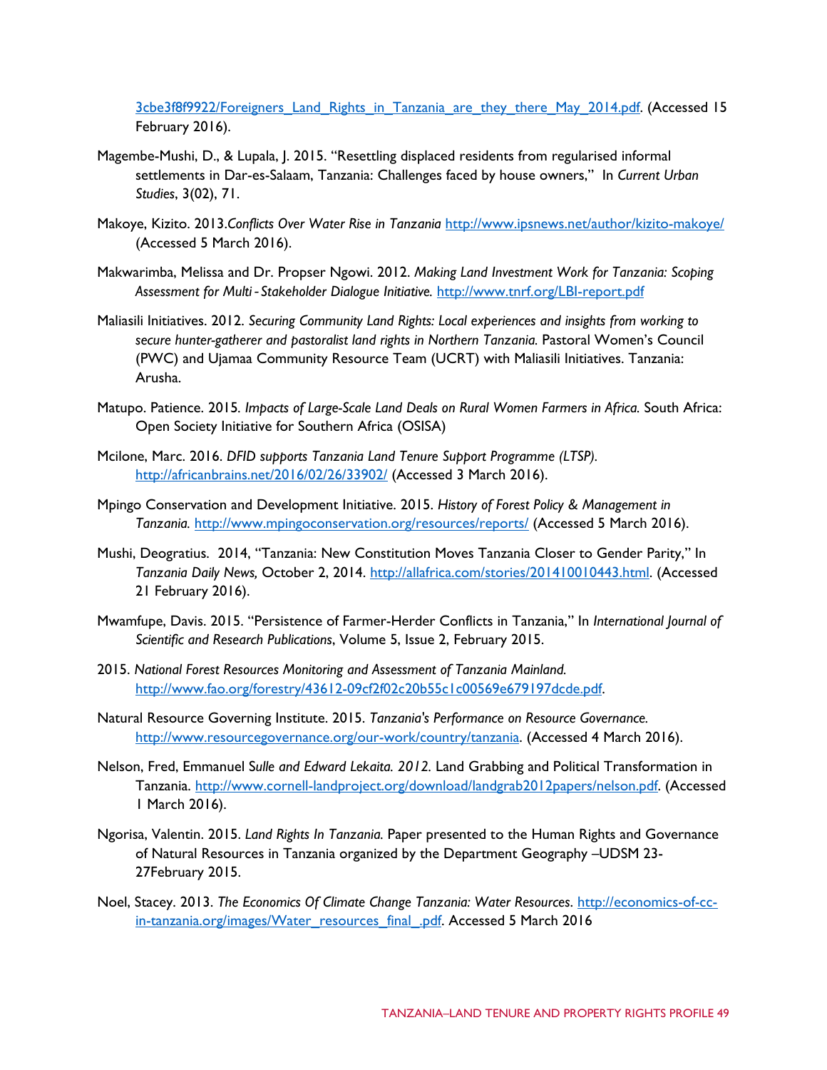3cbe3f8f9922/Foreigners_Land_Rights_in_Tanzania_are_they_there_May_2014.pdf. (Accessed 15 February 2016).

Magembe-Mushi, D., & Lupala, J. 2015. "Resettling displaced residents from regularised informal settlements in Dar-es-Salaam, Tanzania: Challenges faced by house owners," In *Current Urban Studies*, 3(02), 71.

Makoye, Kizito. 2013.*Conflicts Over Water Rise in Tanzania* http://www.ipsnews.net/author/kizito-makoye/ (Accessed 5 March 2016).

Makwarimba, Melissa and Dr. Propser Ngowi. 2012. *Making Land Investment Work for Tanzania: Scoping Assessment for Multi - Stakeholder Dialogue Initiative.* http://www.tnrf.org/LBI-report.pdf

Maliasili Initiatives. 2012. *Securing Community Land Rights: Local experiences and insights from working to secure hunter-gatherer and pastoralist land rights in Northern Tanzania.* Pastoral Women's Council (PWC) and Ujamaa Community Resource Team (UCRT) with Maliasili Initiatives. Tanzania: Arusha.

Matupo. Patience. 2015*. Impacts of Large-Scale Land Deals on Rural Women Farmers in Africa.* South Africa: Open Society Initiative for Southern Africa (OSISA)

Mcilone, Marc. 2016. *DFID supports Tanzania Land Tenure Support Programme (LTSP).* http://africanbrains.net/2016/02/26/33902/ (Accessed 3 March 2016).

Mpingo Conservation and Development Initiative. 2015. *History of Forest Policy & Management in Tanzania.* http://www.mpingoconservation.org/resources/reports/ (Accessed 5 March 2016).

Mushi, Deogratius. 2014, "Tanzania: New Constitution Moves Tanzania Closer to Gender Parity," In *Tanzania Daily News,* October 2, 2014. http://allafrica.com/stories/201410010443.html. (Accessed 21 February 2016).

Mwamfupe, Davis. 2015. "Persistence of Farmer-Herder Conflicts in Tanzania," In *International Journal of Scientific and Research Publications*, Volume 5, Issue 2, February 2015.

2015. *National Forest Resources Monitoring and Assessment of Tanzania Mainland.* http://www.fao.org/forestry/43612-09cf2f02c20b55c1c00569e679197dcde.pdf.

Natural Resource Governing Institute. 2015. *Tanzania's Performance on Resource Governance.* http://www.resourcegovernance.org/our-work/country/tanzania. (Accessed 4 March 2016).

Nelson, Fred, Emmanuel S*ulle and Edward Lekaita. 2012.* Land Grabbing and Political Transformation in Tanzania. http://www.cornell-landproject.org/download/landgrab2012papers/nelson.pdf. (Accessed 1 March 2016).

Ngorisa, Valentin. 2015. *Land Rights In Tanzania.* Paper presented to the Human Rights and Governance of Natural Resources in Tanzania organized by the Department Geography –UDSM 23-27February 2015.

Noel, Stacey. 2013. *The Economics Of Climate Change Tanzania: Water Resources*. http://economics-of-cc-in-tanzania.org/images/Water_resources_final_.pdf. Accessed 5 March 2016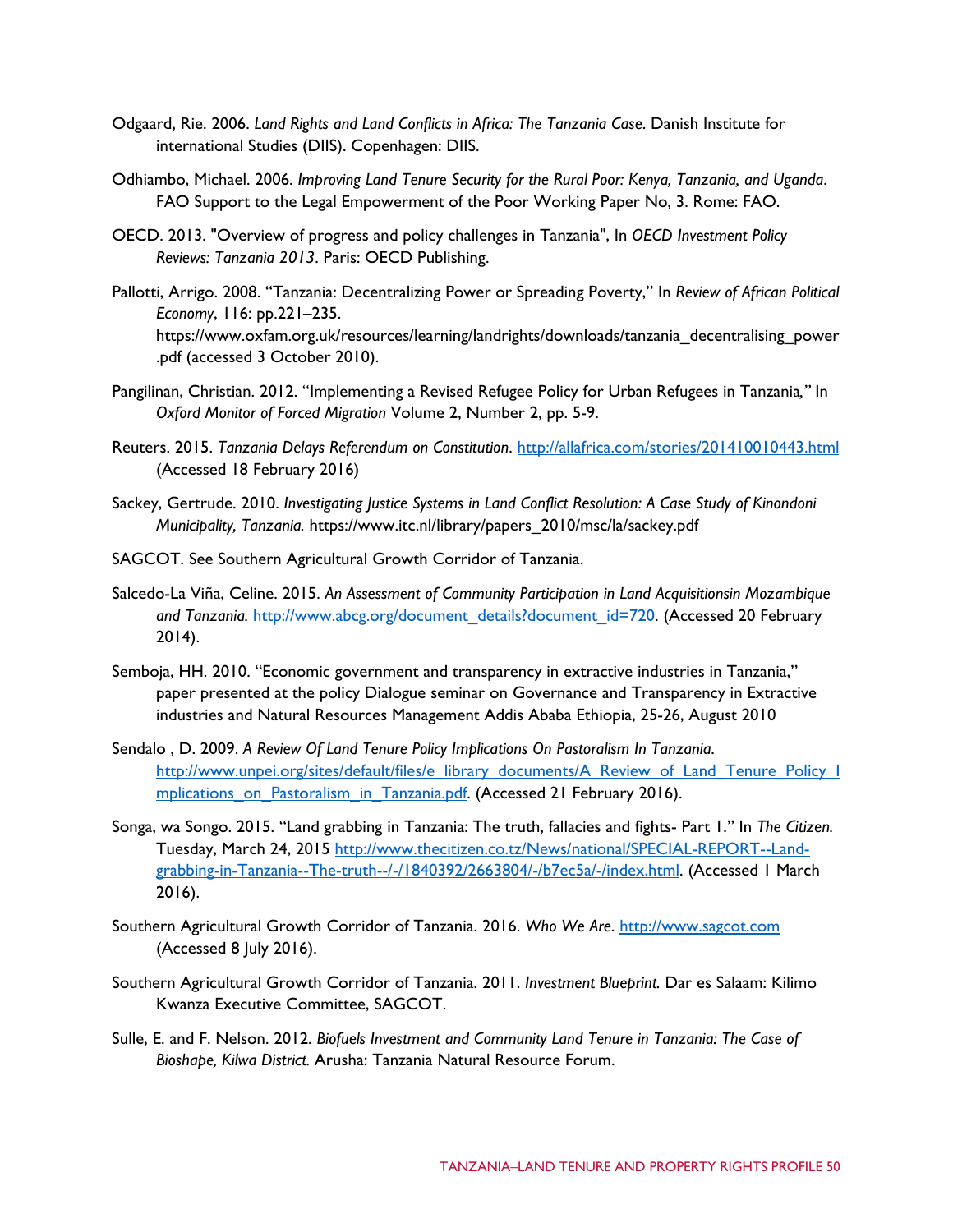Odgaard, Rie. 2006. *Land Rights and Land Conflicts in Africa: The Tanzania Case*. Danish Institute for international Studies (DIIS). Copenhagen: DIIS.

Odhiambo, Michael. 2006. *Improving Land Tenure Security for the Rural Poor: Kenya, Tanzania, and Uganda*. FAO Support to the Legal Empowerment of the Poor Working Paper No, 3. Rome: FAO.

OECD. 2013. "Overview of progress and policy challenges in Tanzania", In *OECD Investment Policy Reviews: Tanzania 2013*. Paris: OECD Publishing.

Pallotti, Arrigo. 2008. "Tanzania: Decentralizing Power or Spreading Poverty," In *Review of African Political Economy*, 116: pp.221–235. https://www.oxfam.org.uk/resources/learning/landrights/downloads/tanzania_decentralising_power.pdf (accessed 3 October 2010).

Pangilinan, Christian. 2012. "Implementing a Revised Refugee Policy for Urban Refugees in Tanzania," In *Oxford Monitor of Forced Migration* Volume 2, Number 2, pp. 5-9.

Reuters. 2015. *Tanzania Delays Referendum on Constitution*. http://allafrica.com/stories/201410010443.html (Accessed 18 February 2016)

Sackey, Gertrude. 2010. *Investigating Justice Systems in Land Conflict Resolution: A Case Study of Kinondoni Municipality, Tanzania.* https://www.itc.nl/library/papers_2010/msc/la/sackey.pdf

SAGCOT. See Southern Agricultural Growth Corridor of Tanzania.

Salcedo-La Viña, Celine. 2015. *An Assessment of Community Participation in Land Acquisitionsin Mozambique and Tanzania.* http://www.abcg.org/document_details?document_id=720. (Accessed 20 February 2014).

Semboja, HH. 2010. "Economic government and transparency in extractive industries in Tanzania," paper presented at the policy Dialogue seminar on Governance and Transparency in Extractive industries and Natural Resources Management Addis Ababa Ethiopia, 25-26, August 2010

Sendalo , D. 2009. *A Review Of Land Tenure Policy Implications On Pastoralism In Tanzania*. http://www.unpei.org/sites/default/files/e_library_documents/A_Review_of_Land_Tenure_Policy_Implications_on_Pastoralism_in_Tanzania.pdf. (Accessed 21 February 2016).

Songa, wa Songo. 2015. "Land grabbing in Tanzania: The truth, fallacies and fights- Part 1." In *The Citizen.* Tuesday, March 24, 2015 http://www.thecitizen.co.tz/News/national/SPECIAL-REPORT--Land-grabbing-in-Tanzania--The-truth--/-/1840392/2663804/-/b7ec5a/-/index.html. (Accessed 1 March 2016).

Southern Agricultural Growth Corridor of Tanzania. 2016. *Who We Are*. http://www.sagcot.com (Accessed 8 July 2016).

Southern Agricultural Growth Corridor of Tanzania. 2011. *Investment Blueprint.* Dar es Salaam: Kilimo Kwanza Executive Committee, SAGCOT.

Sulle, E. and F. Nelson. 2012. *Biofuels Investment and Community Land Tenure in Tanzania: The Case of Bioshape, Kilwa District.* Arusha: Tanzania Natural Resource Forum.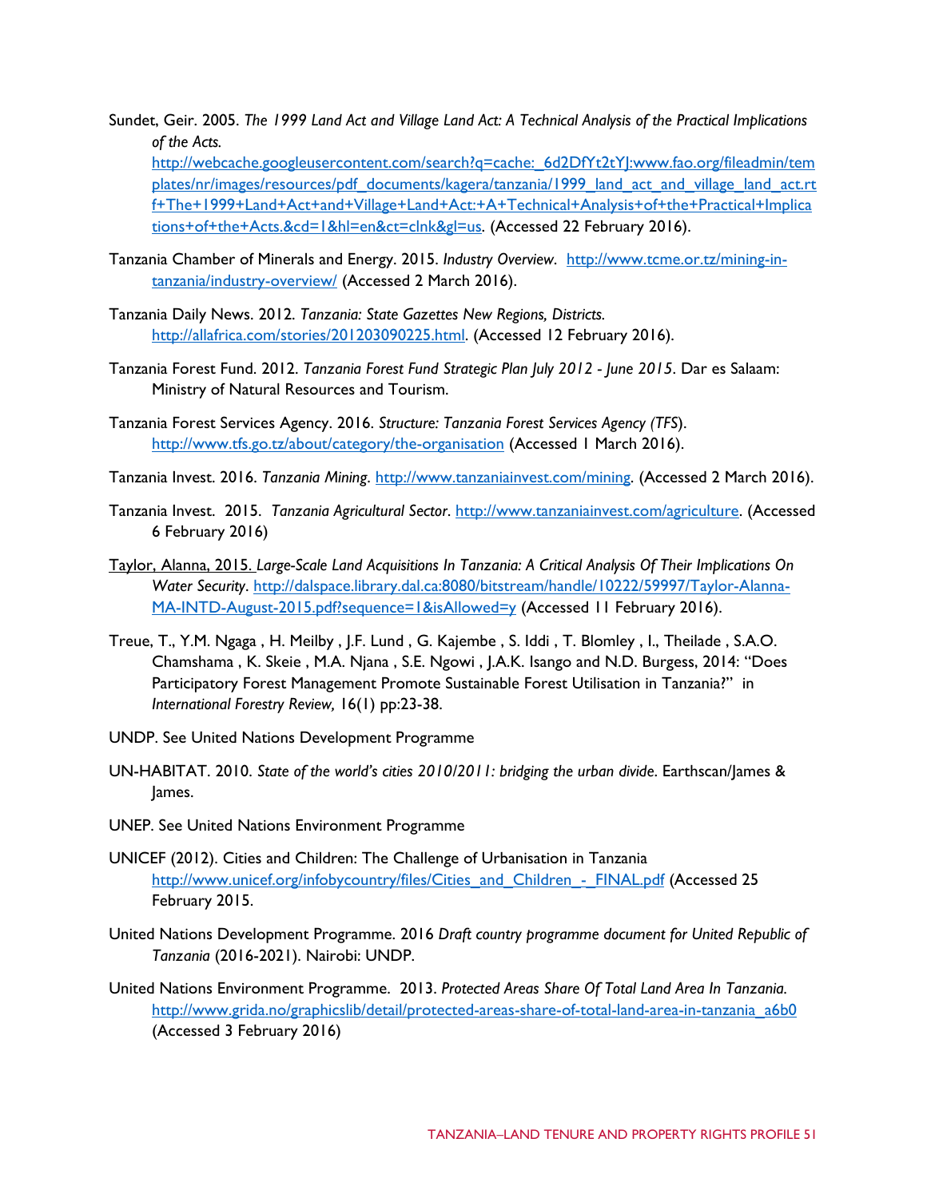Sundet, Geir. 2005. *The 1999 Land Act and Village Land Act: A Technical Analysis of the Practical Implications of the Acts.* http://webcache.googleusercontent.com/search?q=cache:_6d2DfYt2tYJ:www.fao.org/fileadmin/templates/nr/images/resources/pdf_documents/kagera/tanzania/1999_land_act_and_village_land_act.rtf+The+1999+Land+Act+and+Village+Land+Act:+A+Technical+Analysis+of+the+Practical+Implications+of+the+Acts.&cd=1&hl=en&ct=clnk&gl=us. (Accessed 22 February 2016).

Tanzania Chamber of Minerals and Energy. 2015. *Industry Overview*. http://www.tcme.or.tz/mining-in-tanzania/industry-overview/ (Accessed 2 March 2016).

Tanzania Daily News. 2012. *Tanzania: State Gazettes New Regions, Districts.* http://allafrica.com/stories/201203090225.html. (Accessed 12 February 2016).

Tanzania Forest Fund. 2012. *Tanzania Forest Fund Strategic Plan July 2012 - June 2015*. Dar es Salaam: Ministry of Natural Resources and Tourism.

Tanzania Forest Services Agency. 2016. *Structure: Tanzania Forest Services Agency (TFS*). http://www.tfs.go.tz/about/category/the-organisation (Accessed 1 March 2016).

Tanzania Invest. 2016. *Tanzania Mining*. http://www.tanzaniainvest.com/mining. (Accessed 2 March 2016).

Tanzania Invest. 2015. *Tanzania Agricultural Sector*. http://www.tanzaniainvest.com/agriculture. (Accessed 6 February 2016)

Taylor, Alanna, 2015. *Large-Scale Land Acquisitions In Tanzania: A Critical Analysis Of Their Implications On Water Security*. http://dalspace.library.dal.ca:8080/bitstream/handle/10222/59997/Taylor-Alanna-MA-INTD-August-2015.pdf?sequence=1&isAllowed=y (Accessed 11 February 2016).

Treue, T., Y.M. Ngaga , H. Meilby , J.F. Lund , G. Kajembe , S. Iddi , T. Blomley , I., Theilade , S.A.O. Chamshama , K. Skeie , M.A. Njana , S.E. Ngowi , J.A.K. Isango and N.D. Burgess, 2014: "Does Participatory Forest Management Promote Sustainable Forest Utilisation in Tanzania?" in *International Forestry Review,* 16(1) pp:23-38.

UNDP. See United Nations Development Programme

UN-HABITAT. 2010. *State of the world's cities 2010/2011: bridging the urban divide*. Earthscan/James & James.

UNEP. See United Nations Environment Programme

UNICEF (2012). Cities and Children: The Challenge of Urbanisation in Tanzania http://www.unicef.org/infobycountry/files/Cities_and_Children_-_FINAL.pdf (Accessed 25 February 2015.

United Nations Development Programme. 2016 *Draft country programme document for United Republic of Tanzania* (2016-2021). Nairobi: UNDP.

United Nations Environment Programme. 2013. *Protected Areas Share Of Total Land Area In Tanzania.* http://www.grida.no/graphicslib/detail/protected-areas-share-of-total-land-area-in-tanzania_a6b0 (Accessed 3 February 2016)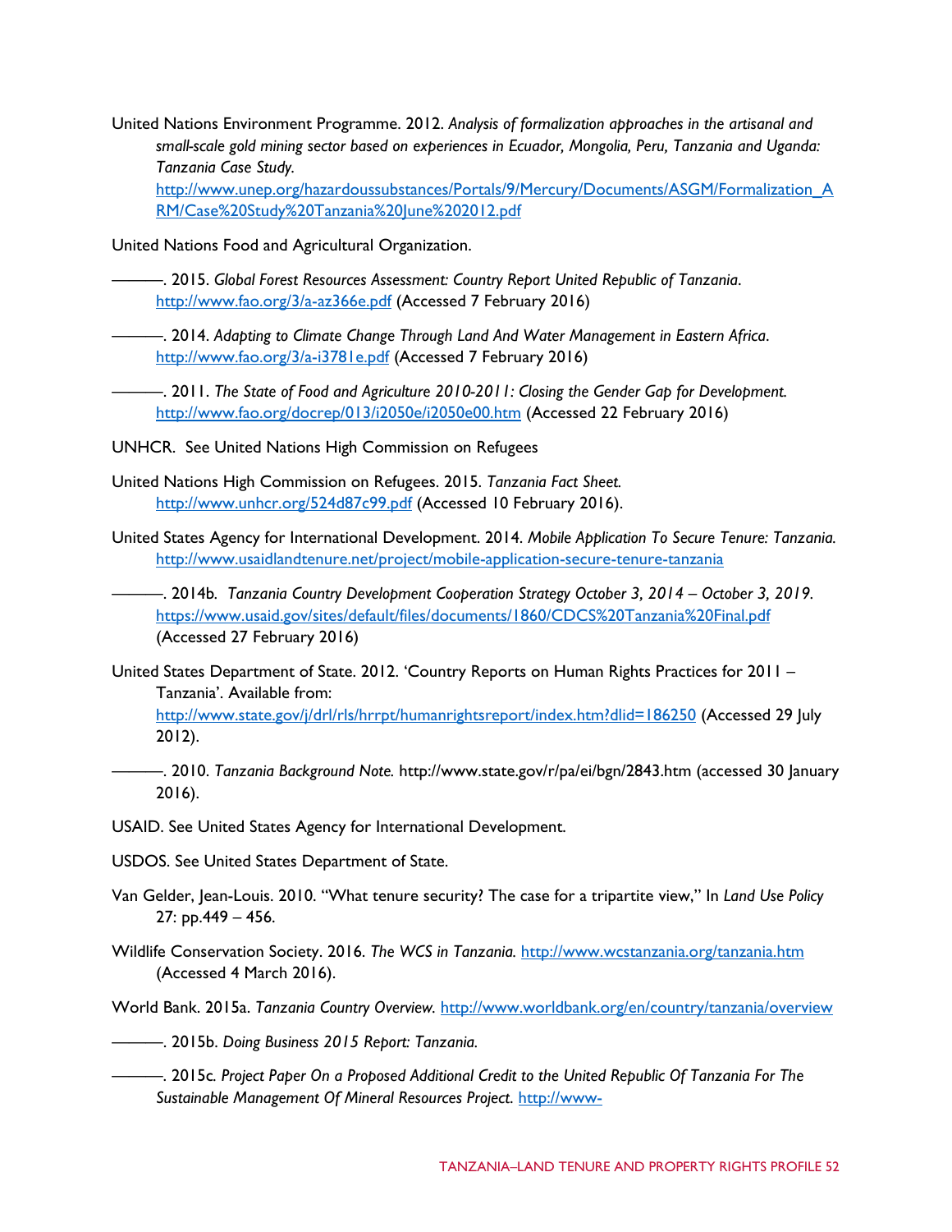United Nations Environment Programme. 2012. *Analysis of formalization approaches in the artisanal and small-scale gold mining sector based on experiences in Ecuador, Mongolia, Peru, Tanzania and Uganda: Tanzania Case Study.* http://www.unep.org/hazardoussubstances/Portals/9/Mercury/Documents/ASGM/Formalization_ARM/Case%20Study%20Tanzania%20June%202012.pdf

United Nations Food and Agricultural Organization.

———. 2015. *Global Forest Resources Assessment: Country Report United Republic of Tanzania*. http://www.fao.org/3/a-az366e.pdf (Accessed 7 February 2016)

———. 2014. *Adapting to Climate Change Through Land And Water Management in Eastern Africa*. http://www.fao.org/3/a-i3781e.pdf (Accessed 7 February 2016)

———. 2011. *The State of Food and Agriculture 2010-2011: Closing the Gender Gap for Development.* http://www.fao.org/docrep/013/i2050e/i2050e00.htm (Accessed 22 February 2016)

UNHCR. See United Nations High Commission on Refugees

United Nations High Commission on Refugees. 2015. *Tanzania Fact Sheet.* http://www.unhcr.org/524d87c99.pdf (Accessed 10 February 2016).

United States Agency for International Development. 2014. *Mobile Application To Secure Tenure: Tanzania.* http://www.usaidlandtenure.net/project/mobile-application-secure-tenure-tanzania

———. 2014b. *Tanzania Country Development Cooperation Strategy October 3, 2014 – October 3, 2019*. https://www.usaid.gov/sites/default/files/documents/1860/CDCS%20Tanzania%20Final.pdf (Accessed 27 February 2016)

United States Department of State. 2012. 'Country Reports on Human Rights Practices for 2011 – Tanzania'. Available from: http://www.state.gov/j/drl/rls/hrrpt/humanrightsreport/index.htm?dlid=186250 (Accessed 29 July 2012).

———. 2010. *Tanzania Background Note.* http://www.state.gov/r/pa/ei/bgn/2843.htm (accessed 30 January 2016).

USAID. See United States Agency for International Development.

USDOS. See United States Department of State.

Van Gelder, Jean-Louis. 2010. "What tenure security? The case for a tripartite view," In *Land Use Policy* 27: pp.449 – 456.

Wildlife Conservation Society. 2016. *The WCS in Tanzania.* http://www.wcstanzania.org/tanzania.htm (Accessed 4 March 2016).

World Bank. 2015a. *Tanzania Country Overview.* http://www.worldbank.org/en/country/tanzania/overview

———. 2015b. *Doing Business 2015 Report: Tanzania.*

———. 2015c. *Project Paper On a Proposed Additional Credit to the United Republic Of Tanzania For The Sustainable Management Of Mineral Resources Project.* http://www-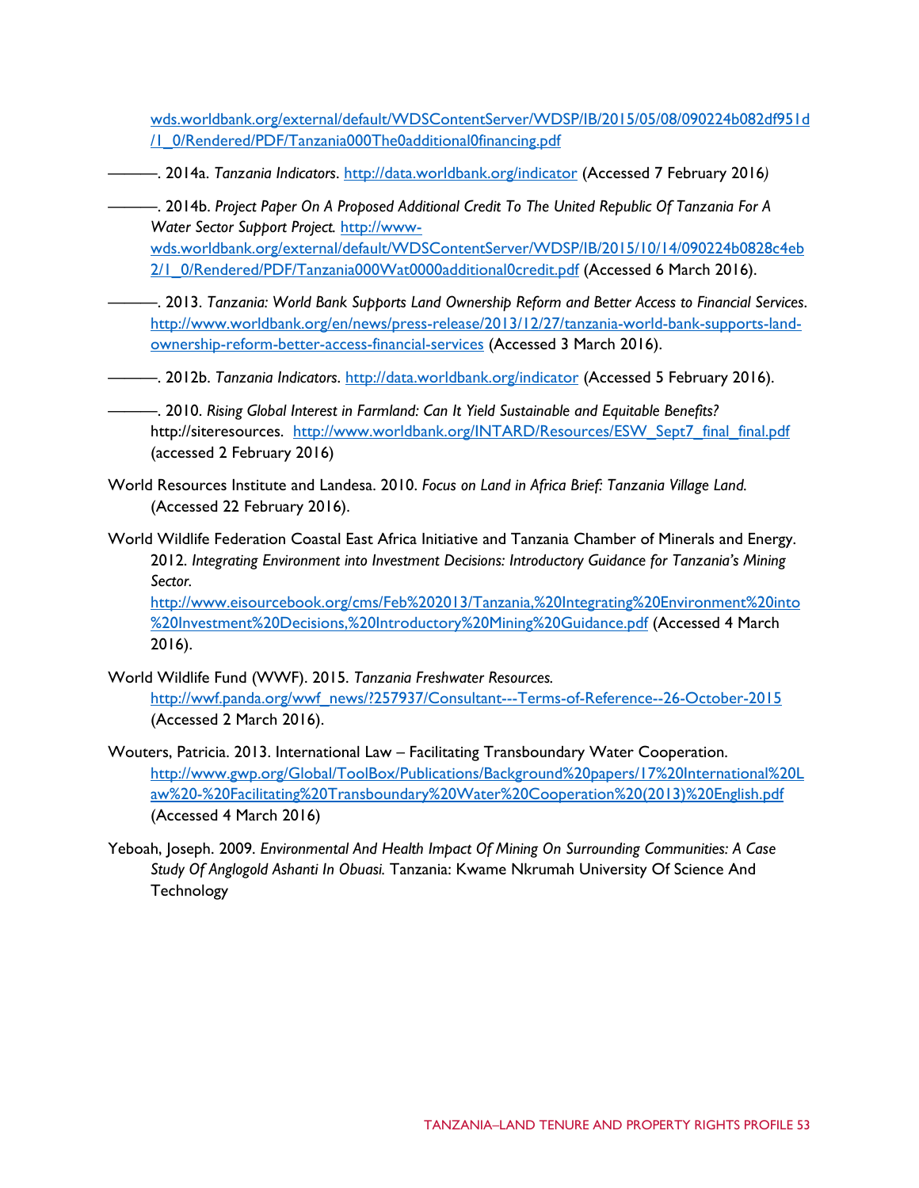wds.worldbank.org/external/default/WDSContentServer/WDSP/IB/2015/05/08/090224b082df951d/1_0/Rendered/PDF/Tanzania000The0additional0financing.pdf

———. 2014a. *Tanzania Indicators*. http://data.worldbank.org/indicator (Accessed 7 February 2016)

———. 2014b. *Project Paper On A Proposed Additional Credit To The United Republic Of Tanzania For A Water Sector Support Project.* http://www-wds.worldbank.org/external/default/WDSContentServer/WDSP/IB/2015/10/14/090224b0828c4eb2/1_0/Rendered/PDF/Tanzania000Wat0000additional0credit.pdf (Accessed 6 March 2016).

———. 2013. *Tanzania: World Bank Supports Land Ownership Reform and Better Access to Financial Services*. http://www.worldbank.org/en/news/press-release/2013/12/27/tanzania-world-bank-supports-land-ownership-reform-better-access-financial-services (Accessed 3 March 2016).

———. 2012b. *Tanzania Indicators*. http://data.worldbank.org/indicator (Accessed 5 February 2016).

———. 2010. *Rising Global Interest in Farmland: Can It Yield Sustainable and Equitable Benefits?* http://siteresources. http://www.worldbank.org/INTARD/Resources/ESW_Sept7_final_final.pdf (accessed 2 February 2016)

World Resources Institute and Landesa. 2010. *Focus on Land in Africa Brief: Tanzania Village Land.* (Accessed 22 February 2016).

World Wildlife Federation Coastal East Africa Initiative and Tanzania Chamber of Minerals and Energy. 2012. *Integrating Environment into Investment Decisions: Introductory Guidance for Tanzania's Mining Sector.* http://www.eisourcebook.org/cms/Feb%202013/Tanzania,%20Integrating%20Environment%20into%20Investment%20Decisions,%20Introductory%20Mining%20Guidance.pdf (Accessed 4 March 2016).

World Wildlife Fund (WWF). 2015. *Tanzania Freshwater Resources.* http://wwf.panda.org/wwf_news/?257937/Consultant---Terms-of-Reference--26-October-2015 (Accessed 2 March 2016).

Wouters, Patricia. 2013. International Law – Facilitating Transboundary Water Cooperation. http://www.gwp.org/Global/ToolBox/Publications/Background%20papers/17%20International%20Law%20-%20Facilitating%20Transboundary%20Water%20Cooperation%20(2013)%20English.pdf (Accessed 4 March 2016)

Yeboah, Joseph. 2009. *Environmental And Health Impact Of Mining On Surrounding Communities: A Case Study Of Anglogold Ashanti In Obuasi.* Tanzania: Kwame Nkrumah University Of Science And Technology